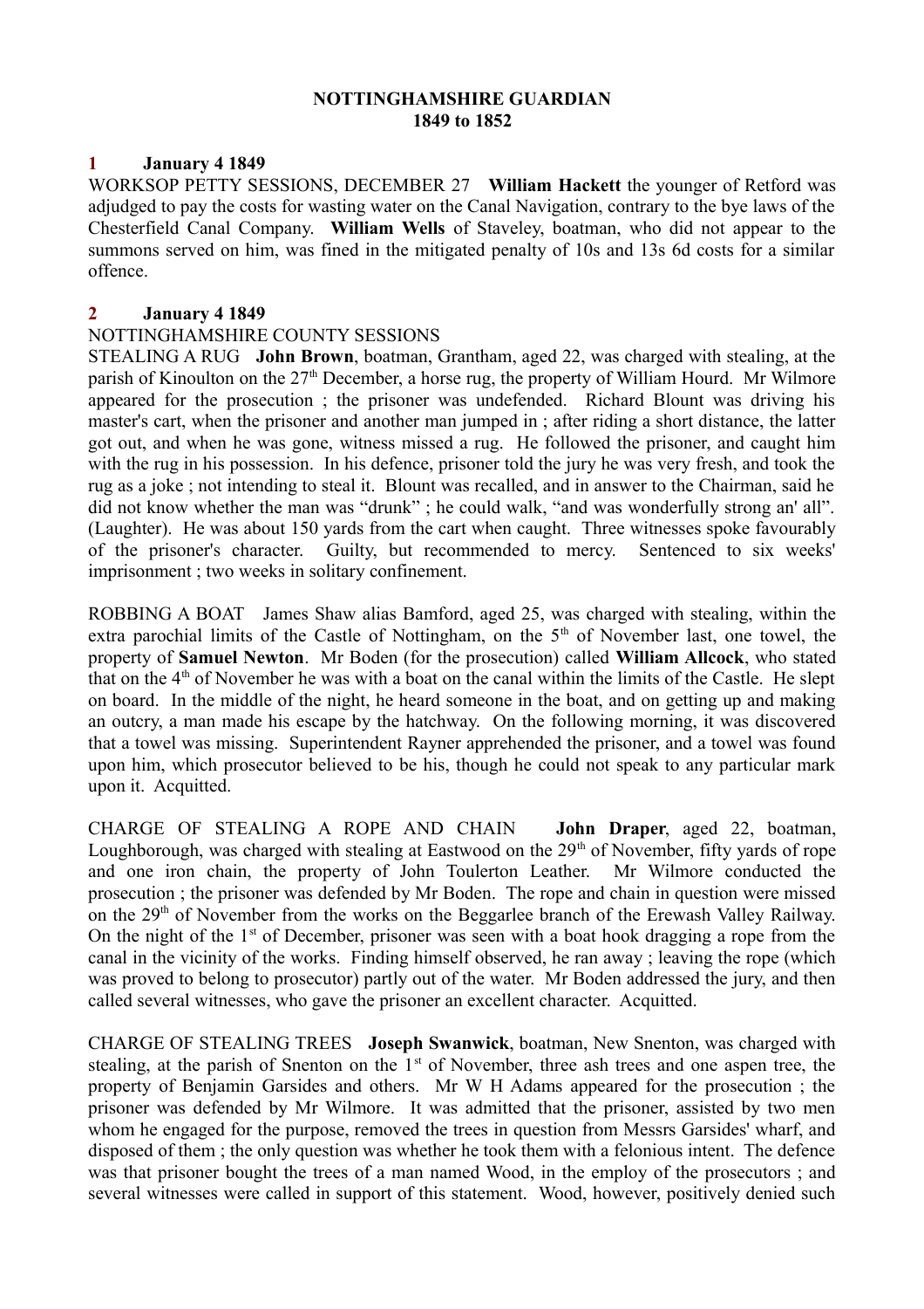**NOTTINGHAMSHIRE GUARDIAN**
**1849 to 1852**

**1 January 4 1849**

WORKSOP PETTY SESSIONS, DECEMBER 27 **William Hackett** the younger of Retford was adjudged to pay the costs for wasting water on the Canal Navigation, contrary to the bye laws of the Chesterfield Canal Company. **William Wells** of Staveley, boatman, who did not appear to the summons served on him, was fined in the mitigated penalty of 10s and 13s 6d costs for a similar offence.

**2 January 4 1849**

NOTTINGHAMSHIRE COUNTY SESSIONS

STEALING A RUG **John Brown**, boatman, Grantham, aged 22, was charged with stealing, at the parish of Kinoulton on the 27th December, a horse rug, the property of William Hourd. Mr Wilmore appeared for the prosecution ; the prisoner was undefended. Richard Blount was driving his master's cart, when the prisoner and another man jumped in ; after riding a short distance, the latter got out, and when he was gone, witness missed a rug. He followed the prisoner, and caught him with the rug in his possession. In his defence, prisoner told the jury he was very fresh, and took the rug as a joke ; not intending to steal it. Blount was recalled, and in answer to the Chairman, said he did not know whether the man was "drunk" ; he could walk, "and was wonderfully strong an' all". (Laughter). He was about 150 yards from the cart when caught. Three witnesses spoke favourably of the prisoner's character. Guilty, but recommended to mercy. Sentenced to six weeks' imprisonment ; two weeks in solitary confinement.

ROBBING A BOAT James Shaw alias Bamford, aged 25, was charged with stealing, within the extra parochial limits of the Castle of Nottingham, on the 5th of November last, one towel, the property of **Samuel Newton**. Mr Boden (for the prosecution) called **William Allcock**, who stated that on the 4th of November he was with a boat on the canal within the limits of the Castle. He slept on board. In the middle of the night, he heard someone in the boat, and on getting up and making an outcry, a man made his escape by the hatchway. On the following morning, it was discovered that a towel was missing. Superintendent Rayner apprehended the prisoner, and a towel was found upon him, which prosecutor believed to be his, though he could not speak to any particular mark upon it. Acquitted.

CHARGE OF STEALING A ROPE AND CHAIN **John Draper**, aged 22, boatman, Loughborough, was charged with stealing at Eastwood on the 29th of November, fifty yards of rope and one iron chain, the property of John Toulerton Leather. Mr Wilmore conducted the prosecution ; the prisoner was defended by Mr Boden. The rope and chain in question were missed on the 29th of November from the works on the Beggarlee branch of the Erewash Valley Railway. On the night of the 1st of December, prisoner was seen with a boat hook dragging a rope from the canal in the vicinity of the works. Finding himself observed, he ran away ; leaving the rope (which was proved to belong to prosecutor) partly out of the water. Mr Boden addressed the jury, and then called several witnesses, who gave the prisoner an excellent character. Acquitted.

CHARGE OF STEALING TREES **Joseph Swanwick**, boatman, New Snenton, was charged with stealing, at the parish of Snenton on the 1st of November, three ash trees and one aspen tree, the property of Benjamin Garsides and others. Mr W H Adams appeared for the prosecution ; the prisoner was defended by Mr Wilmore. It was admitted that the prisoner, assisted by two men whom he engaged for the purpose, removed the trees in question from Messrs Garsides' wharf, and disposed of them ; the only question was whether he took them with a felonious intent. The defence was that prisoner bought the trees of a man named Wood, in the employ of the prosecutors ; and several witnesses were called in support of this statement. Wood, however, positively denied such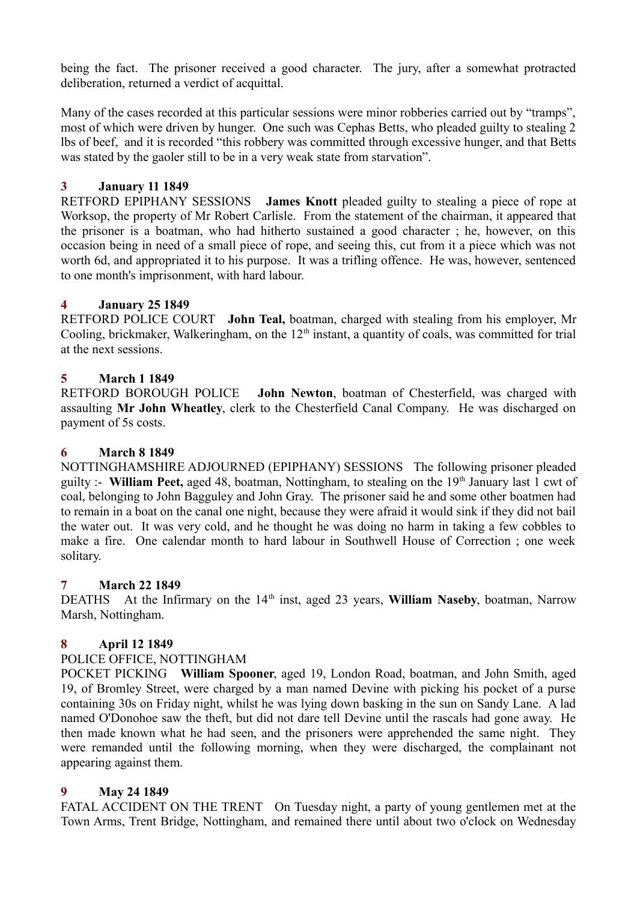being the fact. The prisoner received a good character. The jury, after a somewhat protracted deliberation, returned a verdict of acquittal.

Many of the cases recorded at this particular sessions were minor robberies carried out by "tramps", most of which were driven by hunger. One such was Cephas Betts, who pleaded guilty to stealing 2 lbs of beef, and it is recorded "this robbery was committed through excessive hunger, and that Betts was stated by the gaoler still to be in a very weak state from starvation".

**3 January 11 1849**

RETFORD EPIPHANY SESSIONS **James Knott** pleaded guilty to stealing a piece of rope at Worksop, the property of Mr Robert Carlisle. From the statement of the chairman, it appeared that the prisoner is a boatman, who had hitherto sustained a good character ; he, however, on this occasion being in need of a small piece of rope, and seeing this, cut from it a piece which was not worth 6d, and appropriated it to his purpose. It was a trifling offence. He was, however, sentenced to one month's imprisonment, with hard labour.

**4 January 25 1849**

RETFORD POLICE COURT **John Teal,** boatman, charged with stealing from his employer, Mr Cooling, brickmaker, Walkeringham, on the 12th instant, a quantity of coals, was committed for trial at the next sessions.

**5 March 1 1849**

RETFORD BOROUGH POLICE **John Newton**, boatman of Chesterfield, was charged with assaulting **Mr John Wheatley**, clerk to the Chesterfield Canal Company. He was discharged on payment of 5s costs.

**6 March 8 1849**

NOTTINGHAMSHIRE ADJOURNED (EPIPHANY) SESSIONS The following prisoner pleaded guilty :- **William Peet,** aged 48, boatman, Nottingham, to stealing on the 19th January last 1 cwt of coal, belonging to John Bagguley and John Gray. The prisoner said he and some other boatmen had to remain in a boat on the canal one night, because they were afraid it would sink if they did not bail the water out. It was very cold, and he thought he was doing no harm in taking a few cobbles to make a fire. One calendar month to hard labour in Southwell House of Correction ; one week solitary.

**7 March 22 1849**

DEATHS At the Infirmary on the 14th inst, aged 23 years, **William Naseby**, boatman, Narrow Marsh, Nottingham.

**8 April 12 1849**

POLICE OFFICE, NOTTINGHAM

POCKET PICKING **William Spooner**, aged 19, London Road, boatman, and John Smith, aged 19, of Bromley Street, were charged by a man named Devine with picking his pocket of a purse containing 30s on Friday night, whilst he was lying down basking in the sun on Sandy Lane. A lad named O'Donohoe saw the theft, but did not dare tell Devine until the rascals had gone away. He then made known what he had seen, and the prisoners were apprehended the same night. They were remanded until the following morning, when they were discharged, the complainant not appearing against them.

**9 May 24 1849**

FATAL ACCIDENT ON THE TRENT On Tuesday night, a party of young gentlemen met at the Town Arms, Trent Bridge, Nottingham, and remained there until about two o'clock on Wednesday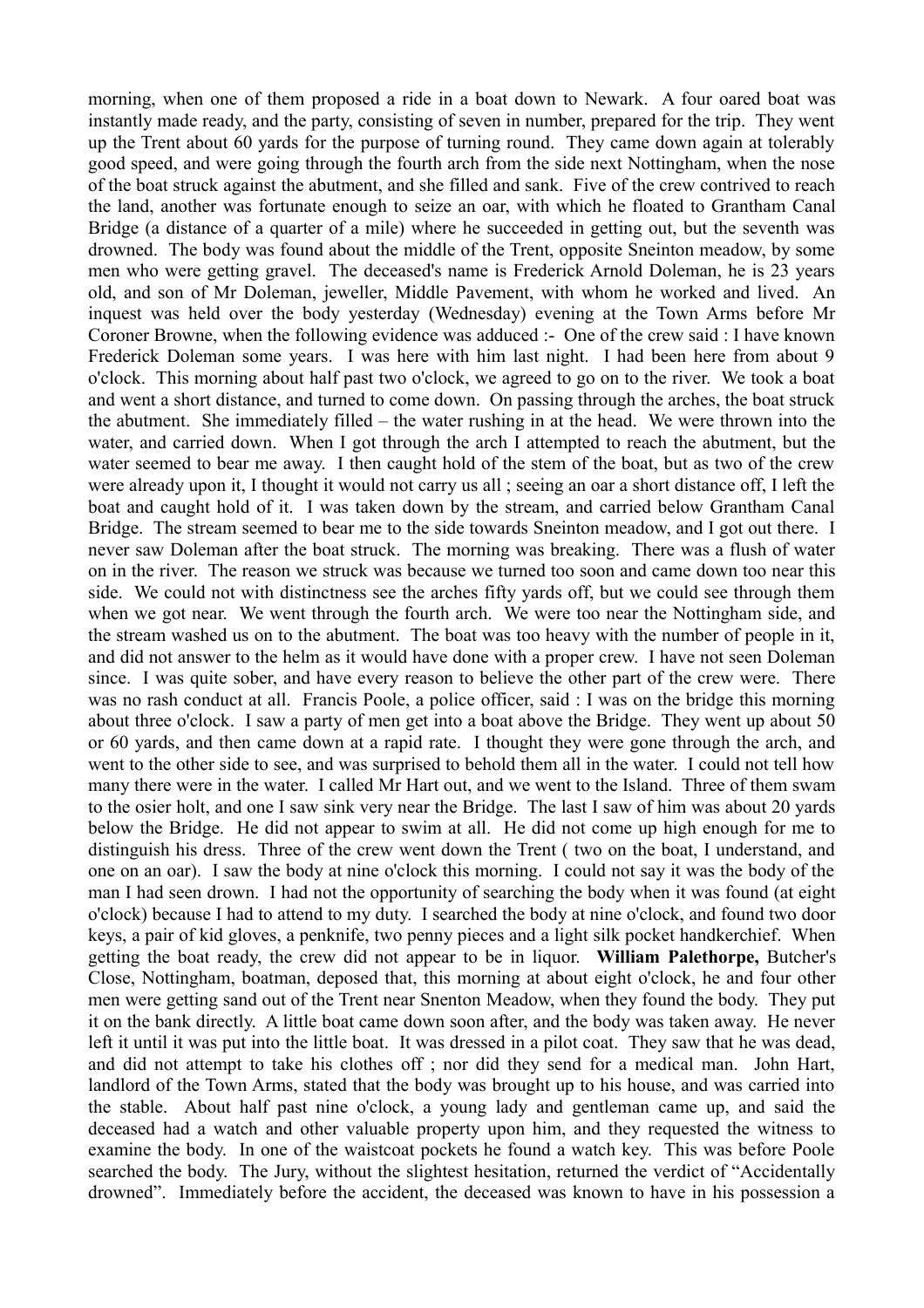morning, when one of them proposed a ride in a boat down to Newark. A four oared boat was instantly made ready, and the party, consisting of seven in number, prepared for the trip. They went up the Trent about 60 yards for the purpose of turning round. They came down again at tolerably good speed, and were going through the fourth arch from the side next Nottingham, when the nose of the boat struck against the abutment, and she filled and sank. Five of the crew contrived to reach the land, another was fortunate enough to seize an oar, with which he floated to Grantham Canal Bridge (a distance of a quarter of a mile) where he succeeded in getting out, but the seventh was drowned. The body was found about the middle of the Trent, opposite Sneinton meadow, by some men who were getting gravel. The deceased's name is Frederick Arnold Doleman, he is 23 years old, and son of Mr Doleman, jeweller, Middle Pavement, with whom he worked and lived. An inquest was held over the body yesterday (Wednesday) evening at the Town Arms before Mr Coroner Browne, when the following evidence was adduced :- One of the crew said : I have known Frederick Doleman some years. I was here with him last night. I had been here from about 9 o'clock. This morning about half past two o'clock, we agreed to go on to the river. We took a boat and went a short distance, and turned to come down. On passing through the arches, the boat struck the abutment. She immediately filled – the water rushing in at the head. We were thrown into the water, and carried down. When I got through the arch I attempted to reach the abutment, but the water seemed to bear me away. I then caught hold of the stem of the boat, but as two of the crew were already upon it, I thought it would not carry us all ; seeing an oar a short distance off, I left the boat and caught hold of it. I was taken down by the stream, and carried below Grantham Canal Bridge. The stream seemed to bear me to the side towards Sneinton meadow, and I got out there. I never saw Doleman after the boat struck. The morning was breaking. There was a flush of water on in the river. The reason we struck was because we turned too soon and came down too near this side. We could not with distinctness see the arches fifty yards off, but we could see through them when we got near. We went through the fourth arch. We were too near the Nottingham side, and the stream washed us on to the abutment. The boat was too heavy with the number of people in it, and did not answer to the helm as it would have done with a proper crew. I have not seen Doleman since. I was quite sober, and have every reason to believe the other part of the crew were. There was no rash conduct at all. Francis Poole, a police officer, said : I was on the bridge this morning about three o'clock. I saw a party of men get into a boat above the Bridge. They went up about 50 or 60 yards, and then came down at a rapid rate. I thought they were gone through the arch, and went to the other side to see, and was surprised to behold them all in the water. I could not tell how many there were in the water. I called Mr Hart out, and we went to the Island. Three of them swam to the osier holt, and one I saw sink very near the Bridge. The last I saw of him was about 20 yards below the Bridge. He did not appear to swim at all. He did not come up high enough for me to distinguish his dress. Three of the crew went down the Trent ( two on the boat, I understand, and one on an oar). I saw the body at nine o'clock this morning. I could not say it was the body of the man I had seen drown. I had not the opportunity of searching the body when it was found (at eight o'clock) because I had to attend to my duty. I searched the body at nine o'clock, and found two door keys, a pair of kid gloves, a penknife, two penny pieces and a light silk pocket handkerchief. When getting the boat ready, the crew did not appear to be in liquor. **William Palethorpe,** Butcher's Close, Nottingham, boatman, deposed that, this morning at about eight o'clock, he and four other men were getting sand out of the Trent near Snenton Meadow, when they found the body. They put it on the bank directly. A little boat came down soon after, and the body was taken away. He never left it until it was put into the little boat. It was dressed in a pilot coat. They saw that he was dead, and did not attempt to take his clothes off ; nor did they send for a medical man. John Hart, landlord of the Town Arms, stated that the body was brought up to his house, and was carried into the stable. About half past nine o'clock, a young lady and gentleman came up, and said the deceased had a watch and other valuable property upon him, and they requested the witness to examine the body. In one of the waistcoat pockets he found a watch key. This was before Poole searched the body. The Jury, without the slightest hesitation, returned the verdict of "Accidentally drowned". Immediately before the accident, the deceased was known to have in his possession a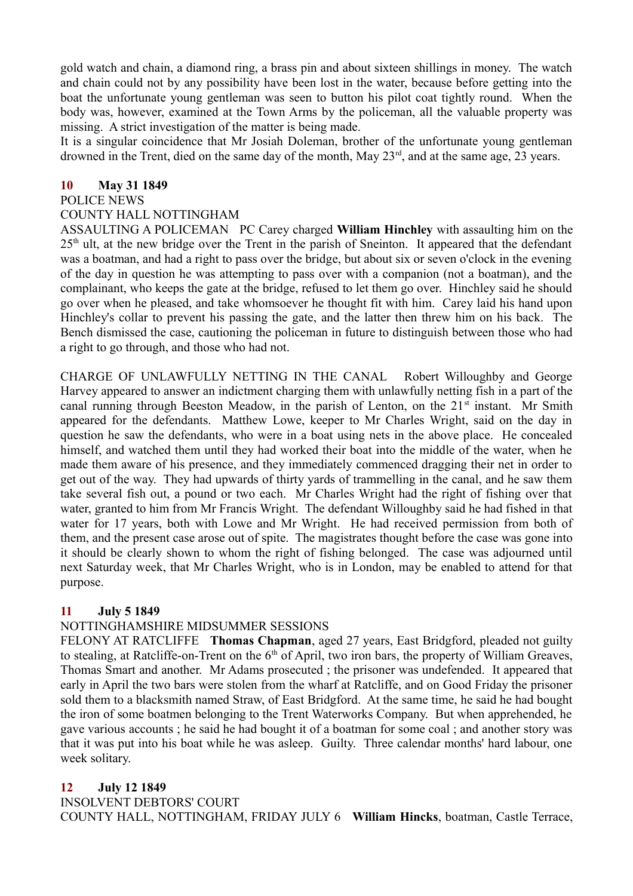gold watch and chain, a diamond ring, a brass pin and about sixteen shillings in money. The watch and chain could not by any possibility have been lost in the water, because before getting into the boat the unfortunate young gentleman was seen to button his pilot coat tightly round. When the body was, however, examined at the Town Arms by the policeman, all the valuable property was missing. A strict investigation of the matter is being made.

It is a singular coincidence that Mr Josiah Doleman, brother of the unfortunate young gentleman drowned in the Trent, died on the same day of the month, May 23rd, and at the same age, 23 years.

**10 May 31 1849**

POLICE NEWS

COUNTY HALL NOTTINGHAM

ASSAULTING A POLICEMAN PC Carey charged **William Hinchley** with assaulting him on the 25th ult, at the new bridge over the Trent in the parish of Sneinton. It appeared that the defendant was a boatman, and had a right to pass over the bridge, but about six or seven o'clock in the evening of the day in question he was attempting to pass over with a companion (not a boatman), and the complainant, who keeps the gate at the bridge, refused to let them go over. Hinchley said he should go over when he pleased, and take whomsoever he thought fit with him. Carey laid his hand upon Hinchley's collar to prevent his passing the gate, and the latter then threw him on his back. The Bench dismissed the case, cautioning the policeman in future to distinguish between those who had a right to go through, and those who had not.

CHARGE OF UNLAWFULLY NETTING IN THE CANAL Robert Willoughby and George Harvey appeared to answer an indictment charging them with unlawfully netting fish in a part of the canal running through Beeston Meadow, in the parish of Lenton, on the 21st instant. Mr Smith appeared for the defendants. Matthew Lowe, keeper to Mr Charles Wright, said on the day in question he saw the defendants, who were in a boat using nets in the above place. He concealed himself, and watched them until they had worked their boat into the middle of the water, when he made them aware of his presence, and they immediately commenced dragging their net in order to get out of the way. They had upwards of thirty yards of trammelling in the canal, and he saw them take several fish out, a pound or two each. Mr Charles Wright had the right of fishing over that water, granted to him from Mr Francis Wright. The defendant Willoughby said he had fished in that water for 17 years, both with Lowe and Mr Wright. He had received permission from both of them, and the present case arose out of spite. The magistrates thought before the case was gone into it should be clearly shown to whom the right of fishing belonged. The case was adjourned until next Saturday week, that Mr Charles Wright, who is in London, may be enabled to attend for that purpose.

**11 July 5 1849**

NOTTINGHAMSHIRE MIDSUMMER SESSIONS

FELONY AT RATCLIFFE **Thomas Chapman**, aged 27 years, East Bridgford, pleaded not guilty to stealing, at Ratcliffe-on-Trent on the 6th of April, two iron bars, the property of William Greaves, Thomas Smart and another. Mr Adams prosecuted ; the prisoner was undefended. It appeared that early in April the two bars were stolen from the wharf at Ratcliffe, and on Good Friday the prisoner sold them to a blacksmith named Straw, of East Bridgford. At the same time, he said he had bought the iron of some boatmen belonging to the Trent Waterworks Company. But when apprehended, he gave various accounts ; he said he had bought it of a boatman for some coal ; and another story was that it was put into his boat while he was asleep. Guilty. Three calendar months' hard labour, one week solitary.

**12 July 12 1849**

INSOLVENT DEBTORS' COURT

COUNTY HALL, NOTTINGHAM, FRIDAY JULY 6 **William Hincks**, boatman, Castle Terrace,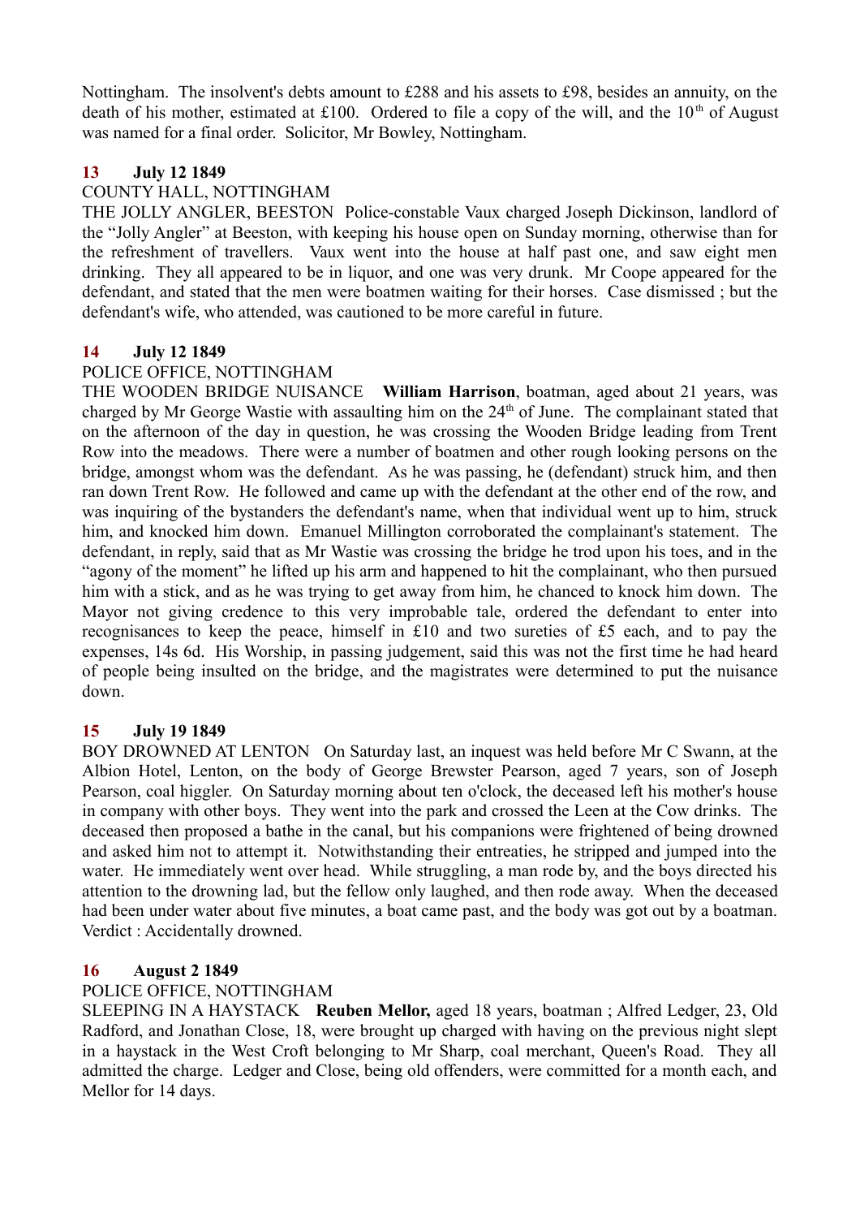Nottingham. The insolvent's debts amount to £288 and his assets to £98, besides an annuity, on the death of his mother, estimated at £100. Ordered to file a copy of the will, and the 10th of August was named for a final order. Solicitor, Mr Bowley, Nottingham.

### 13 July 12 1849

COUNTY HALL, NOTTINGHAM

THE JOLLY ANGLER, BEESTON Police-constable Vaux charged Joseph Dickinson, landlord of the "Jolly Angler" at Beeston, with keeping his house open on Sunday morning, otherwise than for the refreshment of travellers. Vaux went into the house at half past one, and saw eight men drinking. They all appeared to be in liquor, and one was very drunk. Mr Coope appeared for the defendant, and stated that the men were boatmen waiting for their horses. Case dismissed ; but the defendant's wife, who attended, was cautioned to be more careful in future.

### 14 July 12 1849

POLICE OFFICE, NOTTINGHAM

THE WOODEN BRIDGE NUISANCE **William Harrison**, boatman, aged about 21 years, was charged by Mr George Wastie with assaulting him on the 24th of June. The complainant stated that on the afternoon of the day in question, he was crossing the Wooden Bridge leading from Trent Row into the meadows. There were a number of boatmen and other rough looking persons on the bridge, amongst whom was the defendant. As he was passing, he (defendant) struck him, and then ran down Trent Row. He followed and came up with the defendant at the other end of the row, and was inquiring of the bystanders the defendant's name, when that individual went up to him, struck him, and knocked him down. Emanuel Millington corroborated the complainant's statement. The defendant, in reply, said that as Mr Wastie was crossing the bridge he trod upon his toes, and in the "agony of the moment" he lifted up his arm and happened to hit the complainant, who then pursued him with a stick, and as he was trying to get away from him, he chanced to knock him down. The Mayor not giving credence to this very improbable tale, ordered the defendant to enter into recognisances to keep the peace, himself in £10 and two sureties of £5 each, and to pay the expenses, 14s 6d. His Worship, in passing judgement, said this was not the first time he had heard of people being insulted on the bridge, and the magistrates were determined to put the nuisance down.

### 15 July 19 1849

BOY DROWNED AT LENTON On Saturday last, an inquest was held before Mr C Swann, at the Albion Hotel, Lenton, on the body of George Brewster Pearson, aged 7 years, son of Joseph Pearson, coal higgler. On Saturday morning about ten o'clock, the deceased left his mother's house in company with other boys. They went into the park and crossed the Leen at the Cow drinks. The deceased then proposed a bathe in the canal, but his companions were frightened of being drowned and asked him not to attempt it. Notwithstanding their entreaties, he stripped and jumped into the water. He immediately went over head. While struggling, a man rode by, and the boys directed his attention to the drowning lad, but the fellow only laughed, and then rode away. When the deceased had been under water about five minutes, a boat came past, and the body was got out by a boatman. Verdict : Accidentally drowned.

### 16 August 2 1849

POLICE OFFICE, NOTTINGHAM

SLEEPING IN A HAYSTACK **Reuben Mellor,** aged 18 years, boatman ; Alfred Ledger, 23, Old Radford, and Jonathan Close, 18, were brought up charged with having on the previous night slept in a haystack in the West Croft belonging to Mr Sharp, coal merchant, Queen's Road. They all admitted the charge. Ledger and Close, being old offenders, were committed for a month each, and Mellor for 14 days.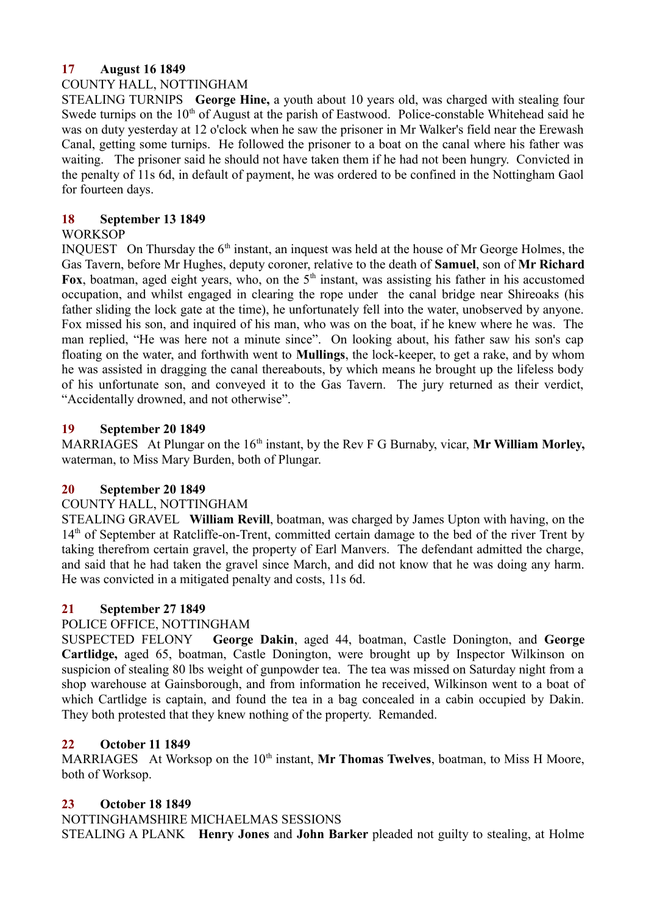**17 August 16 1849**

COUNTY HALL, NOTTINGHAM

STEALING TURNIPS **George Hine,** a youth about 10 years old, was charged with stealing four Swede turnips on the 10th of August at the parish of Eastwood. Police-constable Whitehead said he was on duty yesterday at 12 o'clock when he saw the prisoner in Mr Walker's field near the Erewash Canal, getting some turnips. He followed the prisoner to a boat on the canal where his father was waiting. The prisoner said he should not have taken them if he had not been hungry. Convicted in the penalty of 11s 6d, in default of payment, he was ordered to be confined in the Nottingham Gaol for fourteen days.

**18 September 13 1849**

WORKSOP

INQUEST On Thursday the 6th instant, an inquest was held at the house of Mr George Holmes, the Gas Tavern, before Mr Hughes, deputy coroner, relative to the death of **Samuel**, son of **Mr Richard Fox**, boatman, aged eight years, who, on the 5th instant, was assisting his father in his accustomed occupation, and whilst engaged in clearing the rope under the canal bridge near Shireoaks (his father sliding the lock gate at the time), he unfortunately fell into the water, unobserved by anyone. Fox missed his son, and inquired of his man, who was on the boat, if he knew where he was. The man replied, "He was here not a minute since". On looking about, his father saw his son's cap floating on the water, and forthwith went to **Mullings**, the lock-keeper, to get a rake, and by whom he was assisted in dragging the canal thereabouts, by which means he brought up the lifeless body of his unfortunate son, and conveyed it to the Gas Tavern. The jury returned as their verdict, "Accidentally drowned, and not otherwise".

**19 September 20 1849**

MARRIAGES At Plungar on the 16th instant, by the Rev F G Burnaby, vicar, **Mr William Morley,** waterman, to Miss Mary Burden, both of Plungar.

**20 September 20 1849**

COUNTY HALL, NOTTINGHAM

STEALING GRAVEL **William Revill**, boatman, was charged by James Upton with having, on the 14th of September at Ratcliffe-on-Trent, committed certain damage to the bed of the river Trent by taking therefrom certain gravel, the property of Earl Manvers. The defendant admitted the charge, and said that he had taken the gravel since March, and did not know that he was doing any harm. He was convicted in a mitigated penalty and costs, 11s 6d.

**21 September 27 1849**

POLICE OFFICE, NOTTINGHAM

SUSPECTED FELONY **George Dakin**, aged 44, boatman, Castle Donington, and **George Cartlidge,** aged 65, boatman, Castle Donington, were brought up by Inspector Wilkinson on suspicion of stealing 80 lbs weight of gunpowder tea. The tea was missed on Saturday night from a shop warehouse at Gainsborough, and from information he received, Wilkinson went to a boat of which Cartlidge is captain, and found the tea in a bag concealed in a cabin occupied by Dakin. They both protested that they knew nothing of the property. Remanded.

**22 October 11 1849**

MARRIAGES At Worksop on the 10th instant, **Mr Thomas Twelves**, boatman, to Miss H Moore, both of Worksop.

**23 October 18 1849**

NOTTINGHAMSHIRE MICHAELMAS SESSIONS

STEALING A PLANK **Henry Jones** and **John Barker** pleaded not guilty to stealing, at Holme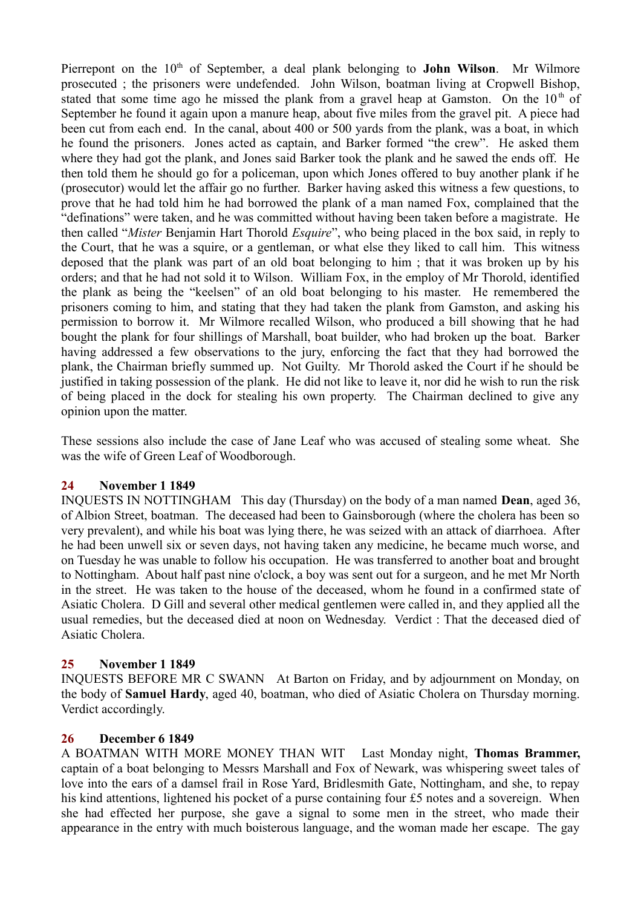Pierrepont on the 10th of September, a deal plank belonging to **John Wilson**. Mr Wilmore prosecuted ; the prisoners were undefended. John Wilson, boatman living at Cropwell Bishop, stated that some time ago he missed the plank from a gravel heap at Gamston. On the 10th of September he found it again upon a manure heap, about five miles from the gravel pit. A piece had been cut from each end. In the canal, about 400 or 500 yards from the plank, was a boat, in which he found the prisoners. Jones acted as captain, and Barker formed "the crew". He asked them where they had got the plank, and Jones said Barker took the plank and he sawed the ends off. He then told them he should go for a policeman, upon which Jones offered to buy another plank if he (prosecutor) would let the affair go no further. Barker having asked this witness a few questions, to prove that he had told him he had borrowed the plank of a man named Fox, complained that the "definations" were taken, and he was committed without having been taken before a magistrate. He then called "*Mister* Benjamin Hart Thorold *Esquire*", who being placed in the box said, in reply to the Court, that he was a squire, or a gentleman, or what else they liked to call him. This witness deposed that the plank was part of an old boat belonging to him ; that it was broken up by his orders; and that he had not sold it to Wilson. William Fox, in the employ of Mr Thorold, identified the plank as being the "keelsen" of an old boat belonging to his master. He remembered the prisoners coming to him, and stating that they had taken the plank from Gamston, and asking his permission to borrow it. Mr Wilmore recalled Wilson, who produced a bill showing that he had bought the plank for four shillings of Marshall, boat builder, who had broken up the boat. Barker having addressed a few observations to the jury, enforcing the fact that they had borrowed the plank, the Chairman briefly summed up. Not Guilty. Mr Thorold asked the Court if he should be justified in taking possession of the plank. He did not like to leave it, nor did he wish to run the risk of being placed in the dock for stealing his own property. The Chairman declined to give any opinion upon the matter.

These sessions also include the case of Jane Leaf who was accused of stealing some wheat. She was the wife of Green Leaf of Woodborough.

### 24 November 1 1849

INQUESTS IN NOTTINGHAM This day (Thursday) on the body of a man named **Dean**, aged 36, of Albion Street, boatman. The deceased had been to Gainsborough (where the cholera has been so very prevalent), and while his boat was lying there, he was seized with an attack of diarrhoea. After he had been unwell six or seven days, not having taken any medicine, he became much worse, and on Tuesday he was unable to follow his occupation. He was transferred to another boat and brought to Nottingham. About half past nine o'clock, a boy was sent out for a surgeon, and he met Mr North in the street. He was taken to the house of the deceased, whom he found in a confirmed state of Asiatic Cholera. D Gill and several other medical gentlemen were called in, and they applied all the usual remedies, but the deceased died at noon on Wednesday. Verdict : That the deceased died of Asiatic Cholera.

### 25 November 1 1849

INQUESTS BEFORE MR C SWANN At Barton on Friday, and by adjournment on Monday, on the body of **Samuel Hardy**, aged 40, boatman, who died of Asiatic Cholera on Thursday morning. Verdict accordingly.

### 26 December 6 1849

A BOATMAN WITH MORE MONEY THAN WIT Last Monday night, **Thomas Brammer,** captain of a boat belonging to Messrs Marshall and Fox of Newark, was whispering sweet tales of love into the ears of a damsel frail in Rose Yard, Bridlesmith Gate, Nottingham, and she, to repay his kind attentions, lightened his pocket of a purse containing four £5 notes and a sovereign. When she had effected her purpose, she gave a signal to some men in the street, who made their appearance in the entry with much boisterous language, and the woman made her escape. The gay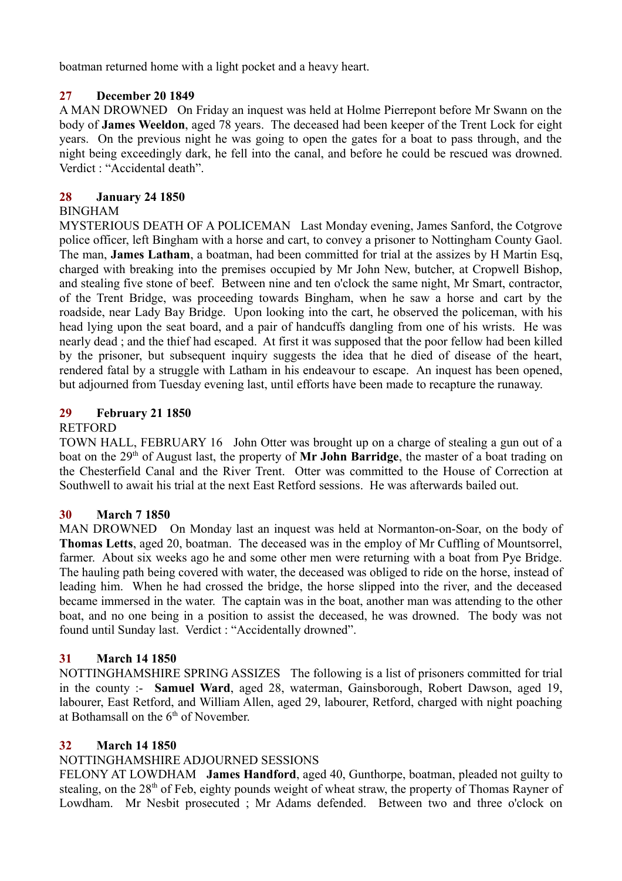boatman returned home with a light pocket and a heavy heart.

**27 December 20 1849**

A MAN DROWNED On Friday an inquest was held at Holme Pierrepont before Mr Swann on the body of **James Weeldon**, aged 78 years. The deceased had been keeper of the Trent Lock for eight years. On the previous night he was going to open the gates for a boat to pass through, and the night being exceedingly dark, he fell into the canal, and before he could be rescued was drowned. Verdict : "Accidental death".

**28 January 24 1850**

BINGHAM

MYSTERIOUS DEATH OF A POLICEMAN Last Monday evening, James Sanford, the Cotgrove police officer, left Bingham with a horse and cart, to convey a prisoner to Nottingham County Gaol. The man, **James Latham**, a boatman, had been committed for trial at the assizes by H Martin Esq, charged with breaking into the premises occupied by Mr John New, butcher, at Cropwell Bishop, and stealing five stone of beef. Between nine and ten o'clock the same night, Mr Smart, contractor, of the Trent Bridge, was proceeding towards Bingham, when he saw a horse and cart by the roadside, near Lady Bay Bridge. Upon looking into the cart, he observed the policeman, with his head lying upon the seat board, and a pair of handcuffs dangling from one of his wrists. He was nearly dead ; and the thief had escaped. At first it was supposed that the poor fellow had been killed by the prisoner, but subsequent inquiry suggests the idea that he died of disease of the heart, rendered fatal by a struggle with Latham in his endeavour to escape. An inquest has been opened, but adjourned from Tuesday evening last, until efforts have been made to recapture the runaway.

**29 February 21 1850**

RETFORD

TOWN HALL, FEBRUARY 16 John Otter was brought up on a charge of stealing a gun out of a boat on the 29th of August last, the property of **Mr John Barridge**, the master of a boat trading on the Chesterfield Canal and the River Trent. Otter was committed to the House of Correction at Southwell to await his trial at the next East Retford sessions. He was afterwards bailed out.

**30 March 7 1850**

MAN DROWNED On Monday last an inquest was held at Normanton-on-Soar, on the body of **Thomas Letts**, aged 20, boatman. The deceased was in the employ of Mr Cuffling of Mountsorrel, farmer. About six weeks ago he and some other men were returning with a boat from Pye Bridge. The hauling path being covered with water, the deceased was obliged to ride on the horse, instead of leading him. When he had crossed the bridge, the horse slipped into the river, and the deceased became immersed in the water. The captain was in the boat, another man was attending to the other boat, and no one being in a position to assist the deceased, he was drowned. The body was not found until Sunday last. Verdict : "Accidentally drowned".

**31 March 14 1850**

NOTTINGHAMSHIRE SPRING ASSIZES The following is a list of prisoners committed for trial in the county :- **Samuel Ward**, aged 28, waterman, Gainsborough, Robert Dawson, aged 19, labourer, East Retford, and William Allen, aged 29, labourer, Retford, charged with night poaching at Bothamsall on the 6th of November.

**32 March 14 1850**

NOTTINGHAMSHIRE ADJOURNED SESSIONS

FELONY AT LOWDHAM **James Handford**, aged 40, Gunthorpe, boatman, pleaded not guilty to stealing, on the 28th of Feb, eighty pounds weight of wheat straw, the property of Thomas Rayner of Lowdham. Mr Nesbit prosecuted ; Mr Adams defended. Between two and three o'clock on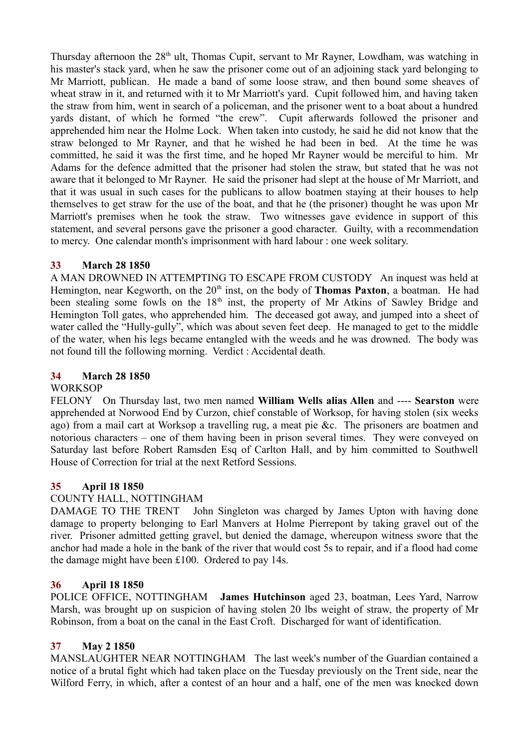Thursday afternoon the 28th ult, Thomas Cupit, servant to Mr Rayner, Lowdham, was watching in his master's stack yard, when he saw the prisoner come out of an adjoining stack yard belonging to Mr Marriott, publican. He made a band of some loose straw, and then bound some sheaves of wheat straw in it, and returned with it to Mr Marriott's yard. Cupit followed him, and having taken the straw from him, went in search of a policeman, and the prisoner went to a boat about a hundred yards distant, of which he formed "the crew". Cupit afterwards followed the prisoner and apprehended him near the Holme Lock. When taken into custody, he said he did not know that the straw belonged to Mr Rayner, and that he wished he had been in bed. At the time he was committed, he said it was the first time, and he hoped Mr Rayner would be merciful to him. Mr Adams for the defence admitted that the prisoner had stolen the straw, but stated that he was not aware that it belonged to Mr Rayner. He said the prisoner had slept at the house of Mr Marriott, and that it was usual in such cases for the publicans to allow boatmen staying at their houses to help themselves to get straw for the use of the boat, and that he (the prisoner) thought he was upon Mr Marriott's premises when he took the straw. Two witnesses gave evidence in support of this statement, and several persons gave the prisoner a good character. Guilty, with a recommendation to mercy. One calendar month's imprisonment with hard labour : one week solitary.

### 33 March 28 1850

A MAN DROWNED IN ATTEMPTING TO ESCAPE FROM CUSTODY An inquest was held at Hemington, near Kegworth, on the 20th inst, on the body of **Thomas Paxton**, a boatman. He had been stealing some fowls on the 18th inst, the property of Mr Atkins of Sawley Bridge and Hemington Toll gates, who apprehended him. The deceased got away, and jumped into a sheet of water called the "Hully-gully", which was about seven feet deep. He managed to get to the middle of the water, when his legs became entangled with the weeds and he was drowned. The body was not found till the following morning. Verdict : Accidental death.

### 34 March 28 1850

WORKSOP

FELONY On Thursday last, two men named **William Wells alias Allen** and ---- **Searston** were apprehended at Norwood End by Curzon, chief constable of Worksop, for having stolen (six weeks ago) from a mail cart at Worksop a travelling rug, a meat pie &c. The prisoners are boatmen and notorious characters – one of them having been in prison several times. They were conveyed on Saturday last before Robert Ramsden Esq of Carlton Hall, and by him committed to Southwell House of Correction for trial at the next Retford Sessions.

### 35 April 18 1850

COUNTY HALL, NOTTINGHAM

DAMAGE TO THE TRENT John Singleton was charged by James Upton with having done damage to property belonging to Earl Manvers at Holme Pierrepont by taking gravel out of the river. Prisoner admitted getting gravel, but denied the damage, whereupon witness swore that the anchor had made a hole in the bank of the river that would cost 5s to repair, and if a flood had come the damage might have been £100. Ordered to pay 14s.

### 36 April 18 1850

POLICE OFFICE, NOTTINGHAM **James Hutchinson** aged 23, boatman, Lees Yard, Narrow Marsh, was brought up on suspicion of having stolen 20 lbs weight of straw, the property of Mr Robinson, from a boat on the canal in the East Croft. Discharged for want of identification.

### 37 May 2 1850

MANSLAUGHTER NEAR NOTTINGHAM The last week's number of the Guardian contained a notice of a brutal fight which had taken place on the Tuesday previously on the Trent side, near the Wilford Ferry, in which, after a contest of an hour and a half, one of the men was knocked down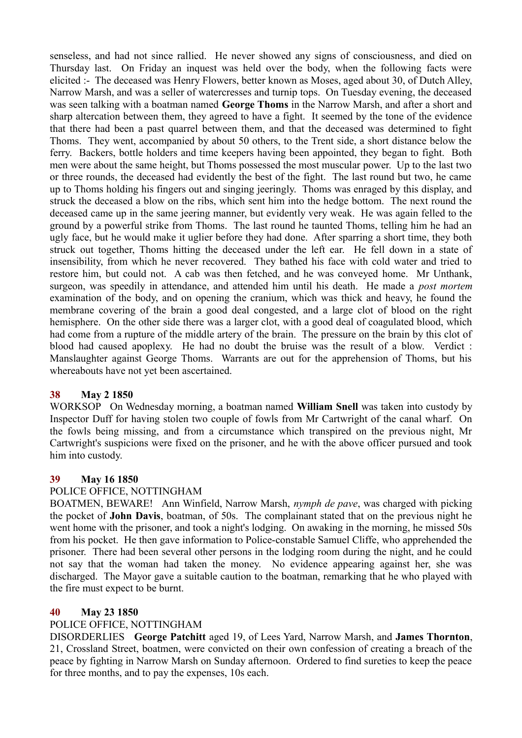senseless, and had not since rallied. He never showed any signs of consciousness, and died on Thursday last. On Friday an inquest was held over the body, when the following facts were elicited :- The deceased was Henry Flowers, better known as Moses, aged about 30, of Dutch Alley, Narrow Marsh, and was a seller of watercresses and turnip tops. On Tuesday evening, the deceased was seen talking with a boatman named **George Thoms** in the Narrow Marsh, and after a short and sharp altercation between them, they agreed to have a fight. It seemed by the tone of the evidence that there had been a past quarrel between them, and that the deceased was determined to fight Thoms. They went, accompanied by about 50 others, to the Trent side, a short distance below the ferry. Backers, bottle holders and time keepers having been appointed, they began to fight. Both men were about the same height, but Thoms possessed the most muscular power. Up to the last two or three rounds, the deceased had evidently the best of the fight. The last round but two, he came up to Thoms holding his fingers out and singing jeeringly. Thoms was enraged by this display, and struck the deceased a blow on the ribs, which sent him into the hedge bottom. The next round the deceased came up in the same jeering manner, but evidently very weak. He was again felled to the ground by a powerful strike from Thoms. The last round he taunted Thoms, telling him he had an ugly face, but he would make it uglier before they had done. After sparring a short time, they both struck out together, Thoms hitting the deceased under the left ear. He fell down in a state of insensibility, from which he never recovered. They bathed his face with cold water and tried to restore him, but could not. A cab was then fetched, and he was conveyed home. Mr Unthank, surgeon, was speedily in attendance, and attended him until his death. He made a *post mortem* examination of the body, and on opening the cranium, which was thick and heavy, he found the membrane covering of the brain a good deal congested, and a large clot of blood on the right hemisphere. On the other side there was a larger clot, with a good deal of coagulated blood, which had come from a rupture of the middle artery of the brain. The pressure on the brain by this clot of blood had caused apoplexy. He had no doubt the bruise was the result of a blow. Verdict : Manslaughter against George Thoms. Warrants are out for the apprehension of Thoms, but his whereabouts have not yet been ascertained.

### 38 May 2 1850

WORKSOP On Wednesday morning, a boatman named **William Snell** was taken into custody by Inspector Duff for having stolen two couple of fowls from Mr Cartwright of the canal wharf. On the fowls being missing, and from a circumstance which transpired on the previous night, Mr Cartwright's suspicions were fixed on the prisoner, and he with the above officer pursued and took him into custody.

### 39 May 16 1850

POLICE OFFICE, NOTTINGHAM

BOATMEN, BEWARE! Ann Winfield, Narrow Marsh, *nymph de pave*, was charged with picking the pocket of **John Davis**, boatman, of 50s. The complainant stated that on the previous night he went home with the prisoner, and took a night's lodging. On awaking in the morning, he missed 50s from his pocket. He then gave information to Police-constable Samuel Cliffe, who apprehended the prisoner. There had been several other persons in the lodging room during the night, and he could not say that the woman had taken the money. No evidence appearing against her, she was discharged. The Mayor gave a suitable caution to the boatman, remarking that he who played with the fire must expect to be burnt.

### 40 May 23 1850

POLICE OFFICE, NOTTINGHAM

DISORDERLIES **George Patchitt** aged 19, of Lees Yard, Narrow Marsh, and **James Thornton**, 21, Crossland Street, boatmen, were convicted on their own confession of creating a breach of the peace by fighting in Narrow Marsh on Sunday afternoon. Ordered to find sureties to keep the peace for three months, and to pay the expenses, 10s each.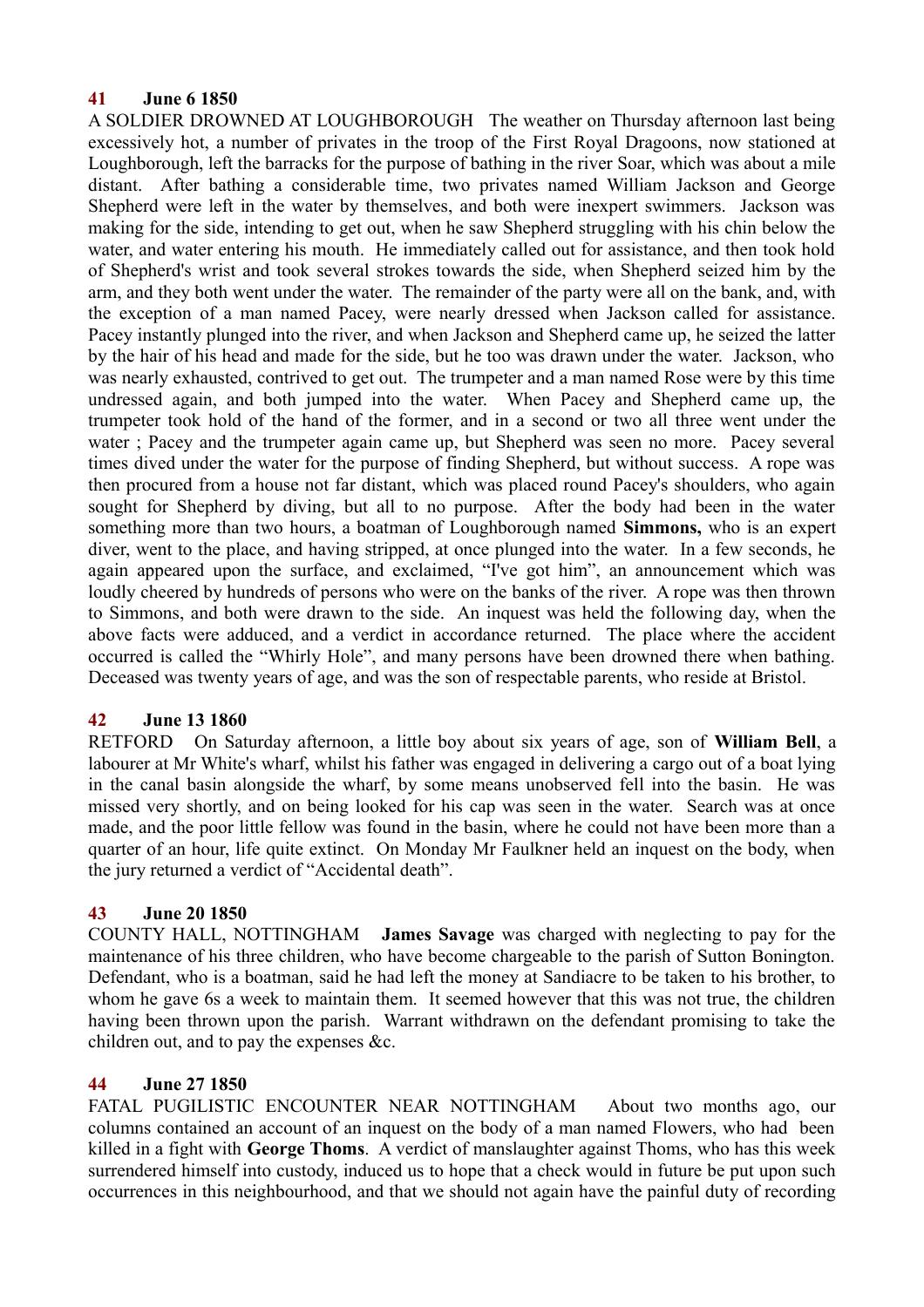**41 June 6 1850**

A SOLDIER DROWNED AT LOUGHBOROUGH The weather on Thursday afternoon last being excessively hot, a number of privates in the troop of the First Royal Dragoons, now stationed at Loughborough, left the barracks for the purpose of bathing in the river Soar, which was about a mile distant. After bathing a considerable time, two privates named William Jackson and George Shepherd were left in the water by themselves, and both were inexpert swimmers. Jackson was making for the side, intending to get out, when he saw Shepherd struggling with his chin below the water, and water entering his mouth. He immediately called out for assistance, and then took hold of Shepherd's wrist and took several strokes towards the side, when Shepherd seized him by the arm, and they both went under the water. The remainder of the party were all on the bank, and, with the exception of a man named Pacey, were nearly dressed when Jackson called for assistance. Pacey instantly plunged into the river, and when Jackson and Shepherd came up, he seized the latter by the hair of his head and made for the side, but he too was drawn under the water. Jackson, who was nearly exhausted, contrived to get out. The trumpeter and a man named Rose were by this time undressed again, and both jumped into the water. When Pacey and Shepherd came up, the trumpeter took hold of the hand of the former, and in a second or two all three went under the water ; Pacey and the trumpeter again came up, but Shepherd was seen no more. Pacey several times dived under the water for the purpose of finding Shepherd, but without success. A rope was then procured from a house not far distant, which was placed round Pacey's shoulders, who again sought for Shepherd by diving, but all to no purpose. After the body had been in the water something more than two hours, a boatman of Loughborough named **Simmons,** who is an expert diver, went to the place, and having stripped, at once plunged into the water. In a few seconds, he again appeared upon the surface, and exclaimed, “I've got him”, an announcement which was loudly cheered by hundreds of persons who were on the banks of the river. A rope was then thrown to Simmons, and both were drawn to the side. An inquest was held the following day, when the above facts were adduced, and a verdict in accordance returned. The place where the accident occurred is called the “Whirly Hole”, and many persons have been drowned there when bathing. Deceased was twenty years of age, and was the son of respectable parents, who reside at Bristol.

**42 June 13 1860**

RETFORD On Saturday afternoon, a little boy about six years of age, son of **William Bell**, a labourer at Mr White's wharf, whilst his father was engaged in delivering a cargo out of a boat lying in the canal basin alongside the wharf, by some means unobserved fell into the basin. He was missed very shortly, and on being looked for his cap was seen in the water. Search was at once made, and the poor little fellow was found in the basin, where he could not have been more than a quarter of an hour, life quite extinct. On Monday Mr Faulkner held an inquest on the body, when the jury returned a verdict of “Accidental death”.

**43 June 20 1850**

COUNTY HALL, NOTTINGHAM **James Savage** was charged with neglecting to pay for the maintenance of his three children, who have become chargeable to the parish of Sutton Bonington. Defendant, who is a boatman, said he had left the money at Sandiacre to be taken to his brother, to whom he gave 6s a week to maintain them. It seemed however that this was not true, the children having been thrown upon the parish. Warrant withdrawn on the defendant promising to take the children out, and to pay the expenses &c.

**44 June 27 1850**

FATAL PUGILISTIC ENCOUNTER NEAR NOTTINGHAM About two months ago, our columns contained an account of an inquest on the body of a man named Flowers, who had been killed in a fight with **George Thoms**. A verdict of manslaughter against Thoms, who has this week surrendered himself into custody, induced us to hope that a check would in future be put upon such occurrences in this neighbourhood, and that we should not again have the painful duty of recording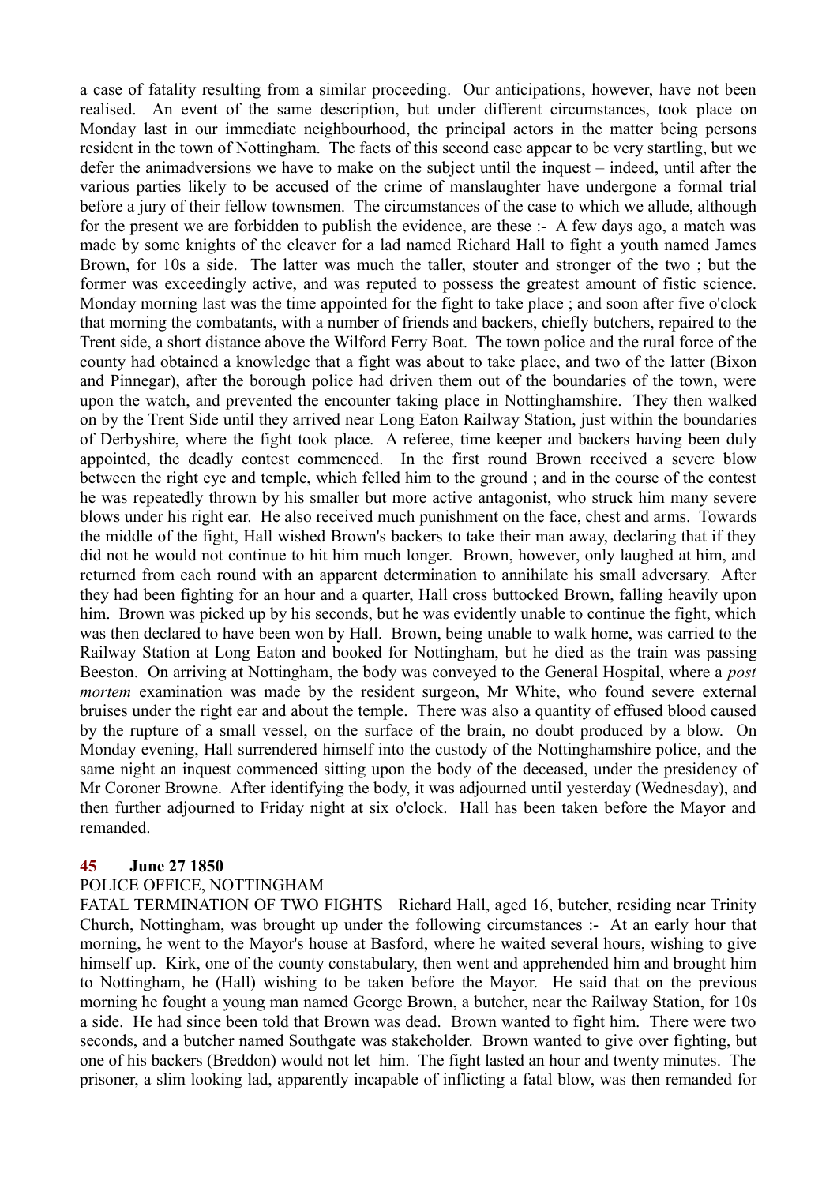a case of fatality resulting from a similar proceeding. Our anticipations, however, have not been realised. An event of the same description, but under different circumstances, took place on Monday last in our immediate neighbourhood, the principal actors in the matter being persons resident in the town of Nottingham. The facts of this second case appear to be very startling, but we defer the animadversions we have to make on the subject until the inquest – indeed, until after the various parties likely to be accused of the crime of manslaughter have undergone a formal trial before a jury of their fellow townsmen. The circumstances of the case to which we allude, although for the present we are forbidden to publish the evidence, are these :- A few days ago, a match was made by some knights of the cleaver for a lad named Richard Hall to fight a youth named James Brown, for 10s a side. The latter was much the taller, stouter and stronger of the two ; but the former was exceedingly active, and was reputed to possess the greatest amount of fistic science. Monday morning last was the time appointed for the fight to take place ; and soon after five o'clock that morning the combatants, with a number of friends and backers, chiefly butchers, repaired to the Trent side, a short distance above the Wilford Ferry Boat. The town police and the rural force of the county had obtained a knowledge that a fight was about to take place, and two of the latter (Bixon and Pinnegar), after the borough police had driven them out of the boundaries of the town, were upon the watch, and prevented the encounter taking place in Nottinghamshire. They then walked on by the Trent Side until they arrived near Long Eaton Railway Station, just within the boundaries of Derbyshire, where the fight took place. A referee, time keeper and backers having been duly appointed, the deadly contest commenced. In the first round Brown received a severe blow between the right eye and temple, which felled him to the ground ; and in the course of the contest he was repeatedly thrown by his smaller but more active antagonist, who struck him many severe blows under his right ear. He also received much punishment on the face, chest and arms. Towards the middle of the fight, Hall wished Brown's backers to take their man away, declaring that if they did not he would not continue to hit him much longer. Brown, however, only laughed at him, and returned from each round with an apparent determination to annihilate his small adversary. After they had been fighting for an hour and a quarter, Hall cross buttocked Brown, falling heavily upon him. Brown was picked up by his seconds, but he was evidently unable to continue the fight, which was then declared to have been won by Hall. Brown, being unable to walk home, was carried to the Railway Station at Long Eaton and booked for Nottingham, but he died as the train was passing Beeston. On arriving at Nottingham, the body was conveyed to the General Hospital, where a *post mortem* examination was made by the resident surgeon, Mr White, who found severe external bruises under the right ear and about the temple. There was also a quantity of effused blood caused by the rupture of a small vessel, on the surface of the brain, no doubt produced by a blow. On Monday evening, Hall surrendered himself into the custody of the Nottinghamshire police, and the same night an inquest commenced sitting upon the body of the deceased, under the presidency of Mr Coroner Browne. After identifying the body, it was adjourned until yesterday (Wednesday), and then further adjourned to Friday night at six o'clock. Hall has been taken before the Mayor and remanded.

## 45 June 27 1850

POLICE OFFICE, NOTTINGHAM

FATAL TERMINATION OF TWO FIGHTS Richard Hall, aged 16, butcher, residing near Trinity Church, Nottingham, was brought up under the following circumstances :- At an early hour that morning, he went to the Mayor's house at Basford, where he waited several hours, wishing to give himself up. Kirk, one of the county constabulary, then went and apprehended him and brought him to Nottingham, he (Hall) wishing to be taken before the Mayor. He said that on the previous morning he fought a young man named George Brown, a butcher, near the Railway Station, for 10s a side. He had since been told that Brown was dead. Brown wanted to fight him. There were two seconds, and a butcher named Southgate was stakeholder. Brown wanted to give over fighting, but one of his backers (Breddon) would not let him. The fight lasted an hour and twenty minutes. The prisoner, a slim looking lad, apparently incapable of inflicting a fatal blow, was then remanded for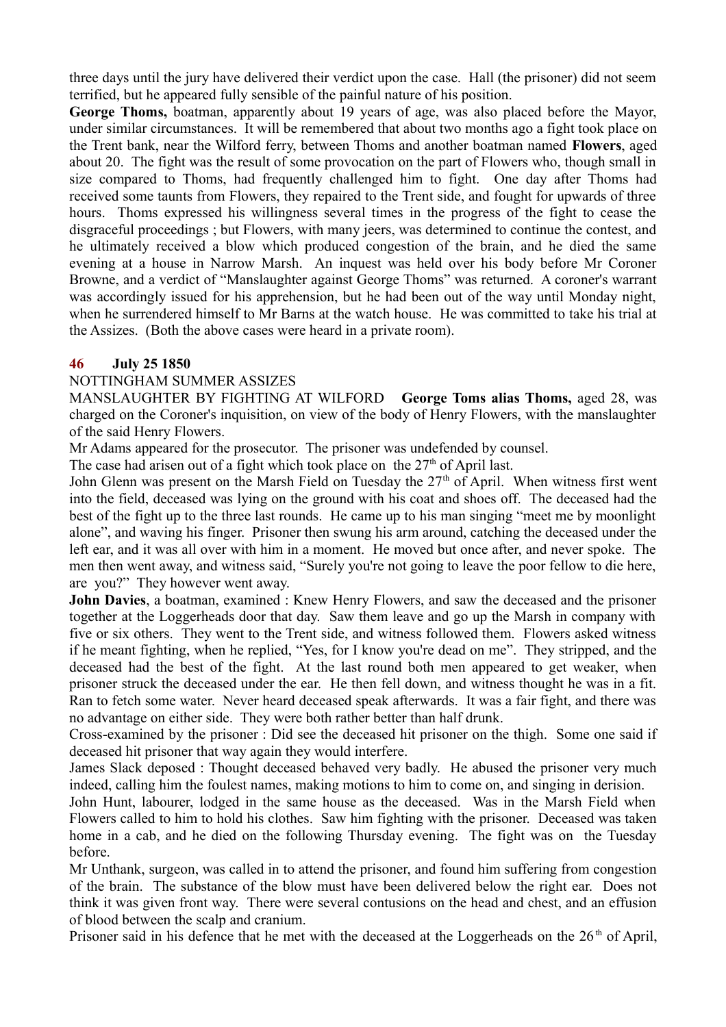three days until the jury have delivered their verdict upon the case. Hall (the prisoner) did not seem terrified, but he appeared fully sensible of the painful nature of his position.

**George Thoms,** boatman, apparently about 19 years of age, was also placed before the Mayor, under similar circumstances. It will be remembered that about two months ago a fight took place on the Trent bank, near the Wilford ferry, between Thoms and another boatman named **Flowers**, aged about 20. The fight was the result of some provocation on the part of Flowers who, though small in size compared to Thoms, had frequently challenged him to fight. One day after Thoms had received some taunts from Flowers, they repaired to the Trent side, and fought for upwards of three hours. Thoms expressed his willingness several times in the progress of the fight to cease the disgraceful proceedings ; but Flowers, with many jeers, was determined to continue the contest, and he ultimately received a blow which produced congestion of the brain, and he died the same evening at a house in Narrow Marsh. An inquest was held over his body before Mr Coroner Browne, and a verdict of "Manslaughter against George Thoms" was returned. A coroner's warrant was accordingly issued for his apprehension, but he had been out of the way until Monday night, when he surrendered himself to Mr Barns at the watch house. He was committed to take his trial at the Assizes. (Both the above cases were heard in a private room).

## 46 July 25 1850

NOTTINGHAM SUMMER ASSIZES

MANSLAUGHTER BY FIGHTING AT WILFORD **George Toms alias Thoms,** aged 28, was charged on the Coroner's inquisition, on view of the body of Henry Flowers, with the manslaughter of the said Henry Flowers.

Mr Adams appeared for the prosecutor. The prisoner was undefended by counsel.

The case had arisen out of a fight which took place on the 27th of April last.

John Glenn was present on the Marsh Field on Tuesday the 27th of April. When witness first went into the field, deceased was lying on the ground with his coat and shoes off. The deceased had the best of the fight up to the three last rounds. He came up to his man singing "meet me by moonlight alone", and waving his finger. Prisoner then swung his arm around, catching the deceased under the left ear, and it was all over with him in a moment. He moved but once after, and never spoke. The men then went away, and witness said, "Surely you're not going to leave the poor fellow to die here, are you?" They however went away.

**John Davies**, a boatman, examined : Knew Henry Flowers, and saw the deceased and the prisoner together at the Loggerheads door that day. Saw them leave and go up the Marsh in company with five or six others. They went to the Trent side, and witness followed them. Flowers asked witness if he meant fighting, when he replied, "Yes, for I know you're dead on me". They stripped, and the deceased had the best of the fight. At the last round both men appeared to get weaker, when prisoner struck the deceased under the ear. He then fell down, and witness thought he was in a fit. Ran to fetch some water. Never heard deceased speak afterwards. It was a fair fight, and there was no advantage on either side. They were both rather better than half drunk.

Cross-examined by the prisoner : Did see the deceased hit prisoner on the thigh. Some one said if deceased hit prisoner that way again they would interfere.

James Slack deposed : Thought deceased behaved very badly. He abused the prisoner very much indeed, calling him the foulest names, making motions to him to come on, and singing in derision.

John Hunt, labourer, lodged in the same house as the deceased. Was in the Marsh Field when Flowers called to him to hold his clothes. Saw him fighting with the prisoner. Deceased was taken home in a cab, and he died on the following Thursday evening. The fight was on the Tuesday before.

Mr Unthank, surgeon, was called in to attend the prisoner, and found him suffering from congestion of the brain. The substance of the blow must have been delivered below the right ear. Does not think it was given front way. There were several contusions on the head and chest, and an effusion of blood between the scalp and cranium.

Prisoner said in his defence that he met with the deceased at the Loggerheads on the 26th of April,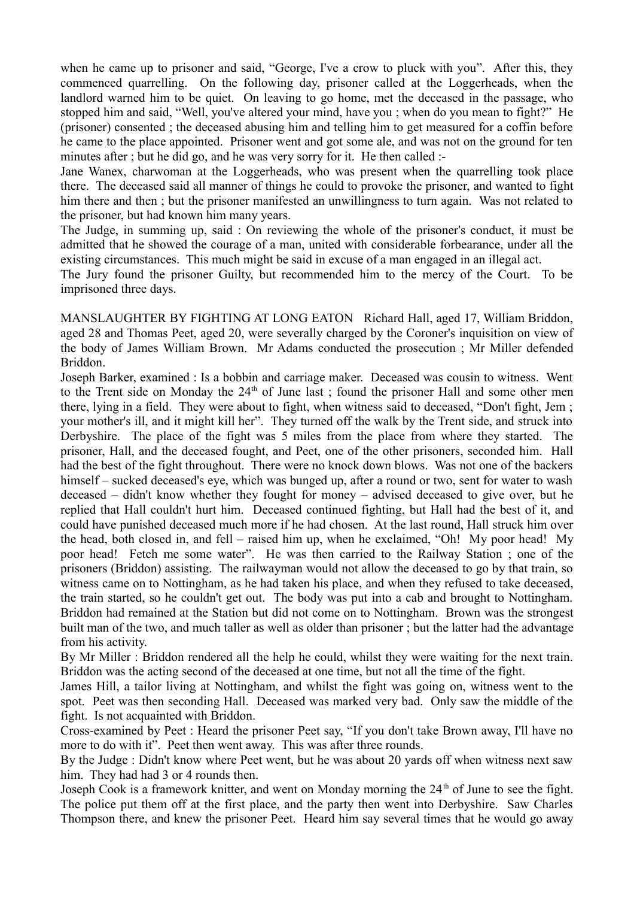when he came up to prisoner and said, "George, I've a crow to pluck with you". After this, they commenced quarrelling. On the following day, prisoner called at the Loggerheads, when the landlord warned him to be quiet. On leaving to go home, met the deceased in the passage, who stopped him and said, "Well, you've altered your mind, have you ; when do you mean to fight?" He (prisoner) consented ; the deceased abusing him and telling him to get measured for a coffin before he came to the place appointed. Prisoner went and got some ale, and was not on the ground for ten minutes after ; but he did go, and he was very sorry for it. He then called :-

Jane Wanex, charwoman at the Loggerheads, who was present when the quarrelling took place there. The deceased said all manner of things he could to provoke the prisoner, and wanted to fight him there and then ; but the prisoner manifested an unwillingness to turn again. Was not related to the prisoner, but had known him many years.

The Judge, in summing up, said : On reviewing the whole of the prisoner's conduct, it must be admitted that he showed the courage of a man, united with considerable forbearance, under all the existing circumstances. This much might be said in excuse of a man engaged in an illegal act.

The Jury found the prisoner Guilty, but recommended him to the mercy of the Court. To be imprisoned three days.

MANSLAUGHTER BY FIGHTING AT LONG EATON Richard Hall, aged 17, William Briddon, aged 28 and Thomas Peet, aged 20, were severally charged by the Coroner's inquisition on view of the body of James William Brown. Mr Adams conducted the prosecution ; Mr Miller defended Briddon.

Joseph Barker, examined : Is a bobbin and carriage maker. Deceased was cousin to witness. Went to the Trent side on Monday the 24th of June last ; found the prisoner Hall and some other men there, lying in a field. They were about to fight, when witness said to deceased, "Don't fight, Jem ; your mother's ill, and it might kill her". They turned off the walk by the Trent side, and struck into Derbyshire. The place of the fight was 5 miles from the place from where they started. The prisoner, Hall, and the deceased fought, and Peet, one of the other prisoners, seconded him. Hall had the best of the fight throughout. There were no knock down blows. Was not one of the backers himself – sucked deceased's eye, which was bunged up, after a round or two, sent for water to wash deceased – didn't know whether they fought for money – advised deceased to give over, but he replied that Hall couldn't hurt him. Deceased continued fighting, but Hall had the best of it, and could have punished deceased much more if he had chosen. At the last round, Hall struck him over the head, both closed in, and fell – raised him up, when he exclaimed, "Oh! My poor head! My poor head! Fetch me some water". He was then carried to the Railway Station ; one of the prisoners (Briddon) assisting. The railwayman would not allow the deceased to go by that train, so witness came on to Nottingham, as he had taken his place, and when they refused to take deceased, the train started, so he couldn't get out. The body was put into a cab and brought to Nottingham. Briddon had remained at the Station but did not come on to Nottingham. Brown was the strongest built man of the two, and much taller as well as older than prisoner ; but the latter had the advantage from his activity.

By Mr Miller : Briddon rendered all the help he could, whilst they were waiting for the next train. Briddon was the acting second of the deceased at one time, but not all the time of the fight.

James Hill, a tailor living at Nottingham, and whilst the fight was going on, witness went to the spot. Peet was then seconding Hall. Deceased was marked very bad. Only saw the middle of the fight. Is not acquainted with Briddon.

Cross-examined by Peet : Heard the prisoner Peet say, "If you don't take Brown away, I'll have no more to do with it". Peet then went away. This was after three rounds.

By the Judge : Didn't know where Peet went, but he was about 20 yards off when witness next saw him. They had had 3 or 4 rounds then.

Joseph Cook is a framework knitter, and went on Monday morning the 24th of June to see the fight. The police put them off at the first place, and the party then went into Derbyshire. Saw Charles Thompson there, and knew the prisoner Peet. Heard him say several times that he would go away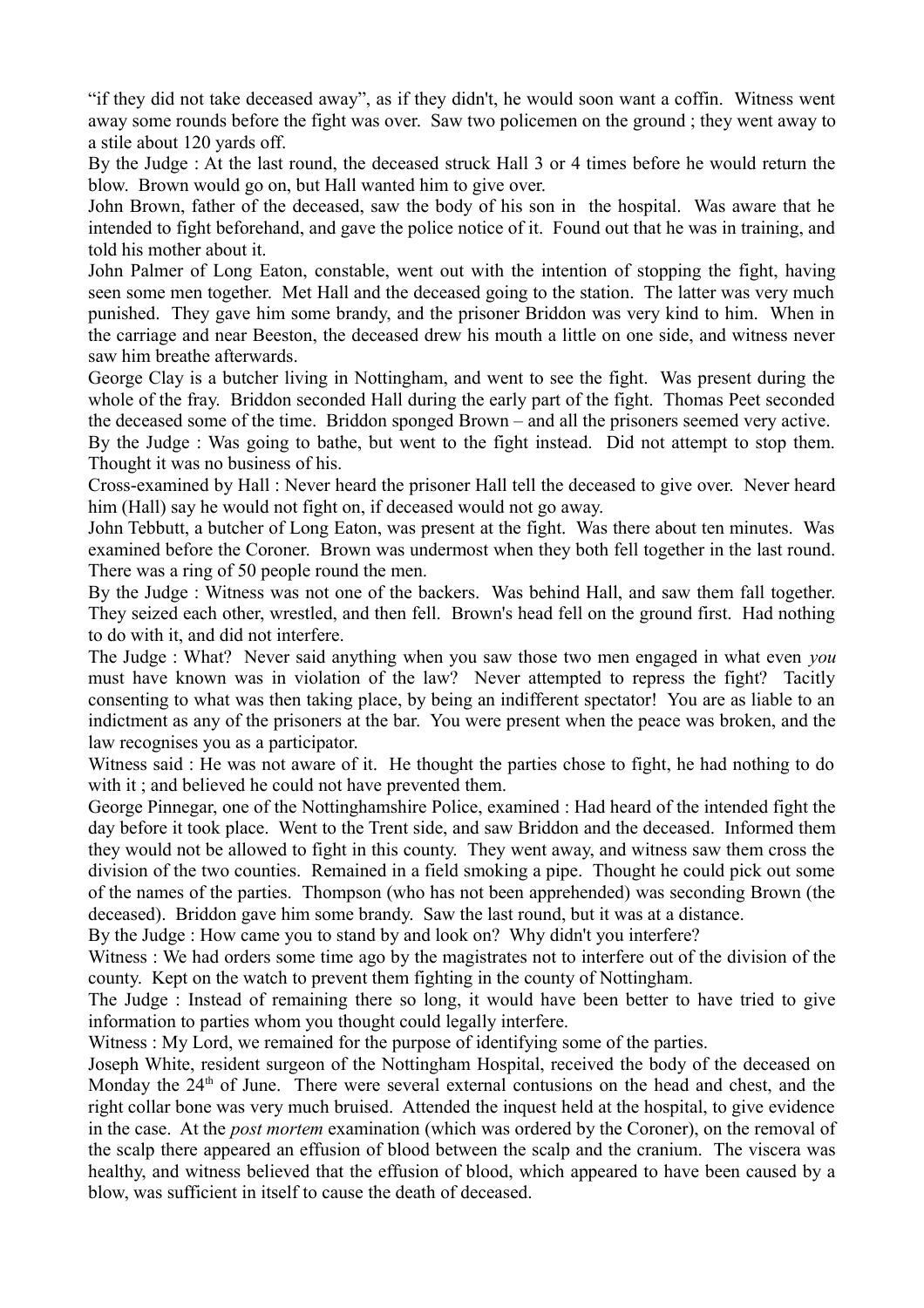"if they did not take deceased away", as if they didn't, he would soon want a coffin. Witness went away some rounds before the fight was over. Saw two policemen on the ground ; they went away to a stile about 120 yards off.

By the Judge : At the last round, the deceased struck Hall 3 or 4 times before he would return the blow. Brown would go on, but Hall wanted him to give over.

John Brown, father of the deceased, saw the body of his son in the hospital. Was aware that he intended to fight beforehand, and gave the police notice of it. Found out that he was in training, and told his mother about it.

John Palmer of Long Eaton, constable, went out with the intention of stopping the fight, having seen some men together. Met Hall and the deceased going to the station. The latter was very much punished. They gave him some brandy, and the prisoner Briddon was very kind to him. When in the carriage and near Beeston, the deceased drew his mouth a little on one side, and witness never saw him breathe afterwards.

George Clay is a butcher living in Nottingham, and went to see the fight. Was present during the whole of the fray. Briddon seconded Hall during the early part of the fight. Thomas Peet seconded the deceased some of the time. Briddon sponged Brown – and all the prisoners seemed very active.

By the Judge : Was going to bathe, but went to the fight instead. Did not attempt to stop them. Thought it was no business of his.

Cross-examined by Hall : Never heard the prisoner Hall tell the deceased to give over. Never heard him (Hall) say he would not fight on, if deceased would not go away.

John Tebbutt, a butcher of Long Eaton, was present at the fight. Was there about ten minutes. Was examined before the Coroner. Brown was undermost when they both fell together in the last round. There was a ring of 50 people round the men.

By the Judge : Witness was not one of the backers. Was behind Hall, and saw them fall together. They seized each other, wrestled, and then fell. Brown's head fell on the ground first. Had nothing to do with it, and did not interfere.

The Judge : What? Never said anything when you saw those two men engaged in what even *you* must have known was in violation of the law? Never attempted to repress the fight? Tacitly consenting to what was then taking place, by being an indifferent spectator! You are as liable to an indictment as any of the prisoners at the bar. You were present when the peace was broken, and the law recognises you as a participator.

Witness said : He was not aware of it. He thought the parties chose to fight, he had nothing to do with it ; and believed he could not have prevented them.

George Pinnegar, one of the Nottinghamshire Police, examined : Had heard of the intended fight the day before it took place. Went to the Trent side, and saw Briddon and the deceased. Informed them they would not be allowed to fight in this county. They went away, and witness saw them cross the division of the two counties. Remained in a field smoking a pipe. Thought he could pick out some of the names of the parties. Thompson (who has not been apprehended) was seconding Brown (the deceased). Briddon gave him some brandy. Saw the last round, but it was at a distance.

By the Judge : How came you to stand by and look on? Why didn't you interfere?

Witness : We had orders some time ago by the magistrates not to interfere out of the division of the county. Kept on the watch to prevent them fighting in the county of Nottingham.

The Judge : Instead of remaining there so long, it would have been better to have tried to give information to parties whom you thought could legally interfere.

Witness : My Lord, we remained for the purpose of identifying some of the parties.

Joseph White, resident surgeon of the Nottingham Hospital, received the body of the deceased on Monday the 24th of June. There were several external contusions on the head and chest, and the right collar bone was very much bruised. Attended the inquest held at the hospital, to give evidence in the case. At the *post mortem* examination (which was ordered by the Coroner), on the removal of the scalp there appeared an effusion of blood between the scalp and the cranium. The viscera was healthy, and witness believed that the effusion of blood, which appeared to have been caused by a blow, was sufficient in itself to cause the death of deceased.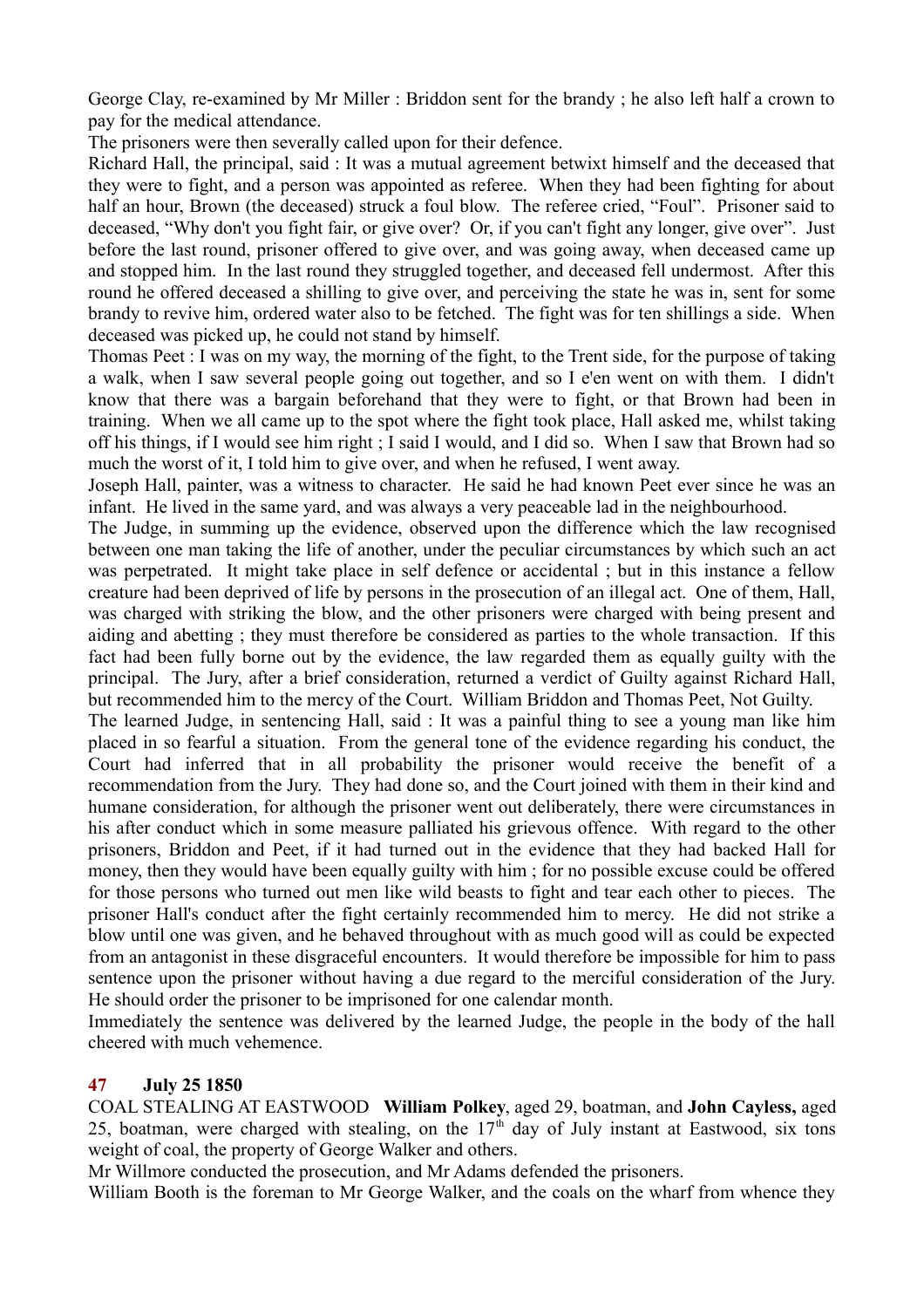George Clay, re-examined by Mr Miller : Briddon sent for the brandy ; he also left half a crown to pay for the medical attendance.

The prisoners were then severally called upon for their defence.

Richard Hall, the principal, said : It was a mutual agreement betwixt himself and the deceased that they were to fight, and a person was appointed as referee. When they had been fighting for about half an hour, Brown (the deceased) struck a foul blow. The referee cried, "Foul". Prisoner said to deceased, "Why don't you fight fair, or give over? Or, if you can't fight any longer, give over". Just before the last round, prisoner offered to give over, and was going away, when deceased came up and stopped him. In the last round they struggled together, and deceased fell undermost. After this round he offered deceased a shilling to give over, and perceiving the state he was in, sent for some brandy to revive him, ordered water also to be fetched. The fight was for ten shillings a side. When deceased was picked up, he could not stand by himself.

Thomas Peet : I was on my way, the morning of the fight, to the Trent side, for the purpose of taking a walk, when I saw several people going out together, and so I e'en went on with them. I didn't know that there was a bargain beforehand that they were to fight, or that Brown had been in training. When we all came up to the spot where the fight took place, Hall asked me, whilst taking off his things, if I would see him right ; I said I would, and I did so. When I saw that Brown had so much the worst of it, I told him to give over, and when he refused, I went away.

Joseph Hall, painter, was a witness to character. He said he had known Peet ever since he was an infant. He lived in the same yard, and was always a very peaceable lad in the neighbourhood.

The Judge, in summing up the evidence, observed upon the difference which the law recognised between one man taking the life of another, under the peculiar circumstances by which such an act was perpetrated. It might take place in self defence or accidental ; but in this instance a fellow creature had been deprived of life by persons in the prosecution of an illegal act. One of them, Hall, was charged with striking the blow, and the other prisoners were charged with being present and aiding and abetting ; they must therefore be considered as parties to the whole transaction. If this fact had been fully borne out by the evidence, the law regarded them as equally guilty with the principal. The Jury, after a brief consideration, returned a verdict of Guilty against Richard Hall, but recommended him to the mercy of the Court. William Briddon and Thomas Peet, Not Guilty.

The learned Judge, in sentencing Hall, said : It was a painful thing to see a young man like him placed in so fearful a situation. From the general tone of the evidence regarding his conduct, the Court had inferred that in all probability the prisoner would receive the benefit of a recommendation from the Jury. They had done so, and the Court joined with them in their kind and humane consideration, for although the prisoner went out deliberately, there were circumstances in his after conduct which in some measure palliated his grievous offence. With regard to the other prisoners, Briddon and Peet, if it had turned out in the evidence that they had backed Hall for money, then they would have been equally guilty with him ; for no possible excuse could be offered for those persons who turned out men like wild beasts to fight and tear each other to pieces. The prisoner Hall's conduct after the fight certainly recommended him to mercy. He did not strike a blow until one was given, and he behaved throughout with as much good will as could be expected from an antagonist in these disgraceful encounters. It would therefore be impossible for him to pass sentence upon the prisoner without having a due regard to the merciful consideration of the Jury. He should order the prisoner to be imprisoned for one calendar month.

Immediately the sentence was delivered by the learned Judge, the people in the body of the hall cheered with much vehemence.

### 47 July 25 1850

COAL STEALING AT EASTWOOD **William Polkey**, aged 29, boatman, and **John Cayless,** aged 25, boatman, were charged with stealing, on the 17th day of July instant at Eastwood, six tons weight of coal, the property of George Walker and others.

Mr Willmore conducted the prosecution, and Mr Adams defended the prisoners.

William Booth is the foreman to Mr George Walker, and the coals on the wharf from whence they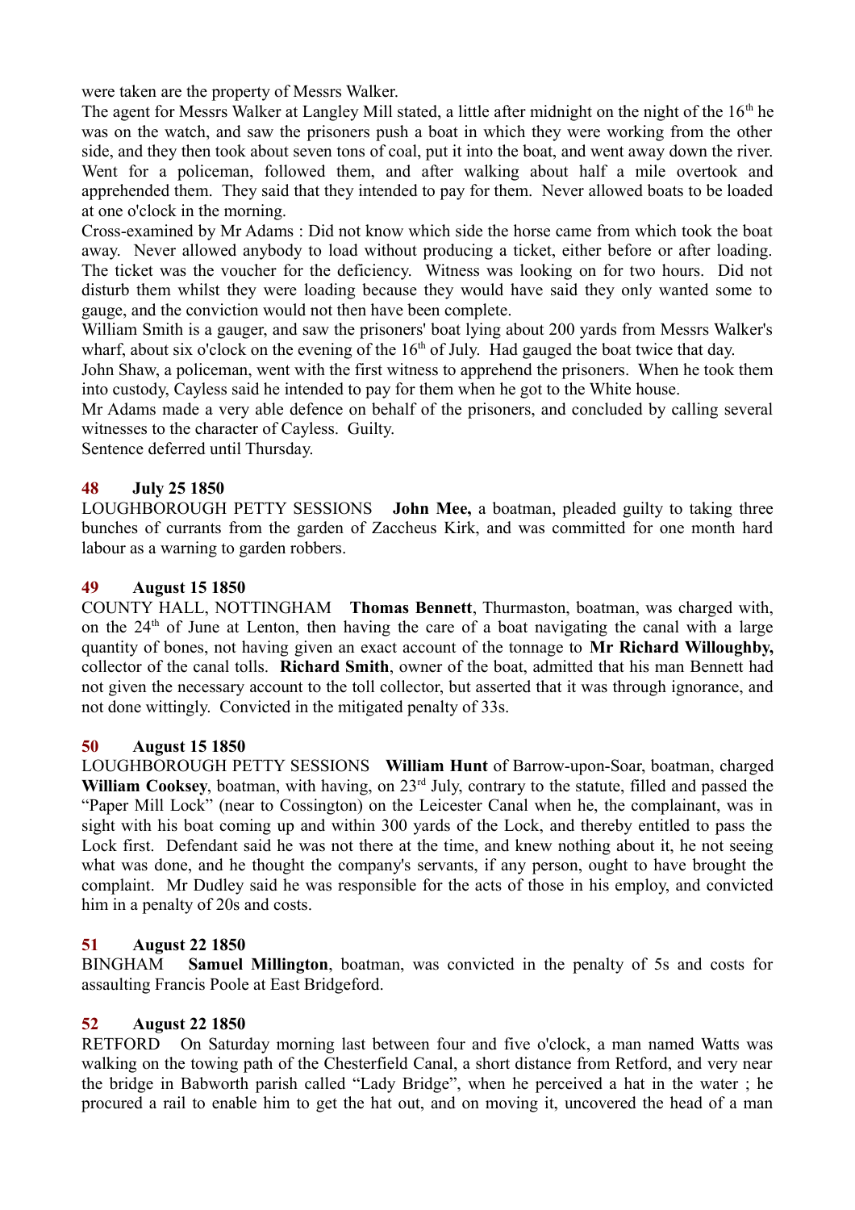were taken are the property of Messrs Walker.

The agent for Messrs Walker at Langley Mill stated, a little after midnight on the night of the 16th he was on the watch, and saw the prisoners push a boat in which they were working from the other side, and they then took about seven tons of coal, put it into the boat, and went away down the river. Went for a policeman, followed them, and after walking about half a mile overtook and apprehended them. They said that they intended to pay for them. Never allowed boats to be loaded at one o'clock in the morning.

Cross-examined by Mr Adams : Did not know which side the horse came from which took the boat away. Never allowed anybody to load without producing a ticket, either before or after loading. The ticket was the voucher for the deficiency. Witness was looking on for two hours. Did not disturb them whilst they were loading because they would have said they only wanted some to gauge, and the conviction would not then have been complete.

William Smith is a gauger, and saw the prisoners' boat lying about 200 yards from Messrs Walker's wharf, about six o'clock on the evening of the 16th of July. Had gauged the boat twice that day.

John Shaw, a policeman, went with the first witness to apprehend the prisoners. When he took them into custody, Cayless said he intended to pay for them when he got to the White house.

Mr Adams made a very able defence on behalf of the prisoners, and concluded by calling several witnesses to the character of Cayless. Guilty.

Sentence deferred until Thursday.

### 48 July 25 1850

LOUGHBOROUGH PETTY SESSIONS **John Mee,** a boatman, pleaded guilty to taking three bunches of currants from the garden of Zaccheus Kirk, and was committed for one month hard labour as a warning to garden robbers.

### 49 August 15 1850

COUNTY HALL, NOTTINGHAM **Thomas Bennett**, Thurmaston, boatman, was charged with, on the 24th of June at Lenton, then having the care of a boat navigating the canal with a large quantity of bones, not having given an exact account of the tonnage to **Mr Richard Willoughby,** collector of the canal tolls. **Richard Smith**, owner of the boat, admitted that his man Bennett had not given the necessary account to the toll collector, but asserted that it was through ignorance, and not done wittingly. Convicted in the mitigated penalty of 33s.

### 50 August 15 1850

LOUGHBOROUGH PETTY SESSIONS **William Hunt** of Barrow-upon-Soar, boatman, charged **William Cooksey**, boatman, with having, on 23rd July, contrary to the statute, filled and passed the "Paper Mill Lock" (near to Cossington) on the Leicester Canal when he, the complainant, was in sight with his boat coming up and within 300 yards of the Lock, and thereby entitled to pass the Lock first. Defendant said he was not there at the time, and knew nothing about it, he not seeing what was done, and he thought the company's servants, if any person, ought to have brought the complaint. Mr Dudley said he was responsible for the acts of those in his employ, and convicted him in a penalty of 20s and costs.

### 51 August 22 1850

BINGHAM **Samuel Millington**, boatman, was convicted in the penalty of 5s and costs for assaulting Francis Poole at East Bridgeford.

### 52 August 22 1850

RETFORD On Saturday morning last between four and five o'clock, a man named Watts was walking on the towing path of the Chesterfield Canal, a short distance from Retford, and very near the bridge in Babworth parish called "Lady Bridge", when he perceived a hat in the water ; he procured a rail to enable him to get the hat out, and on moving it, uncovered the head of a man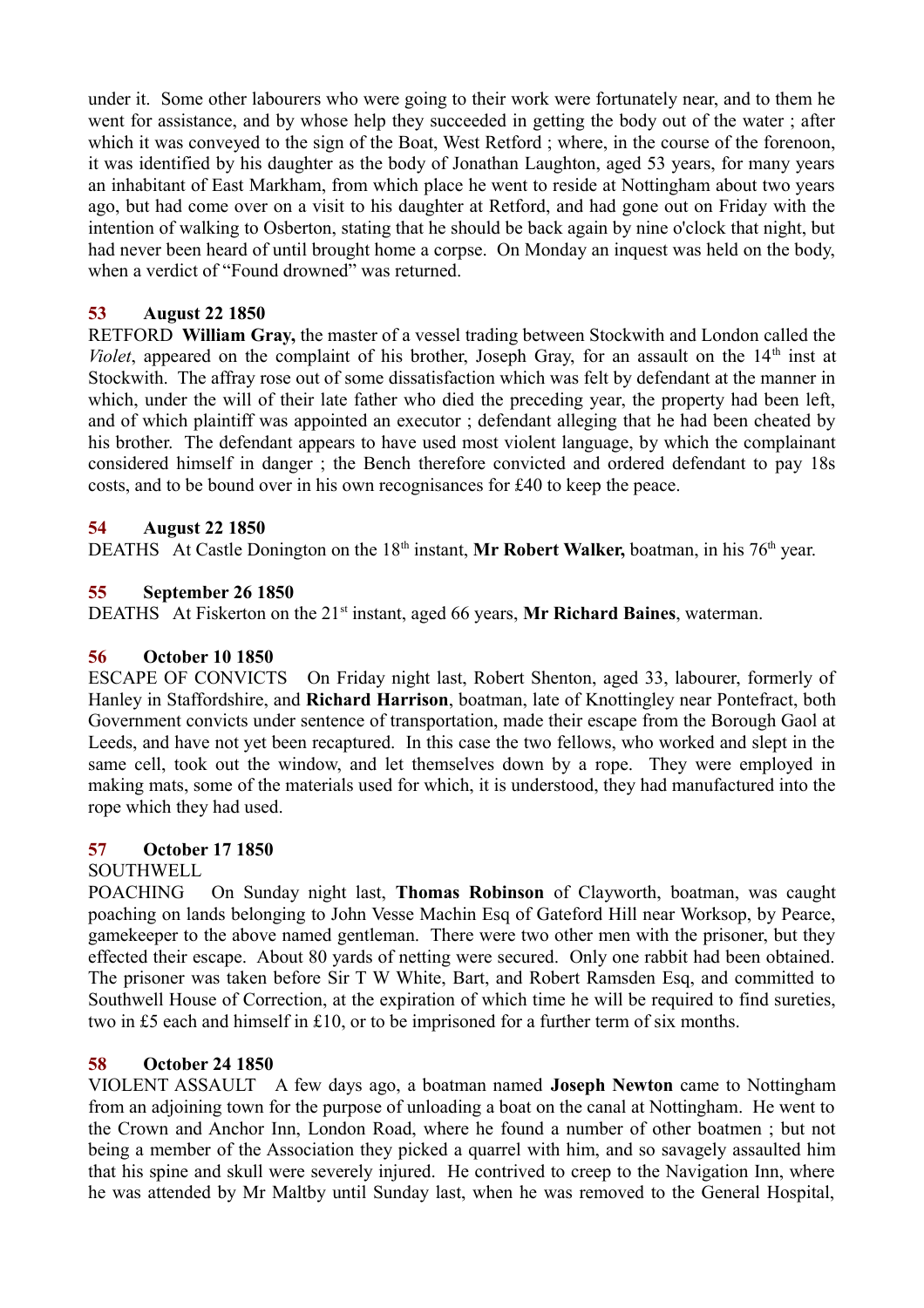under it. Some other labourers who were going to their work were fortunately near, and to them he went for assistance, and by whose help they succeeded in getting the body out of the water ; after which it was conveyed to the sign of the Boat, West Retford ; where, in the course of the forenoon, it was identified by his daughter as the body of Jonathan Laughton, aged 53 years, for many years an inhabitant of East Markham, from which place he went to reside at Nottingham about two years ago, but had come over on a visit to his daughter at Retford, and had gone out on Friday with the intention of walking to Osberton, stating that he should be back again by nine o'clock that night, but had never been heard of until brought home a corpse. On Monday an inquest was held on the body, when a verdict of "Found drowned" was returned.

**53 August 22 1850**

RETFORD **William Gray,** the master of a vessel trading between Stockwith and London called the *Violet*, appeared on the complaint of his brother, Joseph Gray, for an assault on the 14th inst at Stockwith. The affray rose out of some dissatisfaction which was felt by defendant at the manner in which, under the will of their late father who died the preceding year, the property had been left, and of which plaintiff was appointed an executor ; defendant alleging that he had been cheated by his brother. The defendant appears to have used most violent language, by which the complainant considered himself in danger ; the Bench therefore convicted and ordered defendant to pay 18s costs, and to be bound over in his own recognisances for £40 to keep the peace.

**54 August 22 1850**

DEATHS At Castle Donington on the 18th instant, **Mr Robert Walker,** boatman, in his 76th year.

**55 September 26 1850**

DEATHS At Fiskerton on the 21st instant, aged 66 years, **Mr Richard Baines**, waterman.

**56 October 10 1850**

ESCAPE OF CONVICTS On Friday night last, Robert Shenton, aged 33, labourer, formerly of Hanley in Staffordshire, and **Richard Harrison**, boatman, late of Knottingley near Pontefract, both Government convicts under sentence of transportation, made their escape from the Borough Gaol at Leeds, and have not yet been recaptured. In this case the two fellows, who worked and slept in the same cell, took out the window, and let themselves down by a rope. They were employed in making mats, some of the materials used for which, it is understood, they had manufactured into the rope which they had used.

**57 October 17 1850**

SOUTHWELL

POACHING On Sunday night last, **Thomas Robinson** of Clayworth, boatman, was caught poaching on lands belonging to John Vesse Machin Esq of Gateford Hill near Worksop, by Pearce, gamekeeper to the above named gentleman. There were two other men with the prisoner, but they effected their escape. About 80 yards of netting were secured. Only one rabbit had been obtained. The prisoner was taken before Sir T W White, Bart, and Robert Ramsden Esq, and committed to Southwell House of Correction, at the expiration of which time he will be required to find sureties, two in £5 each and himself in £10, or to be imprisoned for a further term of six months.

**58 October 24 1850**

VIOLENT ASSAULT A few days ago, a boatman named **Joseph Newton** came to Nottingham from an adjoining town for the purpose of unloading a boat on the canal at Nottingham. He went to the Crown and Anchor Inn, London Road, where he found a number of other boatmen ; but not being a member of the Association they picked a quarrel with him, and so savagely assaulted him that his spine and skull were severely injured. He contrived to creep to the Navigation Inn, where he was attended by Mr Maltby until Sunday last, when he was removed to the General Hospital,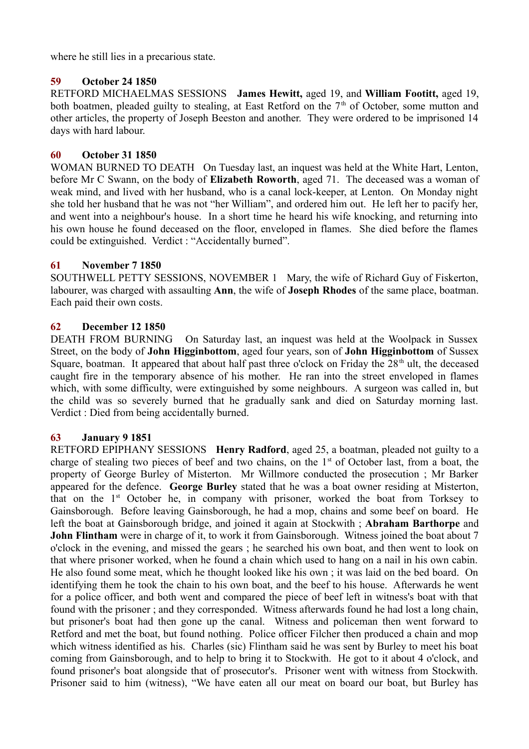where he still lies in a precarious state.

### 59 October 24 1850

RETFORD MICHAELMAS SESSIONS **James Hewitt,** aged 19, and **William Footitt,** aged 19, both boatmen, pleaded guilty to stealing, at East Retford on the 7th of October, some mutton and other articles, the property of Joseph Beeston and another. They were ordered to be imprisoned 14 days with hard labour.

### 60 October 31 1850

WOMAN BURNED TO DEATH On Tuesday last, an inquest was held at the White Hart, Lenton, before Mr C Swann, on the body of **Elizabeth Roworth**, aged 71. The deceased was a woman of weak mind, and lived with her husband, who is a canal lock-keeper, at Lenton. On Monday night she told her husband that he was not "her William", and ordered him out. He left her to pacify her, and went into a neighbour's house. In a short time he heard his wife knocking, and returning into his own house he found deceased on the floor, enveloped in flames. She died before the flames could be extinguished. Verdict : "Accidentally burned".

### 61 November 7 1850

SOUTHWELL PETTY SESSIONS, NOVEMBER 1 Mary, the wife of Richard Guy of Fiskerton, labourer, was charged with assaulting **Ann**, the wife of **Joseph Rhodes** of the same place, boatman. Each paid their own costs.

### 62 December 12 1850

DEATH FROM BURNING On Saturday last, an inquest was held at the Woolpack in Sussex Street, on the body of **John Higginbottom**, aged four years, son of **John Higginbottom** of Sussex Square, boatman. It appeared that about half past three o'clock on Friday the 28th ult, the deceased caught fire in the temporary absence of his mother. He ran into the street enveloped in flames which, with some difficulty, were extinguished by some neighbours. A surgeon was called in, but the child was so severely burned that he gradually sank and died on Saturday morning last. Verdict : Died from being accidentally burned.

### 63 January 9 1851

RETFORD EPIPHANY SESSIONS **Henry Radford**, aged 25, a boatman, pleaded not guilty to a charge of stealing two pieces of beef and two chains, on the 1st of October last, from a boat, the property of George Burley of Misterton. Mr Willmore conducted the prosecution ; Mr Barker appeared for the defence. **George Burley** stated that he was a boat owner residing at Misterton, that on the 1st October he, in company with prisoner, worked the boat from Torksey to Gainsborough. Before leaving Gainsborough, he had a mop, chains and some beef on board. He left the boat at Gainsborough bridge, and joined it again at Stockwith ; **Abraham Barthorpe** and **John Flintham** were in charge of it, to work it from Gainsborough. Witness joined the boat about 7 o'clock in the evening, and missed the gears ; he searched his own boat, and then went to look on that where prisoner worked, when he found a chain which used to hang on a nail in his own cabin. He also found some meat, which he thought looked like his own ; it was laid on the bed board. On identifying them he took the chain to his own boat, and the beef to his house. Afterwards he went for a police officer, and both went and compared the piece of beef left in witness's boat with that found with the prisoner ; and they corresponded. Witness afterwards found he had lost a long chain, but prisoner's boat had then gone up the canal. Witness and policeman then went forward to Retford and met the boat, but found nothing. Police officer Filcher then produced a chain and mop which witness identified as his. Charles (sic) Flintham said he was sent by Burley to meet his boat coming from Gainsborough, and to help to bring it to Stockwith. He got to it about 4 o'clock, and found prisoner's boat alongside that of prosecutor's. Prisoner went with witness from Stockwith. Prisoner said to him (witness), "We have eaten all our meat on board our boat, but Burley has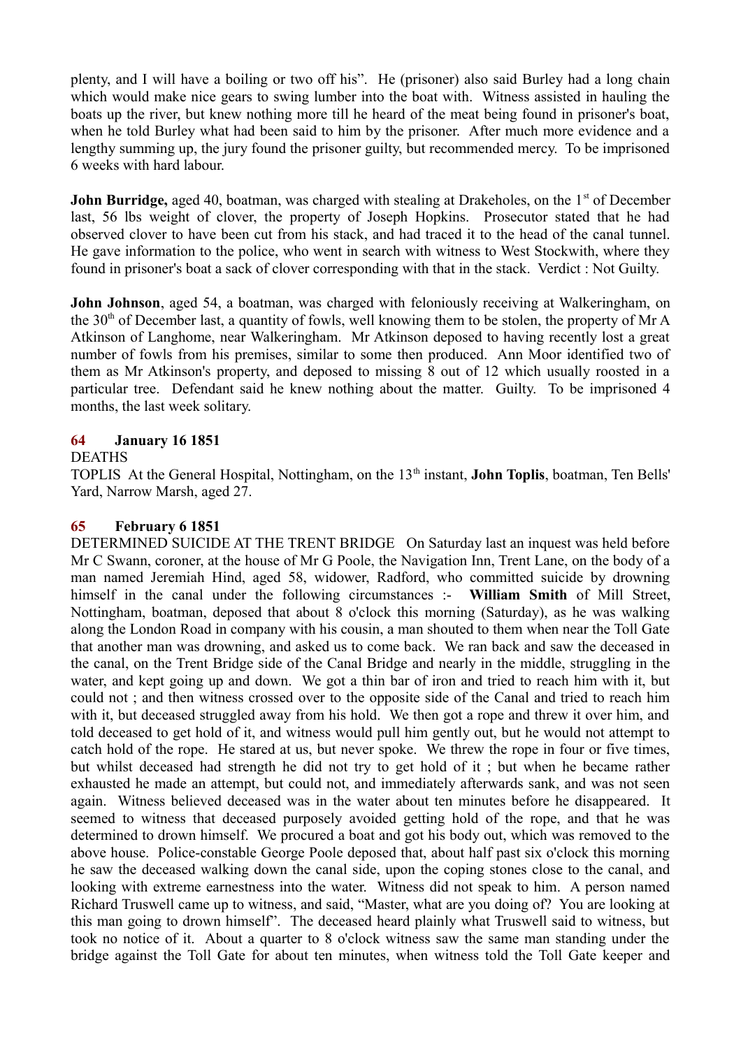plenty, and I will have a boiling or two off his". He (prisoner) also said Burley had a long chain which would make nice gears to swing lumber into the boat with. Witness assisted in hauling the boats up the river, but knew nothing more till he heard of the meat being found in prisoner's boat, when he told Burley what had been said to him by the prisoner. After much more evidence and a lengthy summing up, the jury found the prisoner guilty, but recommended mercy. To be imprisoned 6 weeks with hard labour.

**John Burridge,** aged 40, boatman, was charged with stealing at Drakeholes, on the 1st of December last, 56 lbs weight of clover, the property of Joseph Hopkins. Prosecutor stated that he had observed clover to have been cut from his stack, and had traced it to the head of the canal tunnel. He gave information to the police, who went in search with witness to West Stockwith, where they found in prisoner's boat a sack of clover corresponding with that in the stack. Verdict : Not Guilty.

**John Johnson**, aged 54, a boatman, was charged with feloniously receiving at Walkeringham, on the 30th of December last, a quantity of fowls, well knowing them to be stolen, the property of Mr A Atkinson of Langhome, near Walkeringham. Mr Atkinson deposed to having recently lost a great number of fowls from his premises, similar to some then produced. Ann Moor identified two of them as Mr Atkinson's property, and deposed to missing 8 out of 12 which usually roosted in a particular tree. Defendant said he knew nothing about the matter. Guilty. To be imprisoned 4 months, the last week solitary.

## 64 January 16 1851

DEATHS

TOPLIS At the General Hospital, Nottingham, on the 13th instant, **John Toplis**, boatman, Ten Bells' Yard, Narrow Marsh, aged 27.

## 65 February 6 1851

DETERMINED SUICIDE AT THE TRENT BRIDGE On Saturday last an inquest was held before Mr C Swann, coroner, at the house of Mr G Poole, the Navigation Inn, Trent Lane, on the body of a man named Jeremiah Hind, aged 58, widower, Radford, who committed suicide by drowning himself in the canal under the following circumstances :- **William Smith** of Mill Street, Nottingham, boatman, deposed that about 8 o'clock this morning (Saturday), as he was walking along the London Road in company with his cousin, a man shouted to them when near the Toll Gate that another man was drowning, and asked us to come back. We ran back and saw the deceased in the canal, on the Trent Bridge side of the Canal Bridge and nearly in the middle, struggling in the water, and kept going up and down. We got a thin bar of iron and tried to reach him with it, but could not ; and then witness crossed over to the opposite side of the Canal and tried to reach him with it, but deceased struggled away from his hold. We then got a rope and threw it over him, and told deceased to get hold of it, and witness would pull him gently out, but he would not attempt to catch hold of the rope. He stared at us, but never spoke. We threw the rope in four or five times, but whilst deceased had strength he did not try to get hold of it ; but when he became rather exhausted he made an attempt, but could not, and immediately afterwards sank, and was not seen again. Witness believed deceased was in the water about ten minutes before he disappeared. It seemed to witness that deceased purposely avoided getting hold of the rope, and that he was determined to drown himself. We procured a boat and got his body out, which was removed to the above house. Police-constable George Poole deposed that, about half past six o'clock this morning he saw the deceased walking down the canal side, upon the coping stones close to the canal, and looking with extreme earnestness into the water. Witness did not speak to him. A person named Richard Truswell came up to witness, and said, "Master, what are you doing of? You are looking at this man going to drown himself". The deceased heard plainly what Truswell said to witness, but took no notice of it. About a quarter to 8 o'clock witness saw the same man standing under the bridge against the Toll Gate for about ten minutes, when witness told the Toll Gate keeper and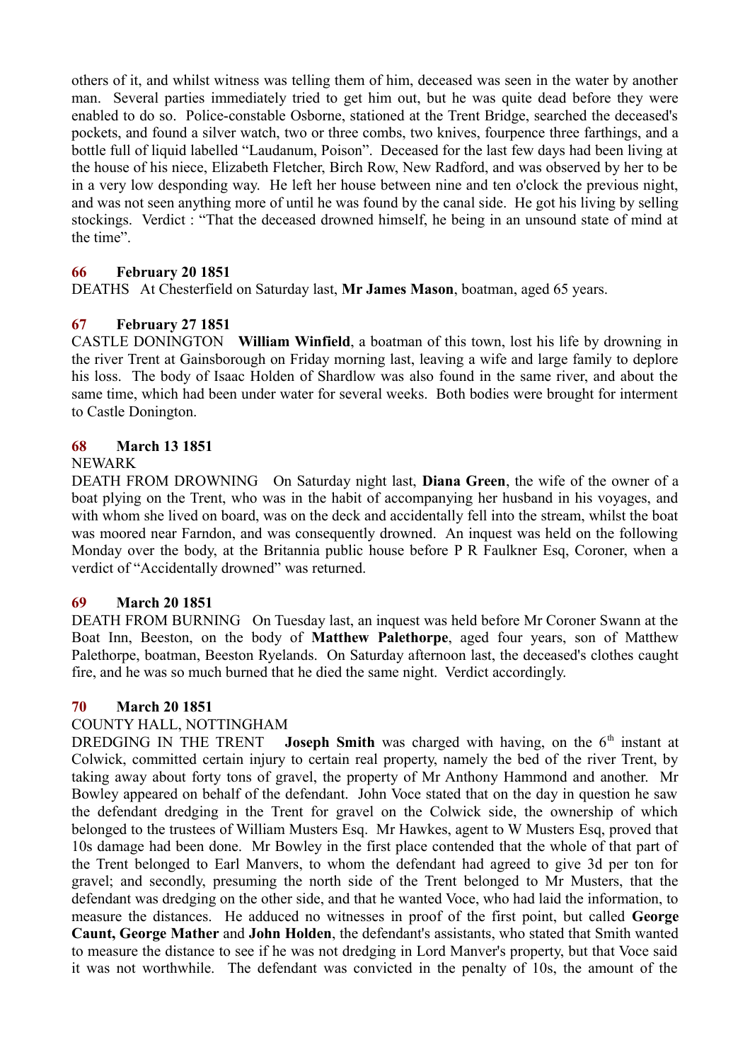others of it, and whilst witness was telling them of him, deceased was seen in the water by another man. Several parties immediately tried to get him out, but he was quite dead before they were enabled to do so. Police-constable Osborne, stationed at the Trent Bridge, searched the deceased's pockets, and found a silver watch, two or three combs, two knives, fourpence three farthings, and a bottle full of liquid labelled “Laudanum, Poison”. Deceased for the last few days had been living at the house of his niece, Elizabeth Fletcher, Birch Row, New Radford, and was observed by her to be in a very low desponding way. He left her house between nine and ten o'clock the previous night, and was not seen anything more of until he was found by the canal side. He got his living by selling stockings. Verdict : “That the deceased drowned himself, he being in an unsound state of mind at the time”.

### 66 February 20 1851

DEATHS At Chesterfield on Saturday last, **Mr James Mason**, boatman, aged 65 years.

### 67 February 27 1851

CASTLE DONINGTON **William Winfield**, a boatman of this town, lost his life by drowning in the river Trent at Gainsborough on Friday morning last, leaving a wife and large family to deplore his loss. The body of Isaac Holden of Shardlow was also found in the same river, and about the same time, which had been under water for several weeks. Both bodies were brought for interment to Castle Donington.

### 68 March 13 1851

NEWARK

DEATH FROM DROWNING On Saturday night last, **Diana Green**, the wife of the owner of a boat plying on the Trent, who was in the habit of accompanying her husband in his voyages, and with whom she lived on board, was on the deck and accidentally fell into the stream, whilst the boat was moored near Farndon, and was consequently drowned. An inquest was held on the following Monday over the body, at the Britannia public house before P R Faulkner Esq, Coroner, when a verdict of “Accidentally drowned” was returned.

### 69 March 20 1851

DEATH FROM BURNING On Tuesday last, an inquest was held before Mr Coroner Swann at the Boat Inn, Beeston, on the body of **Matthew Palethorpe**, aged four years, son of Matthew Palethorpe, boatman, Beeston Ryelands. On Saturday afternoon last, the deceased's clothes caught fire, and he was so much burned that he died the same night. Verdict accordingly.

### 70 March 20 1851

COUNTY HALL, NOTTINGHAM

DREDGING IN THE TRENT **Joseph Smith** was charged with having, on the 6th instant at Colwick, committed certain injury to certain real property, namely the bed of the river Trent, by taking away about forty tons of gravel, the property of Mr Anthony Hammond and another. Mr Bowley appeared on behalf of the defendant. John Voce stated that on the day in question he saw the defendant dredging in the Trent for gravel on the Colwick side, the ownership of which belonged to the trustees of William Musters Esq. Mr Hawkes, agent to W Musters Esq, proved that 10s damage had been done. Mr Bowley in the first place contended that the whole of that part of the Trent belonged to Earl Manvers, to whom the defendant had agreed to give 3d per ton for gravel; and secondly, presuming the north side of the Trent belonged to Mr Musters, that the defendant was dredging on the other side, and that he wanted Voce, who had laid the information, to measure the distances. He adduced no witnesses in proof of the first point, but called **George Caunt, George Mather** and **John Holden**, the defendant's assistants, who stated that Smith wanted to measure the distance to see if he was not dredging in Lord Manver's property, but that Voce said it was not worthwhile. The defendant was convicted in the penalty of 10s, the amount of the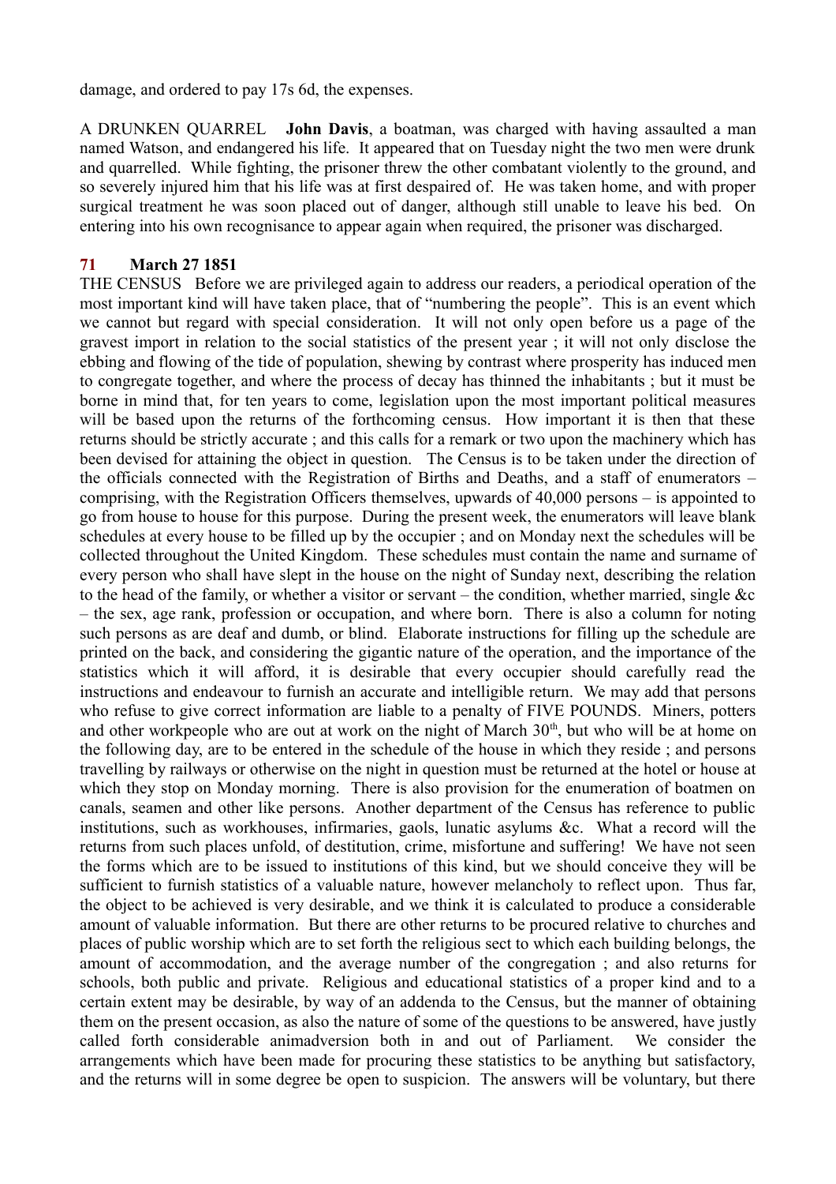damage, and ordered to pay 17s 6d, the expenses.

A DRUNKEN QUARREL **John Davis**, a boatman, was charged with having assaulted a man named Watson, and endangered his life. It appeared that on Tuesday night the two men were drunk and quarrelled. While fighting, the prisoner threw the other combatant violently to the ground, and so severely injured him that his life was at first despaired of. He was taken home, and with proper surgical treatment he was soon placed out of danger, although still unable to leave his bed. On entering into his own recognisance to appear again when required, the prisoner was discharged.

### 71 March 27 1851

THE CENSUS Before we are privileged again to address our readers, a periodical operation of the most important kind will have taken place, that of "numbering the people". This is an event which we cannot but regard with special consideration. It will not only open before us a page of the gravest import in relation to the social statistics of the present year ; it will not only disclose the ebbing and flowing of the tide of population, shewing by contrast where prosperity has induced men to congregate together, and where the process of decay has thinned the inhabitants ; but it must be borne in mind that, for ten years to come, legislation upon the most important political measures will be based upon the returns of the forthcoming census. How important it is then that these returns should be strictly accurate ; and this calls for a remark or two upon the machinery which has been devised for attaining the object in question. The Census is to be taken under the direction of the officials connected with the Registration of Births and Deaths, and a staff of enumerators – comprising, with the Registration Officers themselves, upwards of 40,000 persons – is appointed to go from house to house for this purpose. During the present week, the enumerators will leave blank schedules at every house to be filled up by the occupier ; and on Monday next the schedules will be collected throughout the United Kingdom. These schedules must contain the name and surname of every person who shall have slept in the house on the night of Sunday next, describing the relation to the head of the family, or whether a visitor or servant – the condition, whether married, single &c – the sex, age rank, profession or occupation, and where born. There is also a column for noting such persons as are deaf and dumb, or blind. Elaborate instructions for filling up the schedule are printed on the back, and considering the gigantic nature of the operation, and the importance of the statistics which it will afford, it is desirable that every occupier should carefully read the instructions and endeavour to furnish an accurate and intelligible return. We may add that persons who refuse to give correct information are liable to a penalty of FIVE POUNDS. Miners, potters and other workpeople who are out at work on the night of March 30th, but who will be at home on the following day, are to be entered in the schedule of the house in which they reside ; and persons travelling by railways or otherwise on the night in question must be returned at the hotel or house at which they stop on Monday morning. There is also provision for the enumeration of boatmen on canals, seamen and other like persons. Another department of the Census has reference to public institutions, such as workhouses, infirmaries, gaols, lunatic asylums &c. What a record will the returns from such places unfold, of destitution, crime, misfortune and suffering! We have not seen the forms which are to be issued to institutions of this kind, but we should conceive they will be sufficient to furnish statistics of a valuable nature, however melancholy to reflect upon. Thus far, the object to be achieved is very desirable, and we think it is calculated to produce a considerable amount of valuable information. But there are other returns to be procured relative to churches and places of public worship which are to set forth the religious sect to which each building belongs, the amount of accommodation, and the average number of the congregation ; and also returns for schools, both public and private. Religious and educational statistics of a proper kind and to a certain extent may be desirable, by way of an addenda to the Census, but the manner of obtaining them on the present occasion, as also the nature of some of the questions to be answered, have justly called forth considerable animadversion both in and out of Parliament. We consider the arrangements which have been made for procuring these statistics to be anything but satisfactory, and the returns will in some degree be open to suspicion. The answers will be voluntary, but there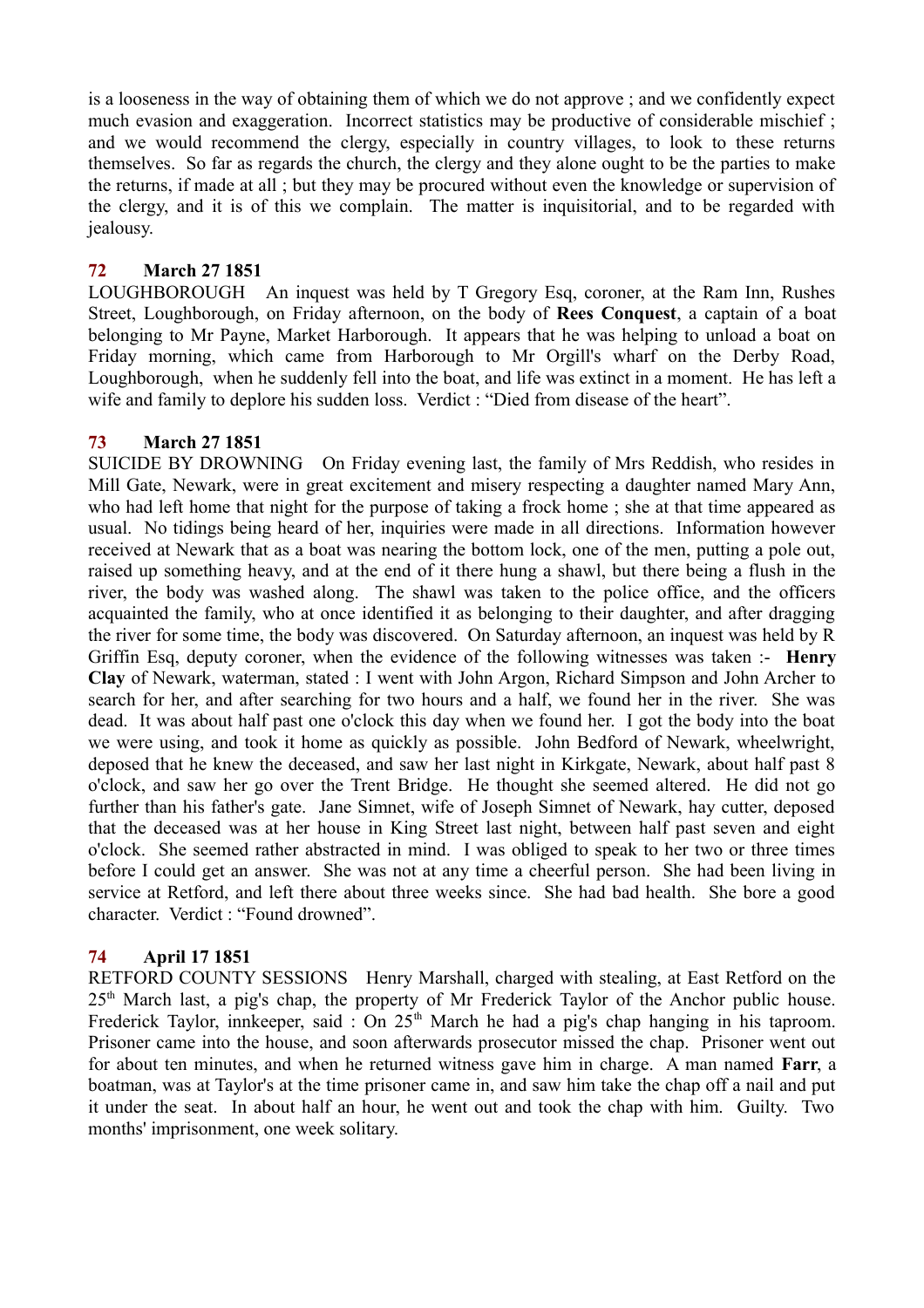is a looseness in the way of obtaining them of which we do not approve ; and we confidently expect much evasion and exaggeration. Incorrect statistics may be productive of considerable mischief ; and we would recommend the clergy, especially in country villages, to look to these returns themselves. So far as regards the church, the clergy and they alone ought to be the parties to make the returns, if made at all ; but they may be procured without even the knowledge or supervision of the clergy, and it is of this we complain. The matter is inquisitorial, and to be regarded with jealousy.

### 72 March 27 1851

LOUGHBOROUGH An inquest was held by T Gregory Esq, coroner, at the Ram Inn, Rushes Street, Loughborough, on Friday afternoon, on the body of **Rees Conquest**, a captain of a boat belonging to Mr Payne, Market Harborough. It appears that he was helping to unload a boat on Friday morning, which came from Harborough to Mr Orgill's wharf on the Derby Road, Loughborough, when he suddenly fell into the boat, and life was extinct in a moment. He has left a wife and family to deplore his sudden loss. Verdict : "Died from disease of the heart".

### 73 March 27 1851

SUICIDE BY DROWNING On Friday evening last, the family of Mrs Reddish, who resides in Mill Gate, Newark, were in great excitement and misery respecting a daughter named Mary Ann, who had left home that night for the purpose of taking a frock home ; she at that time appeared as usual. No tidings being heard of her, inquiries were made in all directions. Information however received at Newark that as a boat was nearing the bottom lock, one of the men, putting a pole out, raised up something heavy, and at the end of it there hung a shawl, but there being a flush in the river, the body was washed along. The shawl was taken to the police office, and the officers acquainted the family, who at once identified it as belonging to their daughter, and after dragging the river for some time, the body was discovered. On Saturday afternoon, an inquest was held by R Griffin Esq, deputy coroner, when the evidence of the following witnesses was taken :- **Henry Clay** of Newark, waterman, stated : I went with John Argon, Richard Simpson and John Archer to search for her, and after searching for two hours and a half, we found her in the river. She was dead. It was about half past one o'clock this day when we found her. I got the body into the boat we were using, and took it home as quickly as possible. John Bedford of Newark, wheelwright, deposed that he knew the deceased, and saw her last night in Kirkgate, Newark, about half past 8 o'clock, and saw her go over the Trent Bridge. He thought she seemed altered. He did not go further than his father's gate. Jane Simnet, wife of Joseph Simnet of Newark, hay cutter, deposed that the deceased was at her house in King Street last night, between half past seven and eight o'clock. She seemed rather abstracted in mind. I was obliged to speak to her two or three times before I could get an answer. She was not at any time a cheerful person. She had been living in service at Retford, and left there about three weeks since. She had bad health. She bore a good character. Verdict : "Found drowned".

### 74 April 17 1851

RETFORD COUNTY SESSIONS Henry Marshall, charged with stealing, at East Retford on the 25th March last, a pig's chap, the property of Mr Frederick Taylor of the Anchor public house. Frederick Taylor, innkeeper, said : On 25th March he had a pig's chap hanging in his taproom. Prisoner came into the house, and soon afterwards prosecutor missed the chap. Prisoner went out for about ten minutes, and when he returned witness gave him in charge. A man named **Farr**, a boatman, was at Taylor's at the time prisoner came in, and saw him take the chap off a nail and put it under the seat. In about half an hour, he went out and took the chap with him. Guilty. Two months' imprisonment, one week solitary.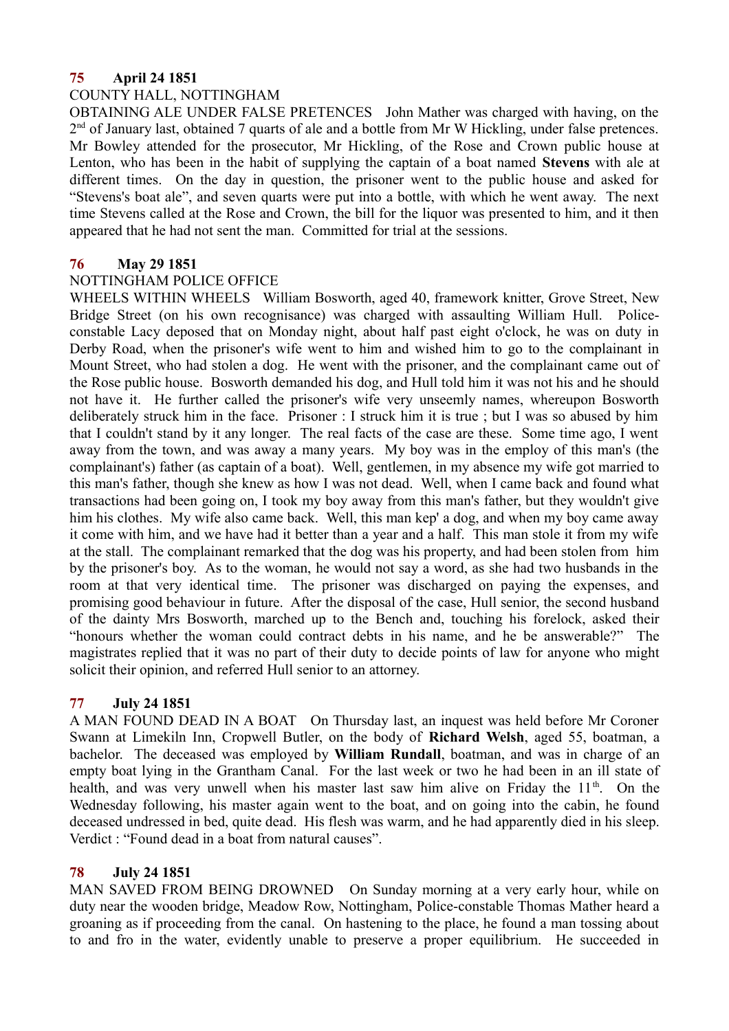**75 April 24 1851**

COUNTY HALL, NOTTINGHAM

OBTAINING ALE UNDER FALSE PRETENCES John Mather was charged with having, on the 2nd of January last, obtained 7 quarts of ale and a bottle from Mr W Hickling, under false pretences. Mr Bowley attended for the prosecutor, Mr Hickling, of the Rose and Crown public house at Lenton, who has been in the habit of supplying the captain of a boat named **Stevens** with ale at different times. On the day in question, the prisoner went to the public house and asked for "Stevens's boat ale", and seven quarts were put into a bottle, with which he went away. The next time Stevens called at the Rose and Crown, the bill for the liquor was presented to him, and it then appeared that he had not sent the man. Committed for trial at the sessions.

**76 May 29 1851**

NOTTINGHAM POLICE OFFICE

WHEELS WITHIN WHEELS William Bosworth, aged 40, framework knitter, Grove Street, New Bridge Street (on his own recognisance) was charged with assaulting William Hull. Police-constable Lacy deposed that on Monday night, about half past eight o'clock, he was on duty in Derby Road, when the prisoner's wife went to him and wished him to go to the complainant in Mount Street, who had stolen a dog. He went with the prisoner, and the complainant came out of the Rose public house. Bosworth demanded his dog, and Hull told him it was not his and he should not have it. He further called the prisoner's wife very unseemly names, whereupon Bosworth deliberately struck him in the face. Prisoner : I struck him it is true ; but I was so abused by him that I couldn't stand by it any longer. The real facts of the case are these. Some time ago, I went away from the town, and was away a many years. My boy was in the employ of this man's (the complainant's) father (as captain of a boat). Well, gentlemen, in my absence my wife got married to this man's father, though she knew as how I was not dead. Well, when I came back and found what transactions had been going on, I took my boy away from this man's father, but they wouldn't give him his clothes. My wife also came back. Well, this man kep' a dog, and when my boy came away it come with him, and we have had it better than a year and a half. This man stole it from my wife at the stall. The complainant remarked that the dog was his property, and had been stolen from him by the prisoner's boy. As to the woman, he would not say a word, as she had two husbands in the room at that very identical time. The prisoner was discharged on paying the expenses, and promising good behaviour in future. After the disposal of the case, Hull senior, the second husband of the dainty Mrs Bosworth, marched up to the Bench and, touching his forelock, asked their "honours whether the woman could contract debts in his name, and he be answerable?" The magistrates replied that it was no part of their duty to decide points of law for anyone who might solicit their opinion, and referred Hull senior to an attorney.

**77 July 24 1851**

A MAN FOUND DEAD IN A BOAT On Thursday last, an inquest was held before Mr Coroner Swann at Limekiln Inn, Cropwell Butler, on the body of **Richard Welsh**, aged 55, boatman, a bachelor. The deceased was employed by **William Rundall**, boatman, and was in charge of an empty boat lying in the Grantham Canal. For the last week or two he had been in an ill state of health, and was very unwell when his master last saw him alive on Friday the 11th. On the Wednesday following, his master again went to the boat, and on going into the cabin, he found deceased undressed in bed, quite dead. His flesh was warm, and he had apparently died in his sleep. Verdict : "Found dead in a boat from natural causes".

**78 July 24 1851**

MAN SAVED FROM BEING DROWNED On Sunday morning at a very early hour, while on duty near the wooden bridge, Meadow Row, Nottingham, Police-constable Thomas Mather heard a groaning as if proceeding from the canal. On hastening to the place, he found a man tossing about to and fro in the water, evidently unable to preserve a proper equilibrium. He succeeded in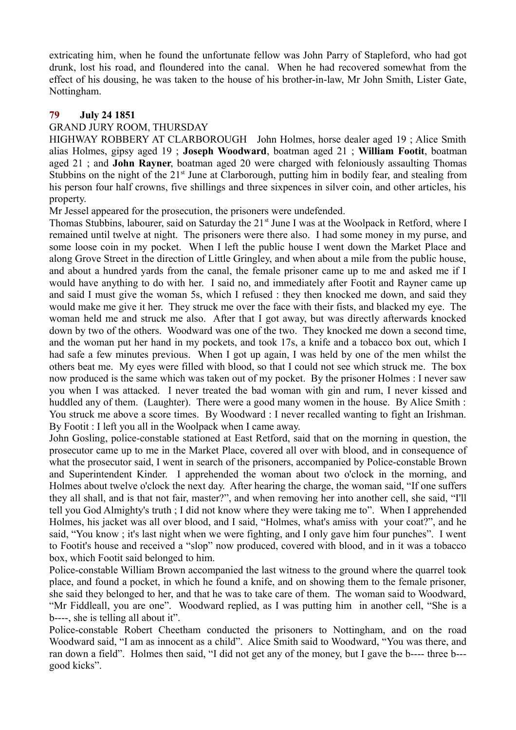extricating him, when he found the unfortunate fellow was John Parry of Stapleford, who had got drunk, lost his road, and floundered into the canal. When he had recovered somewhat from the effect of his dousing, he was taken to the house of his brother-in-law, Mr John Smith, Lister Gate, Nottingham.

### 79 July 24 1851

GRAND JURY ROOM, THURSDAY

HIGHWAY ROBBERY AT CLARBOROUGH John Holmes, horse dealer aged 19 ; Alice Smith alias Holmes, gipsy aged 19 ; **Joseph Woodward**, boatman aged 21 ; **William Footit**, boatman aged 21 ; and **John Rayner**, boatman aged 20 were charged with feloniously assaulting Thomas Stubbins on the night of the 21st June at Clarborough, putting him in bodily fear, and stealing from his person four half crowns, five shillings and three sixpences in silver coin, and other articles, his property.

Mr Jessel appeared for the prosecution, the prisoners were undefended.

Thomas Stubbins, labourer, said on Saturday the 21st June I was at the Woolpack in Retford, where I remained until twelve at night. The prisoners were there also. I had some money in my purse, and some loose coin in my pocket. When I left the public house I went down the Market Place and along Grove Street in the direction of Little Gringley, and when about a mile from the public house, and about a hundred yards from the canal, the female prisoner came up to me and asked me if I would have anything to do with her. I said no, and immediately after Footit and Rayner came up and said I must give the woman 5s, which I refused : they then knocked me down, and said they would make me give it her. They struck me over the face with their fists, and blacked my eye. The woman held me and struck me also. After that I got away, but was directly afterwards knocked down by two of the others. Woodward was one of the two. They knocked me down a second time, and the woman put her hand in my pockets, and took 17s, a knife and a tobacco box out, which I had safe a few minutes previous. When I got up again, I was held by one of the men whilst the others beat me. My eyes were filled with blood, so that I could not see which struck me. The box now produced is the same which was taken out of my pocket. By the prisoner Holmes : I never saw you when I was attacked. I never treated the bad woman with gin and rum, I never kissed and huddled any of them. (Laughter). There were a good many women in the house. By Alice Smith : You struck me above a score times. By Woodward : I never recalled wanting to fight an Irishman. By Footit : I left you all in the Woolpack when I came away.

John Gosling, police-constable stationed at East Retford, said that on the morning in question, the prosecutor came up to me in the Market Place, covered all over with blood, and in consequence of what the prosecutor said, I went in search of the prisoners, accompanied by Police-constable Brown and Superintendent Kinder. I apprehended the woman about two o'clock in the morning, and Holmes about twelve o'clock the next day. After hearing the charge, the woman said, "If one suffers they all shall, and is that not fair, master?", and when removing her into another cell, she said, "I'll tell you God Almighty's truth ; I did not know where they were taking me to". When I apprehended Holmes, his jacket was all over blood, and I said, "Holmes, what's amiss with your coat?", and he said, "You know ; it's last night when we were fighting, and I only gave him four punches". I went to Footit's house and received a "slop" now produced, covered with blood, and in it was a tobacco box, which Footit said belonged to him.

Police-constable William Brown accompanied the last witness to the ground where the quarrel took place, and found a pocket, in which he found a knife, and on showing them to the female prisoner, she said they belonged to her, and that he was to take care of them. The woman said to Woodward, "Mr Fiddleall, you are one". Woodward replied, as I was putting him in another cell, "She is a b----, she is telling all about it".

Police-constable Robert Cheetham conducted the prisoners to Nottingham, and on the road Woodward said, "I am as innocent as a child". Alice Smith said to Woodward, "You was there, and ran down a field". Holmes then said, "I did not get any of the money, but I gave the b---- three b--- good kicks".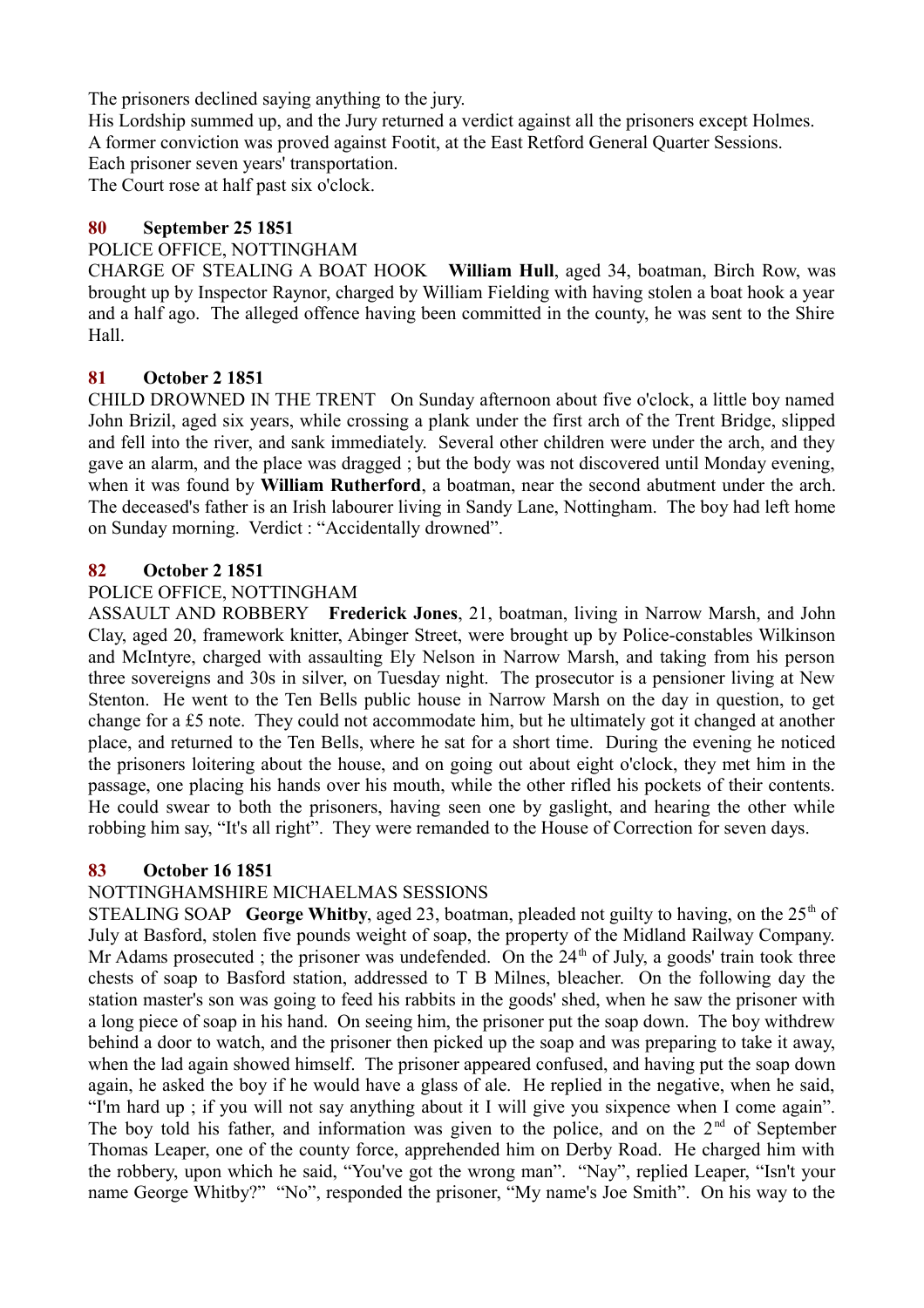The prisoners declined saying anything to the jury.
His Lordship summed up, and the Jury returned a verdict against all the prisoners except Holmes.
A former conviction was proved against Footit, at the East Retford General Quarter Sessions.
Each prisoner seven years' transportation.
The Court rose at half past six o'clock.

**80 September 25 1851**

POLICE OFFICE, NOTTINGHAM

CHARGE OF STEALING A BOAT HOOK **William Hull**, aged 34, boatman, Birch Row, was brought up by Inspector Raynor, charged by William Fielding with having stolen a boat hook a year and a half ago. The alleged offence having been committed in the county, he was sent to the Shire Hall.

**81 October 2 1851**

CHILD DROWNED IN THE TRENT On Sunday afternoon about five o'clock, a little boy named John Brizil, aged six years, while crossing a plank under the first arch of the Trent Bridge, slipped and fell into the river, and sank immediately. Several other children were under the arch, and they gave an alarm, and the place was dragged ; but the body was not discovered until Monday evening, when it was found by **William Rutherford**, a boatman, near the second abutment under the arch. The deceased's father is an Irish labourer living in Sandy Lane, Nottingham. The boy had left home on Sunday morning. Verdict : "Accidentally drowned".

**82 October 2 1851**

POLICE OFFICE, NOTTINGHAM

ASSAULT AND ROBBERY **Frederick Jones**, 21, boatman, living in Narrow Marsh, and John Clay, aged 20, framework knitter, Abinger Street, were brought up by Police-constables Wilkinson and McIntyre, charged with assaulting Ely Nelson in Narrow Marsh, and taking from his person three sovereigns and 30s in silver, on Tuesday night. The prosecutor is a pensioner living at New Stenton. He went to the Ten Bells public house in Narrow Marsh on the day in question, to get change for a £5 note. They could not accommodate him, but he ultimately got it changed at another place, and returned to the Ten Bells, where he sat for a short time. During the evening he noticed the prisoners loitering about the house, and on going out about eight o'clock, they met him in the passage, one placing his hands over his mouth, while the other rifled his pockets of their contents. He could swear to both the prisoners, having seen one by gaslight, and hearing the other while robbing him say, "It's all right". They were remanded to the House of Correction for seven days.

**83 October 16 1851**

NOTTINGHAMSHIRE MICHAELMAS SESSIONS

STEALING SOAP **George Whitby**, aged 23, boatman, pleaded not guilty to having, on the 25th of July at Basford, stolen five pounds weight of soap, the property of the Midland Railway Company. Mr Adams prosecuted ; the prisoner was undefended. On the 24th of July, a goods' train took three chests of soap to Basford station, addressed to T B Milnes, bleacher. On the following day the station master's son was going to feed his rabbits in the goods' shed, when he saw the prisoner with a long piece of soap in his hand. On seeing him, the prisoner put the soap down. The boy withdrew behind a door to watch, and the prisoner then picked up the soap and was preparing to take it away, when the lad again showed himself. The prisoner appeared confused, and having put the soap down again, he asked the boy if he would have a glass of ale. He replied in the negative, when he said, "I'm hard up ; if you will not say anything about it I will give you sixpence when I come again". The boy told his father, and information was given to the police, and on the 2nd of September Thomas Leaper, one of the county force, apprehended him on Derby Road. He charged him with the robbery, upon which he said, "You've got the wrong man". "Nay", replied Leaper, "Isn't your name George Whitby?" "No", responded the prisoner, "My name's Joe Smith". On his way to the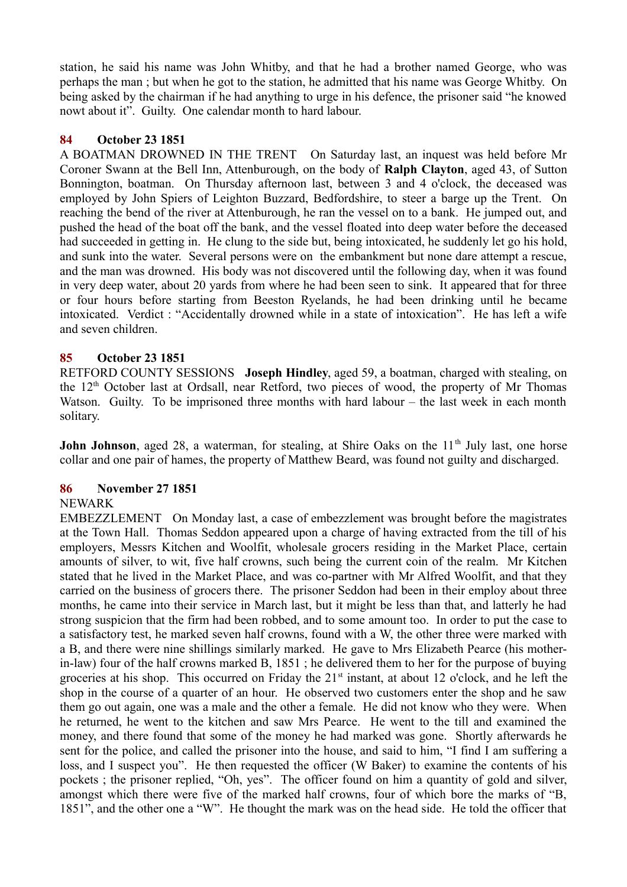station, he said his name was John Whitby, and that he had a brother named George, who was perhaps the man ; but when he got to the station, he admitted that his name was George Whitby. On being asked by the chairman if he had anything to urge in his defence, the prisoner said "he knowed nowt about it". Guilty. One calendar month to hard labour.

### 84 October 23 1851

A BOATMAN DROWNED IN THE TRENT On Saturday last, an inquest was held before Mr Coroner Swann at the Bell Inn, Attenburough, on the body of **Ralph Clayton**, aged 43, of Sutton Bonnington, boatman. On Thursday afternoon last, between 3 and 4 o'clock, the deceased was employed by John Spiers of Leighton Buzzard, Bedfordshire, to steer a barge up the Trent. On reaching the bend of the river at Attenburough, he ran the vessel on to a bank. He jumped out, and pushed the head of the boat off the bank, and the vessel floated into deep water before the deceased had succeeded in getting in. He clung to the side but, being intoxicated, he suddenly let go his hold, and sunk into the water. Several persons were on the embankment but none dare attempt a rescue, and the man was drowned. His body was not discovered until the following day, when it was found in very deep water, about 20 yards from where he had been seen to sink. It appeared that for three or four hours before starting from Beeston Ryelands, he had been drinking until he became intoxicated. Verdict : "Accidentally drowned while in a state of intoxication". He has left a wife and seven children.

### 85 October 23 1851

RETFORD COUNTY SESSIONS **Joseph Hindley**, aged 59, a boatman, charged with stealing, on the 12th October last at Ordsall, near Retford, two pieces of wood, the property of Mr Thomas Watson. Guilty. To be imprisoned three months with hard labour – the last week in each month solitary.

**John Johnson**, aged 28, a waterman, for stealing, at Shire Oaks on the 11th July last, one horse collar and one pair of hames, the property of Matthew Beard, was found not guilty and discharged.

### 86 November 27 1851

NEWARK

EMBEZZLEMENT On Monday last, a case of embezzlement was brought before the magistrates at the Town Hall. Thomas Seddon appeared upon a charge of having extracted from the till of his employers, Messrs Kitchen and Woolfit, wholesale grocers residing in the Market Place, certain amounts of silver, to wit, five half crowns, such being the current coin of the realm. Mr Kitchen stated that he lived in the Market Place, and was co-partner with Mr Alfred Woolfit, and that they carried on the business of grocers there. The prisoner Seddon had been in their employ about three months, he came into their service in March last, but it might be less than that, and latterly he had strong suspicion that the firm had been robbed, and to some amount too. In order to put the case to a satisfactory test, he marked seven half crowns, found with a W, the other three were marked with a B, and there were nine shillings similarly marked. He gave to Mrs Elizabeth Pearce (his mother-in-law) four of the half crowns marked B, 1851 ; he delivered them to her for the purpose of buying groceries at his shop. This occurred on Friday the 21st instant, at about 12 o'clock, and he left the shop in the course of a quarter of an hour. He observed two customers enter the shop and he saw them go out again, one was a male and the other a female. He did not know who they were. When he returned, he went to the kitchen and saw Mrs Pearce. He went to the till and examined the money, and there found that some of the money he had marked was gone. Shortly afterwards he sent for the police, and called the prisoner into the house, and said to him, "I find I am suffering a loss, and I suspect you". He then requested the officer (W Baker) to examine the contents of his pockets ; the prisoner replied, "Oh, yes". The officer found on him a quantity of gold and silver, amongst which there were five of the marked half crowns, four of which bore the marks of "B, 1851", and the other one a "W". He thought the mark was on the head side. He told the officer that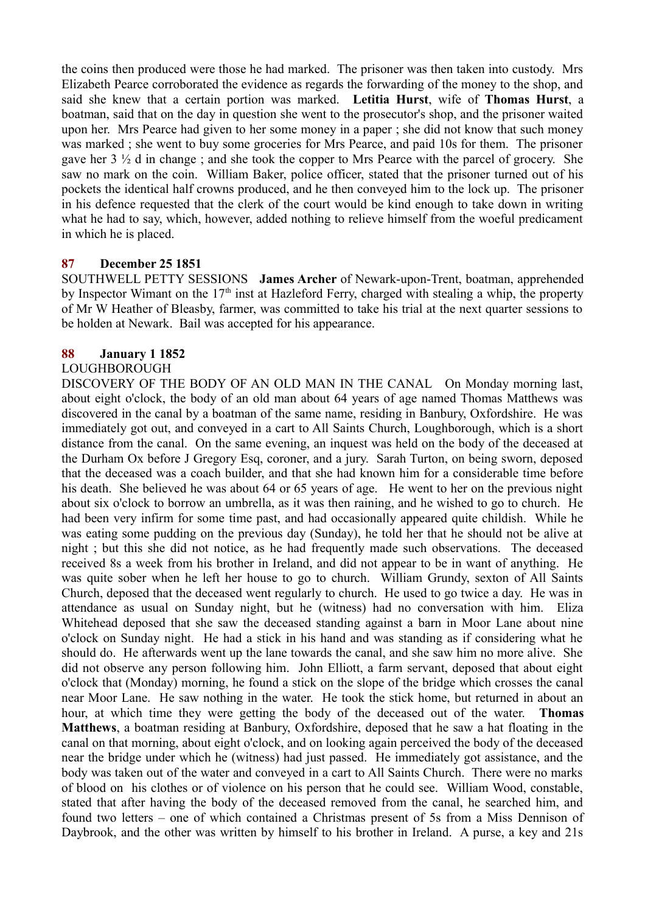the coins then produced were those he had marked. The prisoner was then taken into custody. Mrs Elizabeth Pearce corroborated the evidence as regards the forwarding of the money to the shop, and said she knew that a certain portion was marked. **Letitia Hurst**, wife of **Thomas Hurst**, a boatman, said that on the day in question she went to the prosecutor's shop, and the prisoner waited upon her. Mrs Pearce had given to her some money in a paper ; she did not know that such money was marked ; she went to buy some groceries for Mrs Pearce, and paid 10s for them. The prisoner gave her 3 ½ d in change ; and she took the copper to Mrs Pearce with the parcel of grocery. She saw no mark on the coin. William Baker, police officer, stated that the prisoner turned out of his pockets the identical half crowns produced, and he then conveyed him to the lock up. The prisoner in his defence requested that the clerk of the court would be kind enough to take down in writing what he had to say, which, however, added nothing to relieve himself from the woeful predicament in which he is placed.

### 87 December 25 1851

SOUTHWELL PETTY SESSIONS **James Archer** of Newark-upon-Trent, boatman, apprehended by Inspector Wimant on the 17th inst at Hazleford Ferry, charged with stealing a whip, the property of Mr W Heather of Bleasby, farmer, was committed to take his trial at the next quarter sessions to be holden at Newark. Bail was accepted for his appearance.

### 88 January 1 1852

LOUGHBOROUGH

DISCOVERY OF THE BODY OF AN OLD MAN IN THE CANAL On Monday morning last, about eight o'clock, the body of an old man about 64 years of age named Thomas Matthews was discovered in the canal by a boatman of the same name, residing in Banbury, Oxfordshire. He was immediately got out, and conveyed in a cart to All Saints Church, Loughborough, which is a short distance from the canal. On the same evening, an inquest was held on the body of the deceased at the Durham Ox before J Gregory Esq, coroner, and a jury. Sarah Turton, on being sworn, deposed that the deceased was a coach builder, and that she had known him for a considerable time before his death. She believed he was about 64 or 65 years of age. He went to her on the previous night about six o'clock to borrow an umbrella, as it was then raining, and he wished to go to church. He had been very infirm for some time past, and had occasionally appeared quite childish. While he was eating some pudding on the previous day (Sunday), he told her that he should not be alive at night ; but this she did not notice, as he had frequently made such observations. The deceased received 8s a week from his brother in Ireland, and did not appear to be in want of anything. He was quite sober when he left her house to go to church. William Grundy, sexton of All Saints Church, deposed that the deceased went regularly to church. He used to go twice a day. He was in attendance as usual on Sunday night, but he (witness) had no conversation with him. Eliza Whitehead deposed that she saw the deceased standing against a barn in Moor Lane about nine o'clock on Sunday night. He had a stick in his hand and was standing as if considering what he should do. He afterwards went up the lane towards the canal, and she saw him no more alive. She did not observe any person following him. John Elliott, a farm servant, deposed that about eight o'clock that (Monday) morning, he found a stick on the slope of the bridge which crosses the canal near Moor Lane. He saw nothing in the water. He took the stick home, but returned in about an hour, at which time they were getting the body of the deceased out of the water. **Thomas Matthews**, a boatman residing at Banbury, Oxfordshire, deposed that he saw a hat floating in the canal on that morning, about eight o'clock, and on looking again perceived the body of the deceased near the bridge under which he (witness) had just passed. He immediately got assistance, and the body was taken out of the water and conveyed in a cart to All Saints Church. There were no marks of blood on his clothes or of violence on his person that he could see. William Wood, constable, stated that after having the body of the deceased removed from the canal, he searched him, and found two letters – one of which contained a Christmas present of 5s from a Miss Dennison of Daybrook, and the other was written by himself to his brother in Ireland. A purse, a key and 21s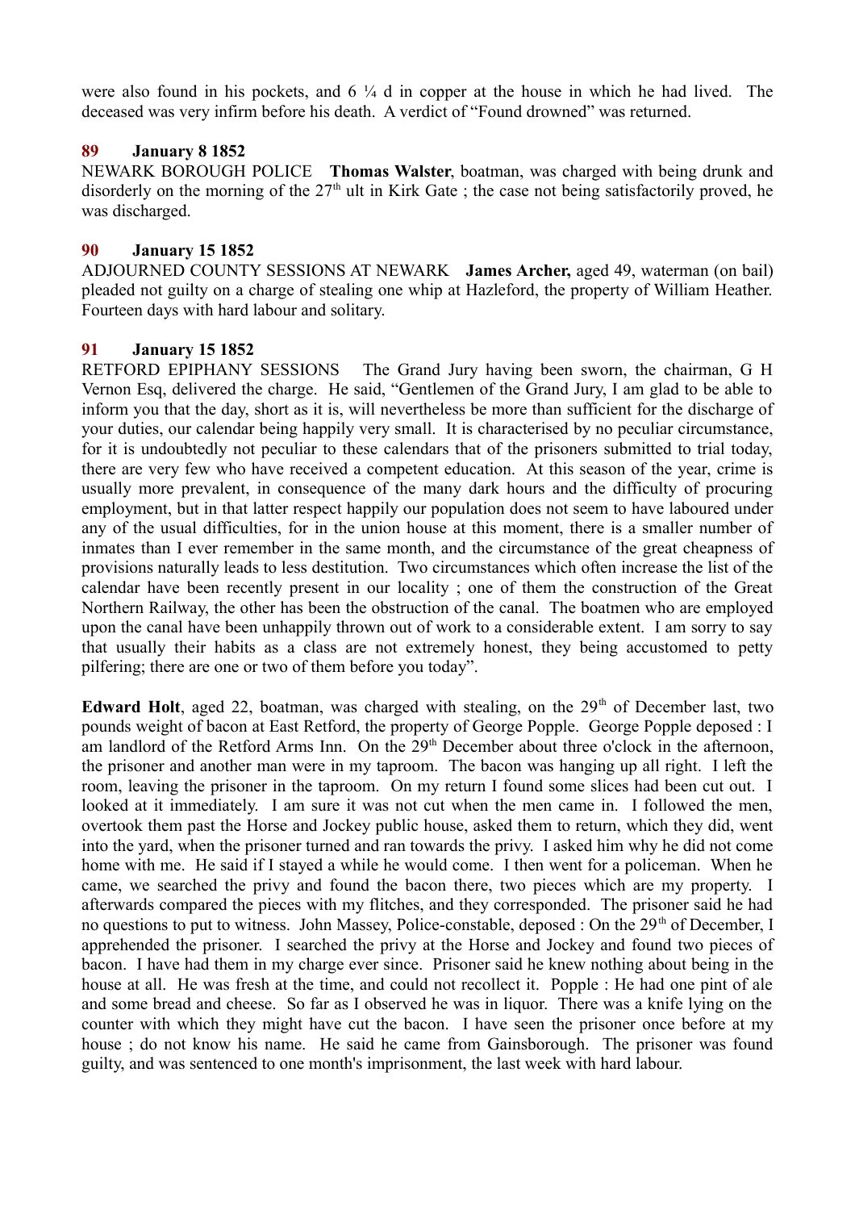were also found in his pockets, and 6 ¼ d in copper at the house in which he had lived. The deceased was very infirm before his death. A verdict of "Found drowned" was returned.

### 89 January 8 1852

NEWARK BOROUGH POLICE **Thomas Walster**, boatman, was charged with being drunk and disorderly on the morning of the 27th ult in Kirk Gate ; the case not being satisfactorily proved, he was discharged.

### 90 January 15 1852

ADJOURNED COUNTY SESSIONS AT NEWARK **James Archer,** aged 49, waterman (on bail) pleaded not guilty on a charge of stealing one whip at Hazleford, the property of William Heather. Fourteen days with hard labour and solitary.

### 91 January 15 1852

RETFORD EPIPHANY SESSIONS The Grand Jury having been sworn, the chairman, G H Vernon Esq, delivered the charge. He said, "Gentlemen of the Grand Jury, I am glad to be able to inform you that the day, short as it is, will nevertheless be more than sufficient for the discharge of your duties, our calendar being happily very small. It is characterised by no peculiar circumstance, for it is undoubtedly not peculiar to these calendars that of the prisoners submitted to trial today, there are very few who have received a competent education. At this season of the year, crime is usually more prevalent, in consequence of the many dark hours and the difficulty of procuring employment, but in that latter respect happily our population does not seem to have laboured under any of the usual difficulties, for in the union house at this moment, there is a smaller number of inmates than I ever remember in the same month, and the circumstance of the great cheapness of provisions naturally leads to less destitution. Two circumstances which often increase the list of the calendar have been recently present in our locality ; one of them the construction of the Great Northern Railway, the other has been the obstruction of the canal. The boatmen who are employed upon the canal have been unhappily thrown out of work to a considerable extent. I am sorry to say that usually their habits as a class are not extremely honest, they being accustomed to petty pilfering; there are one or two of them before you today".

**Edward Holt**, aged 22, boatman, was charged with stealing, on the 29th of December last, two pounds weight of bacon at East Retford, the property of George Popple. George Popple deposed : I am landlord of the Retford Arms Inn. On the 29th December about three o'clock in the afternoon, the prisoner and another man were in my taproom. The bacon was hanging up all right. I left the room, leaving the prisoner in the taproom. On my return I found some slices had been cut out. I looked at it immediately. I am sure it was not cut when the men came in. I followed the men, overtook them past the Horse and Jockey public house, asked them to return, which they did, went into the yard, when the prisoner turned and ran towards the privy. I asked him why he did not come home with me. He said if I stayed a while he would come. I then went for a policeman. When he came, we searched the privy and found the bacon there, two pieces which are my property. I afterwards compared the pieces with my flitches, and they corresponded. The prisoner said he had no questions to put to witness. John Massey, Police-constable, deposed : On the 29th of December, I apprehended the prisoner. I searched the privy at the Horse and Jockey and found two pieces of bacon. I have had them in my charge ever since. Prisoner said he knew nothing about being in the house at all. He was fresh at the time, and could not recollect it. Popple : He had one pint of ale and some bread and cheese. So far as I observed he was in liquor. There was a knife lying on the counter with which they might have cut the bacon. I have seen the prisoner once before at my house ; do not know his name. He said he came from Gainsborough. The prisoner was found guilty, and was sentenced to one month's imprisonment, the last week with hard labour.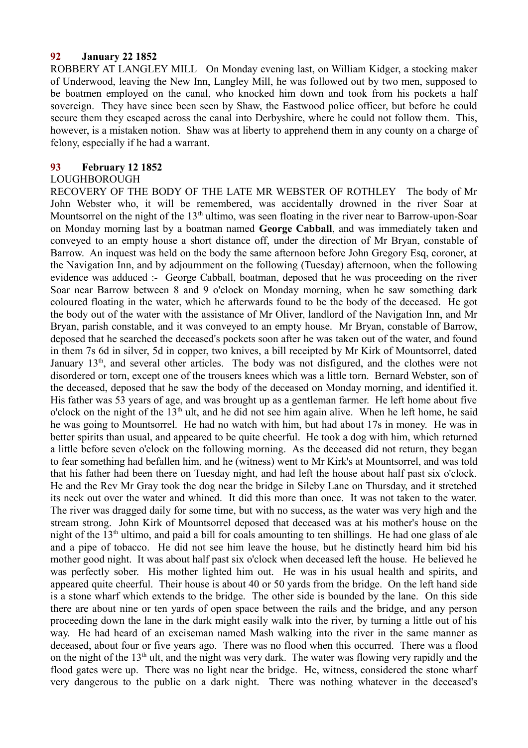**92 January 22 1852**

ROBBERY AT LANGLEY MILL On Monday evening last, on William Kidger, a stocking maker of Underwood, leaving the New Inn, Langley Mill, he was followed out by two men, supposed to be boatmen employed on the canal, who knocked him down and took from his pockets a half sovereign. They have since been seen by Shaw, the Eastwood police officer, but before he could secure them they escaped across the canal into Derbyshire, where he could not follow them. This, however, is a mistaken notion. Shaw was at liberty to apprehend them in any county on a charge of felony, especially if he had a warrant.

**93 February 12 1852**

LOUGHBOROUGH

RECOVERY OF THE BODY OF THE LATE MR WEBSTER OF ROTHLEY The body of Mr John Webster who, it will be remembered, was accidentally drowned in the river Soar at Mountsorrel on the night of the 13th ultimo, was seen floating in the river near to Barrow-upon-Soar on Monday morning last by a boatman named **George Cabball**, and was immediately taken and conveyed to an empty house a short distance off, under the direction of Mr Bryan, constable of Barrow. An inquest was held on the body the same afternoon before John Gregory Esq, coroner, at the Navigation Inn, and by adjournment on the following (Tuesday) afternoon, when the following evidence was adduced :- George Cabball, boatman, deposed that he was proceeding on the river Soar near Barrow between 8 and 9 o'clock on Monday morning, when he saw something dark coloured floating in the water, which he afterwards found to be the body of the deceased. He got the body out of the water with the assistance of Mr Oliver, landlord of the Navigation Inn, and Mr Bryan, parish constable, and it was conveyed to an empty house. Mr Bryan, constable of Barrow, deposed that he searched the deceased's pockets soon after he was taken out of the water, and found in them 7s 6d in silver, 5d in copper, two knives, a bill receipted by Mr Kirk of Mountsorrel, dated January 13th, and several other articles. The body was not disfigured, and the clothes were not disordered or torn, except one of the trousers knees which was a little torn. Bernard Webster, son of the deceased, deposed that he saw the body of the deceased on Monday morning, and identified it. His father was 53 years of age, and was brought up as a gentleman farmer. He left home about five o'clock on the night of the 13th ult, and he did not see him again alive. When he left home, he said he was going to Mountsorrel. He had no watch with him, but had about 17s in money. He was in better spirits than usual, and appeared to be quite cheerful. He took a dog with him, which returned a little before seven o'clock on the following morning. As the deceased did not return, they began to fear something had befallen him, and he (witness) went to Mr Kirk's at Mountsorrel, and was told that his father had been there on Tuesday night, and had left the house about half past six o'clock. He and the Rev Mr Gray took the dog near the bridge in Sileby Lane on Thursday, and it stretched its neck out over the water and whined. It did this more than once. It was not taken to the water. The river was dragged daily for some time, but with no success, as the water was very high and the stream strong. John Kirk of Mountsorrel deposed that deceased was at his mother's house on the night of the 13th ultimo, and paid a bill for coals amounting to ten shillings. He had one glass of ale and a pipe of tobacco. He did not see him leave the house, but he distinctly heard him bid his mother good night. It was about half past six o'clock when deceased left the house. He believed he was perfectly sober. His mother lighted him out. He was in his usual health and spirits, and appeared quite cheerful. Their house is about 40 or 50 yards from the bridge. On the left hand side is a stone wharf which extends to the bridge. The other side is bounded by the lane. On this side there are about nine or ten yards of open space between the rails and the bridge, and any person proceeding down the lane in the dark might easily walk into the river, by turning a little out of his way. He had heard of an exciseman named Mash walking into the river in the same manner as deceased, about four or five years ago. There was no flood when this occurred. There was a flood on the night of the 13th ult, and the night was very dark. The water was flowing very rapidly and the flood gates were up. There was no light near the bridge. He, witness, considered the stone wharf very dangerous to the public on a dark night. There was nothing whatever in the deceased's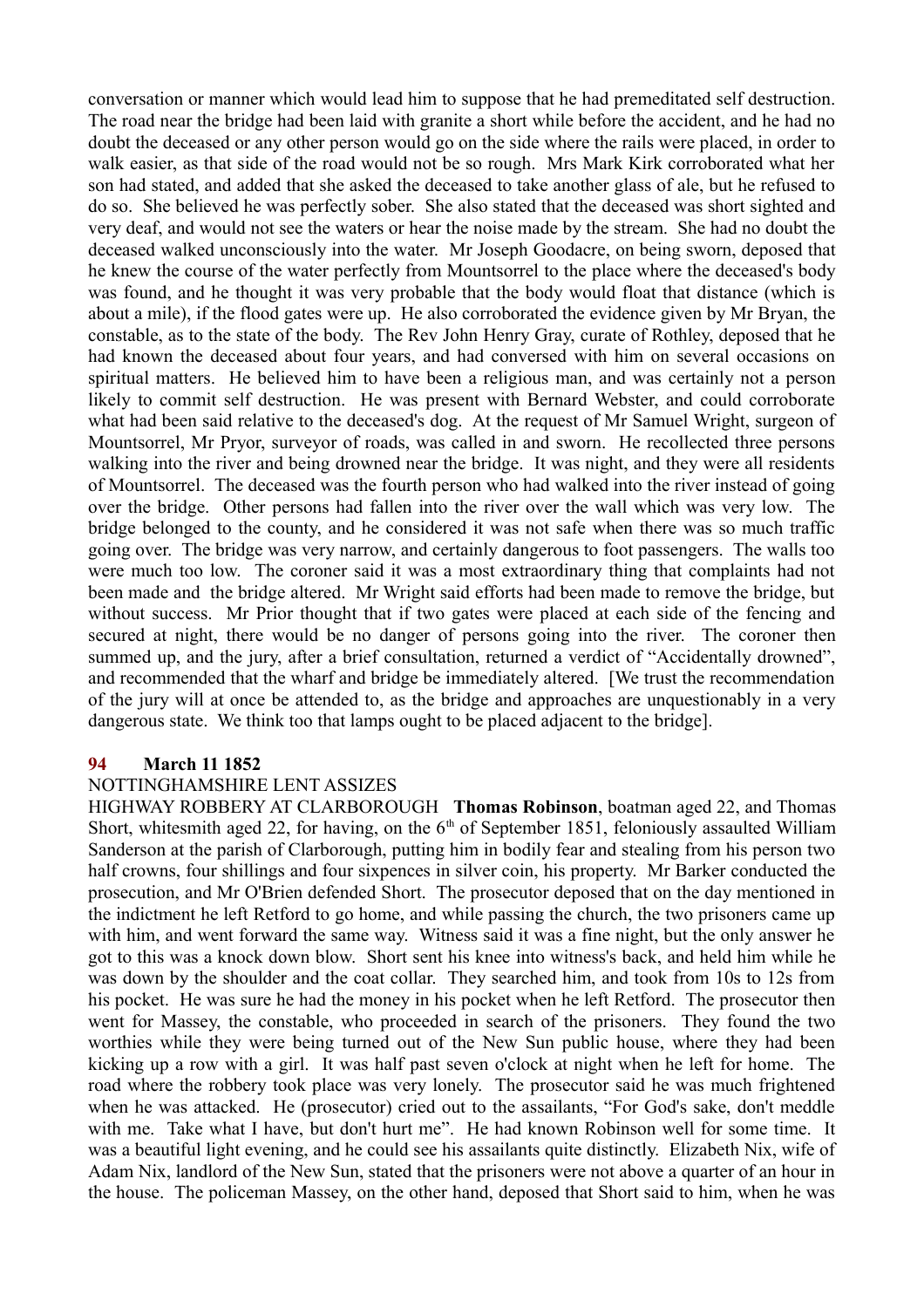conversation or manner which would lead him to suppose that he had premeditated self destruction. The road near the bridge had been laid with granite a short while before the accident, and he had no doubt the deceased or any other person would go on the side where the rails were placed, in order to walk easier, as that side of the road would not be so rough. Mrs Mark Kirk corroborated what her son had stated, and added that she asked the deceased to take another glass of ale, but he refused to do so. She believed he was perfectly sober. She also stated that the deceased was short sighted and very deaf, and would not see the waters or hear the noise made by the stream. She had no doubt the deceased walked unconsciously into the water. Mr Joseph Goodacre, on being sworn, deposed that he knew the course of the water perfectly from Mountsorrel to the place where the deceased's body was found, and he thought it was very probable that the body would float that distance (which is about a mile), if the flood gates were up. He also corroborated the evidence given by Mr Bryan, the constable, as to the state of the body. The Rev John Henry Gray, curate of Rothley, deposed that he had known the deceased about four years, and had conversed with him on several occasions on spiritual matters. He believed him to have been a religious man, and was certainly not a person likely to commit self destruction. He was present with Bernard Webster, and could corroborate what had been said relative to the deceased's dog. At the request of Mr Samuel Wright, surgeon of Mountsorrel, Mr Pryor, surveyor of roads, was called in and sworn. He recollected three persons walking into the river and being drowned near the bridge. It was night, and they were all residents of Mountsorrel. The deceased was the fourth person who had walked into the river instead of going over the bridge. Other persons had fallen into the river over the wall which was very low. The bridge belonged to the county, and he considered it was not safe when there was so much traffic going over. The bridge was very narrow, and certainly dangerous to foot passengers. The walls too were much too low. The coroner said it was a most extraordinary thing that complaints had not been made and the bridge altered. Mr Wright said efforts had been made to remove the bridge, but without success. Mr Prior thought that if two gates were placed at each side of the fencing and secured at night, there would be no danger of persons going into the river. The coroner then summed up, and the jury, after a brief consultation, returned a verdict of "Accidentally drowned", and recommended that the wharf and bridge be immediately altered. [We trust the recommendation of the jury will at once be attended to, as the bridge and approaches are unquestionably in a very dangerous state. We think too that lamps ought to be placed adjacent to the bridge].

### 94 March 11 1852

NOTTINGHAMSHIRE LENT ASSIZES

HIGHWAY ROBBERY AT CLARBOROUGH **Thomas Robinson**, boatman aged 22, and Thomas Short, whitesmith aged 22, for having, on the 6th of September 1851, feloniously assaulted William Sanderson at the parish of Clarborough, putting him in bodily fear and stealing from his person two half crowns, four shillings and four sixpences in silver coin, his property. Mr Barker conducted the prosecution, and Mr O'Brien defended Short. The prosecutor deposed that on the day mentioned in the indictment he left Retford to go home, and while passing the church, the two prisoners came up with him, and went forward the same way. Witness said it was a fine night, but the only answer he got to this was a knock down blow. Short sent his knee into witness's back, and held him while he was down by the shoulder and the coat collar. They searched him, and took from 10s to 12s from his pocket. He was sure he had the money in his pocket when he left Retford. The prosecutor then went for Massey, the constable, who proceeded in search of the prisoners. They found the two worthies while they were being turned out of the New Sun public house, where they had been kicking up a row with a girl. It was half past seven o'clock at night when he left for home. The road where the robbery took place was very lonely. The prosecutor said he was much frightened when he was attacked. He (prosecutor) cried out to the assailants, "For God's sake, don't meddle with me. Take what I have, but don't hurt me". He had known Robinson well for some time. It was a beautiful light evening, and he could see his assailants quite distinctly. Elizabeth Nix, wife of Adam Nix, landlord of the New Sun, stated that the prisoners were not above a quarter of an hour in the house. The policeman Massey, on the other hand, deposed that Short said to him, when he was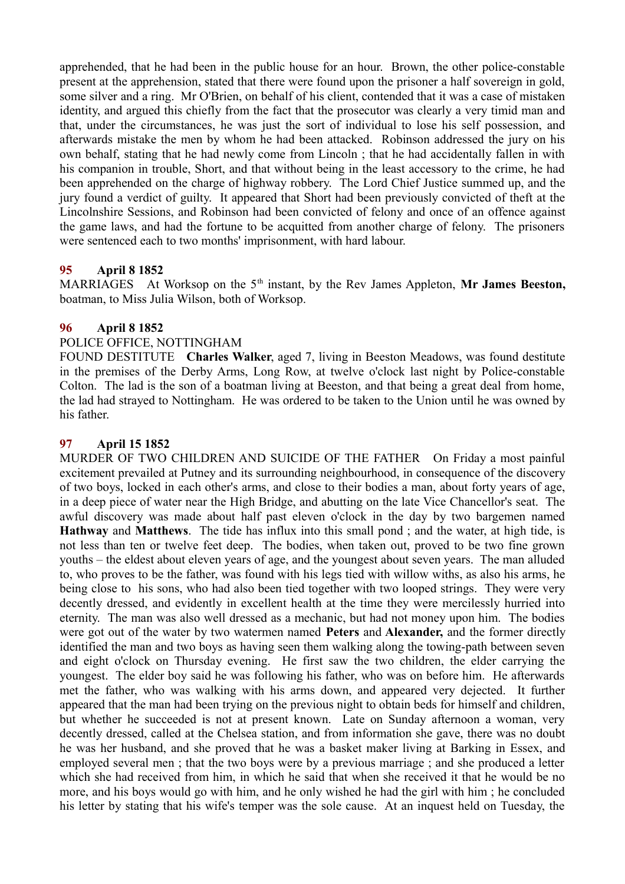apprehended, that he had been in the public house for an hour. Brown, the other police-constable present at the apprehension, stated that there were found upon the prisoner a half sovereign in gold, some silver and a ring. Mr O'Brien, on behalf of his client, contended that it was a case of mistaken identity, and argued this chiefly from the fact that the prosecutor was clearly a very timid man and that, under the circumstances, he was just the sort of individual to lose his self possession, and afterwards mistake the men by whom he had been attacked. Robinson addressed the jury on his own behalf, stating that he had newly come from Lincoln ; that he had accidentally fallen in with his companion in trouble, Short, and that without being in the least accessory to the crime, he had been apprehended on the charge of highway robbery. The Lord Chief Justice summed up, and the jury found a verdict of guilty. It appeared that Short had been previously convicted of theft at the Lincolnshire Sessions, and Robinson had been convicted of felony and once of an offence against the game laws, and had the fortune to be acquitted from another charge of felony. The prisoners were sentenced each to two months' imprisonment, with hard labour.

**95 April 8 1852**

MARRIAGES At Worksop on the 5th instant, by the Rev James Appleton, **Mr James Beeston,** boatman, to Miss Julia Wilson, both of Worksop.

**96 April 8 1852**

POLICE OFFICE, NOTTINGHAM

FOUND DESTITUTE **Charles Walker**, aged 7, living in Beeston Meadows, was found destitute in the premises of the Derby Arms, Long Row, at twelve o'clock last night by Police-constable Colton. The lad is the son of a boatman living at Beeston, and that being a great deal from home, the lad had strayed to Nottingham. He was ordered to be taken to the Union until he was owned by his father.

**97 April 15 1852**

MURDER OF TWO CHILDREN AND SUICIDE OF THE FATHER On Friday a most painful excitement prevailed at Putney and its surrounding neighbourhood, in consequence of the discovery of two boys, locked in each other's arms, and close to their bodies a man, about forty years of age, in a deep piece of water near the High Bridge, and abutting on the late Vice Chancellor's seat. The awful discovery was made about half past eleven o'clock in the day by two bargemen named **Hathway** and **Matthews**. The tide has influx into this small pond ; and the water, at high tide, is not less than ten or twelve feet deep. The bodies, when taken out, proved to be two fine grown youths – the eldest about eleven years of age, and the youngest about seven years. The man alluded to, who proves to be the father, was found with his legs tied with willow withs, as also his arms, he being close to his sons, who had also been tied together with two looped strings. They were very decently dressed, and evidently in excellent health at the time they were mercilessly hurried into eternity. The man was also well dressed as a mechanic, but had not money upon him. The bodies were got out of the water by two watermen named **Peters** and **Alexander,** and the former directly identified the man and two boys as having seen them walking along the towing-path between seven and eight o'clock on Thursday evening. He first saw the two children, the elder carrying the youngest. The elder boy said he was following his father, who was on before him. He afterwards met the father, who was walking with his arms down, and appeared very dejected. It further appeared that the man had been trying on the previous night to obtain beds for himself and children, but whether he succeeded is not at present known. Late on Sunday afternoon a woman, very decently dressed, called at the Chelsea station, and from information she gave, there was no doubt he was her husband, and she proved that he was a basket maker living at Barking in Essex, and employed several men ; that the two boys were by a previous marriage ; and she produced a letter which she had received from him, in which he said that when she received it that he would be no more, and his boys would go with him, and he only wished he had the girl with him ; he concluded his letter by stating that his wife's temper was the sole cause. At an inquest held on Tuesday, the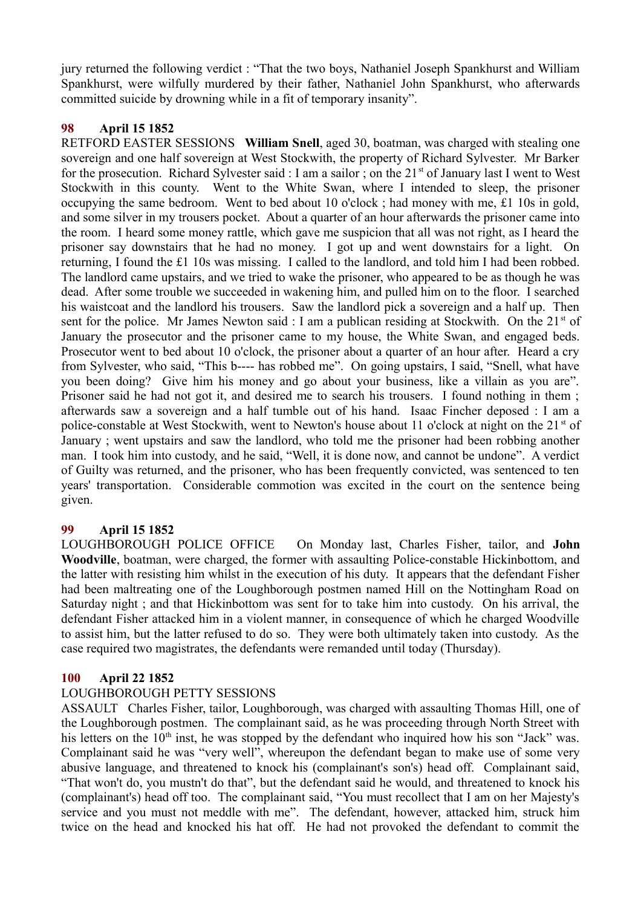jury returned the following verdict : "That the two boys, Nathaniel Joseph Spankhurst and William Spankhurst, were wilfully murdered by their father, Nathaniel John Spankhurst, who afterwards committed suicide by drowning while in a fit of temporary insanity".

**98 April 15 1852**

RETFORD EASTER SESSIONS **William Snell**, aged 30, boatman, was charged with stealing one sovereign and one half sovereign at West Stockwith, the property of Richard Sylvester. Mr Barker for the prosecution. Richard Sylvester said : I am a sailor ; on the 21st of January last I went to West Stockwith in this county. Went to the White Swan, where I intended to sleep, the prisoner occupying the same bedroom. Went to bed about 10 o'clock ; had money with me, £1 10s in gold, and some silver in my trousers pocket. About a quarter of an hour afterwards the prisoner came into the room. I heard some money rattle, which gave me suspicion that all was not right, as I heard the prisoner say downstairs that he had no money. I got up and went downstairs for a light. On returning, I found the £1 10s was missing. I called to the landlord, and told him I had been robbed. The landlord came upstairs, and we tried to wake the prisoner, who appeared to be as though he was dead. After some trouble we succeeded in wakening him, and pulled him on to the floor. I searched his waistcoat and the landlord his trousers. Saw the landlord pick a sovereign and a half up. Then sent for the police. Mr James Newton said : I am a publican residing at Stockwith. On the 21st of January the prosecutor and the prisoner came to my house, the White Swan, and engaged beds. Prosecutor went to bed about 10 o'clock, the prisoner about a quarter of an hour after. Heard a cry from Sylvester, who said, "This b---- has robbed me". On going upstairs, I said, "Snell, what have you been doing? Give him his money and go about your business, like a villain as you are". Prisoner said he had not got it, and desired me to search his trousers. I found nothing in them ; afterwards saw a sovereign and a half tumble out of his hand. Isaac Fincher deposed : I am a police-constable at West Stockwith, went to Newton's house about 11 o'clock at night on the 21st of January ; went upstairs and saw the landlord, who told me the prisoner had been robbing another man. I took him into custody, and he said, "Well, it is done now, and cannot be undone". A verdict of Guilty was returned, and the prisoner, who has been frequently convicted, was sentenced to ten years' transportation. Considerable commotion was excited in the court on the sentence being given.

**99 April 15 1852**

LOUGHBOROUGH POLICE OFFICE On Monday last, Charles Fisher, tailor, and **John Woodville**, boatman, were charged, the former with assaulting Police-constable Hickinbottom, and the latter with resisting him whilst in the execution of his duty. It appears that the defendant Fisher had been maltreating one of the Loughborough postmen named Hill on the Nottingham Road on Saturday night ; and that Hickinbottom was sent for to take him into custody. On his arrival, the defendant Fisher attacked him in a violent manner, in consequence of which he charged Woodville to assist him, but the latter refused to do so. They were both ultimately taken into custody. As the case required two magistrates, the defendants were remanded until today (Thursday).

**100 April 22 1852**

LOUGHBOROUGH PETTY SESSIONS

ASSAULT Charles Fisher, tailor, Loughborough, was charged with assaulting Thomas Hill, one of the Loughborough postmen. The complainant said, as he was proceeding through North Street with his letters on the 10th inst, he was stopped by the defendant who inquired how his son "Jack" was. Complainant said he was "very well", whereupon the defendant began to make use of some very abusive language, and threatened to knock his (complainant's son's) head off. Complainant said, "That won't do, you mustn't do that", but the defendant said he would, and threatened to knock his (complainant's) head off too. The complainant said, "You must recollect that I am on her Majesty's service and you must not meddle with me". The defendant, however, attacked him, struck him twice on the head and knocked his hat off. He had not provoked the defendant to commit the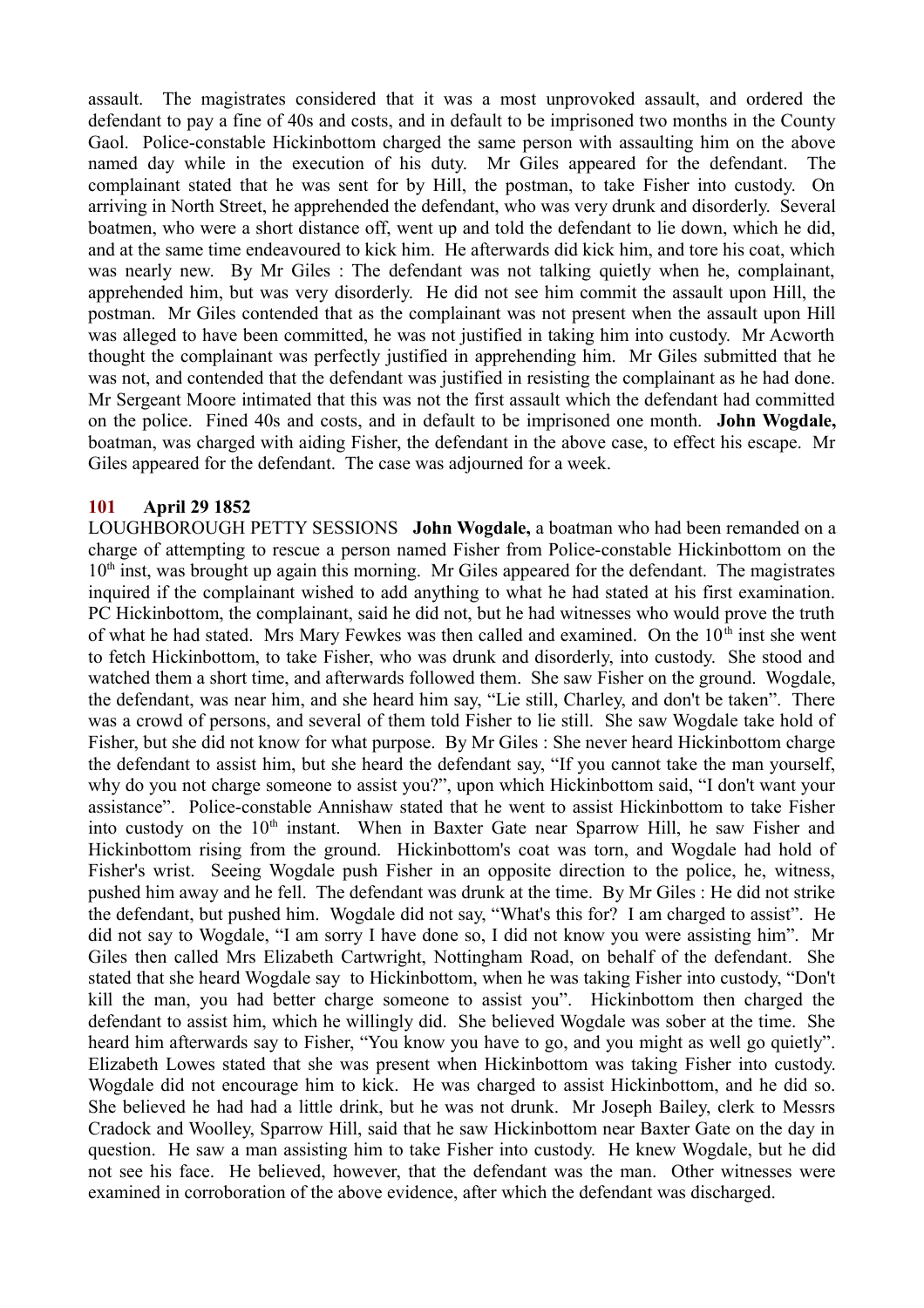assault. The magistrates considered that it was a most unprovoked assault, and ordered the defendant to pay a fine of 40s and costs, and in default to be imprisoned two months in the County Gaol. Police-constable Hickinbottom charged the same person with assaulting him on the above named day while in the execution of his duty. Mr Giles appeared for the defendant. The complainant stated that he was sent for by Hill, the postman, to take Fisher into custody. On arriving in North Street, he apprehended the defendant, who was very drunk and disorderly. Several boatmen, who were a short distance off, went up and told the defendant to lie down, which he did, and at the same time endeavoured to kick him. He afterwards did kick him, and tore his coat, which was nearly new. By Mr Giles : The defendant was not talking quietly when he, complainant, apprehended him, but was very disorderly. He did not see him commit the assault upon Hill, the postman. Mr Giles contended that as the complainant was not present when the assault upon Hill was alleged to have been committed, he was not justified in taking him into custody. Mr Acworth thought the complainant was perfectly justified in apprehending him. Mr Giles submitted that he was not, and contended that the defendant was justified in resisting the complainant as he had done. Mr Sergeant Moore intimated that this was not the first assault which the defendant had committed on the police. Fined 40s and costs, and in default to be imprisoned one month. **John Wogdale,** boatman, was charged with aiding Fisher, the defendant in the above case, to effect his escape. Mr Giles appeared for the defendant. The case was adjourned for a week.

### 101 April 29 1852

LOUGHBOROUGH PETTY SESSIONS **John Wogdale,** a boatman who had been remanded on a charge of attempting to rescue a person named Fisher from Police-constable Hickinbottom on the 10th inst, was brought up again this morning. Mr Giles appeared for the defendant. The magistrates inquired if the complainant wished to add anything to what he had stated at his first examination. PC Hickinbottom, the complainant, said he did not, but he had witnesses who would prove the truth of what he had stated. Mrs Mary Fewkes was then called and examined. On the 10th inst she went to fetch Hickinbottom, to take Fisher, who was drunk and disorderly, into custody. She stood and watched them a short time, and afterwards followed them. She saw Fisher on the ground. Wogdale, the defendant, was near him, and she heard him say, "Lie still, Charley, and don't be taken". There was a crowd of persons, and several of them told Fisher to lie still. She saw Wogdale take hold of Fisher, but she did not know for what purpose. By Mr Giles : She never heard Hickinbottom charge the defendant to assist him, but she heard the defendant say, "If you cannot take the man yourself, why do you not charge someone to assist you?", upon which Hickinbottom said, "I don't want your assistance". Police-constable Annishaw stated that he went to assist Hickinbottom to take Fisher into custody on the 10th instant. When in Baxter Gate near Sparrow Hill, he saw Fisher and Hickinbottom rising from the ground. Hickinbottom's coat was torn, and Wogdale had hold of Fisher's wrist. Seeing Wogdale push Fisher in an opposite direction to the police, he, witness, pushed him away and he fell. The defendant was drunk at the time. By Mr Giles : He did not strike the defendant, but pushed him. Wogdale did not say, "What's this for? I am charged to assist". He did not say to Wogdale, "I am sorry I have done so, I did not know you were assisting him". Mr Giles then called Mrs Elizabeth Cartwright, Nottingham Road, on behalf of the defendant. She stated that she heard Wogdale say to Hickinbottom, when he was taking Fisher into custody, "Don't kill the man, you had better charge someone to assist you". Hickinbottom then charged the defendant to assist him, which he willingly did. She believed Wogdale was sober at the time. She heard him afterwards say to Fisher, "You know you have to go, and you might as well go quietly". Elizabeth Lowes stated that she was present when Hickinbottom was taking Fisher into custody. Wogdale did not encourage him to kick. He was charged to assist Hickinbottom, and he did so. She believed he had had a little drink, but he was not drunk. Mr Joseph Bailey, clerk to Messrs Cradock and Woolley, Sparrow Hill, said that he saw Hickinbottom near Baxter Gate on the day in question. He saw a man assisting him to take Fisher into custody. He knew Wogdale, but he did not see his face. He believed, however, that the defendant was the man. Other witnesses were examined in corroboration of the above evidence, after which the defendant was discharged.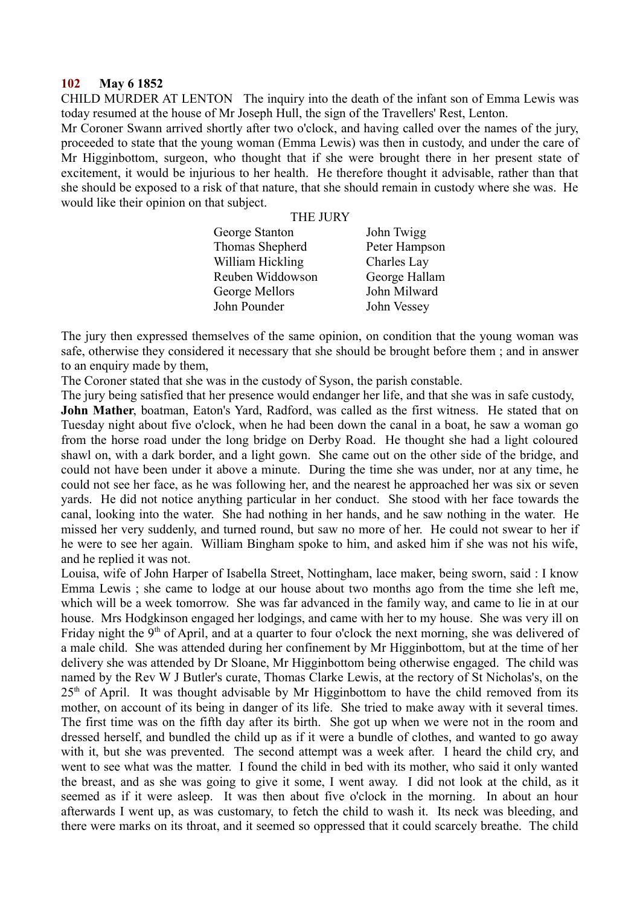**102 May 6 1852**

CHILD MURDER AT LENTON The inquiry into the death of the infant son of Emma Lewis was today resumed at the house of Mr Joseph Hull, the sign of the Travellers' Rest, Lenton.

Mr Coroner Swann arrived shortly after two o'clock, and having called over the names of the jury, proceeded to state that the young woman (Emma Lewis) was then in custody, and under the care of Mr Higginbottom, surgeon, who thought that if she were brought there in her present state of excitement, it would be injurious to her health. He therefore thought it advisable, rather than that she should be exposed to a risk of that nature, that she should remain in custody where she was. He would like their opinion on that subject.

THE JURY

| | |
|---|---|
| George Stanton | John Twigg |
| Thomas Shepherd | Peter Hampson |
| William Hickling | Charles Lay |
| Reuben Widdowson | George Hallam |
| George Mellors | John Milward |
| John Pounder | John Vessey |

The jury then expressed themselves of the same opinion, on condition that the young woman was safe, otherwise they considered it necessary that she should be brought before them ; and in answer to an enquiry made by them,

The Coroner stated that she was in the custody of Syson, the parish constable.

The jury being satisfied that her presence would endanger her life, and that she was in safe custody,

**John Mather**, boatman, Eaton's Yard, Radford, was called as the first witness. He stated that on Tuesday night about five o'clock, when he had been down the canal in a boat, he saw a woman go from the horse road under the long bridge on Derby Road. He thought she had a light coloured shawl on, with a dark border, and a light gown. She came out on the other side of the bridge, and could not have been under it above a minute. During the time she was under, nor at any time, he could not see her face, as he was following her, and the nearest he approached her was six or seven yards. He did not notice anything particular in her conduct. She stood with her face towards the canal, looking into the water. She had nothing in her hands, and he saw nothing in the water. He missed her very suddenly, and turned round, but saw no more of her. He could not swear to her if he were to see her again. William Bingham spoke to him, and asked him if she was not his wife, and he replied it was not.

Louisa, wife of John Harper of Isabella Street, Nottingham, lace maker, being sworn, said : I know Emma Lewis ; she came to lodge at our house about two months ago from the time she left me, which will be a week tomorrow. She was far advanced in the family way, and came to lie in at our house. Mrs Hodgkinson engaged her lodgings, and came with her to my house. She was very ill on Friday night the 9th of April, and at a quarter to four o'clock the next morning, she was delivered of a male child. She was attended during her confinement by Mr Higginbottom, but at the time of her delivery she was attended by Dr Sloane, Mr Higginbottom being otherwise engaged. The child was named by the Rev W J Butler's curate, Thomas Clarke Lewis, at the rectory of St Nicholas's, on the 25th of April. It was thought advisable by Mr Higginbottom to have the child removed from its mother, on account of its being in danger of its life. She tried to make away with it several times. The first time was on the fifth day after its birth. She got up when we were not in the room and dressed herself, and bundled the child up as if it were a bundle of clothes, and wanted to go away with it, but she was prevented. The second attempt was a week after. I heard the child cry, and went to see what was the matter. I found the child in bed with its mother, who said it only wanted the breast, and as she was going to give it some, I went away. I did not look at the child, as it seemed as if it were asleep. It was then about five o'clock in the morning. In about an hour afterwards I went up, as was customary, to fetch the child to wash it. Its neck was bleeding, and there were marks on its throat, and it seemed so oppressed that it could scarcely breathe. The child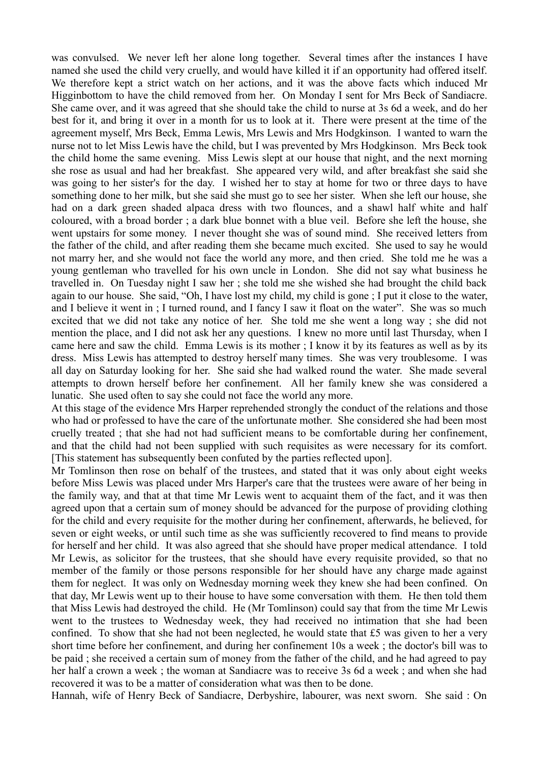was convulsed. We never left her alone long together. Several times after the instances I have named she used the child very cruelly, and would have killed it if an opportunity had offered itself. We therefore kept a strict watch on her actions, and it was the above facts which induced Mr Higginbottom to have the child removed from her. On Monday I sent for Mrs Beck of Sandiacre. She came over, and it was agreed that she should take the child to nurse at 3s 6d a week, and do her best for it, and bring it over in a month for us to look at it. There were present at the time of the agreement myself, Mrs Beck, Emma Lewis, Mrs Lewis and Mrs Hodgkinson. I wanted to warn the nurse not to let Miss Lewis have the child, but I was prevented by Mrs Hodgkinson. Mrs Beck took the child home the same evening. Miss Lewis slept at our house that night, and the next morning she rose as usual and had her breakfast. She appeared very wild, and after breakfast she said she was going to her sister's for the day. I wished her to stay at home for two or three days to have something done to her milk, but she said she must go to see her sister. When she left our house, she had on a dark green shaded alpaca dress with two flounces, and a shawl half white and half coloured, with a broad border ; a dark blue bonnet with a blue veil. Before she left the house, she went upstairs for some money. I never thought she was of sound mind. She received letters from the father of the child, and after reading them she became much excited. She used to say he would not marry her, and she would not face the world any more, and then cried. She told me he was a young gentleman who travelled for his own uncle in London. She did not say what business he travelled in. On Tuesday night I saw her ; she told me she wished she had brought the child back again to our house. She said, "Oh, I have lost my child, my child is gone ; I put it close to the water, and I believe it went in ; I turned round, and I fancy I saw it float on the water". She was so much excited that we did not take any notice of her. She told me she went a long way ; she did not mention the place, and I did not ask her any questions. I knew no more until last Thursday, when I came here and saw the child. Emma Lewis is its mother ; I know it by its features as well as by its dress. Miss Lewis has attempted to destroy herself many times. She was very troublesome. I was all day on Saturday looking for her. She said she had walked round the water. She made several attempts to drown herself before her confinement. All her family knew she was considered a lunatic. She used often to say she could not face the world any more.

At this stage of the evidence Mrs Harper reprehended strongly the conduct of the relations and those who had or professed to have the care of the unfortunate mother. She considered she had been most cruelly treated ; that she had not had sufficient means to be comfortable during her confinement, and that the child had not been supplied with such requisites as were necessary for its comfort. [This statement has subsequently been confuted by the parties reflected upon].

Mr Tomlinson then rose on behalf of the trustees, and stated that it was only about eight weeks before Miss Lewis was placed under Mrs Harper's care that the trustees were aware of her being in the family way, and that at that time Mr Lewis went to acquaint them of the fact, and it was then agreed upon that a certain sum of money should be advanced for the purpose of providing clothing for the child and every requisite for the mother during her confinement, afterwards, he believed, for seven or eight weeks, or until such time as she was sufficiently recovered to find means to provide for herself and her child. It was also agreed that she should have proper medical attendance. I told Mr Lewis, as solicitor for the trustees, that she should have every requisite provided, so that no member of the family or those persons responsible for her should have any charge made against them for neglect. It was only on Wednesday morning week they knew she had been confined. On that day, Mr Lewis went up to their house to have some conversation with them. He then told them that Miss Lewis had destroyed the child. He (Mr Tomlinson) could say that from the time Mr Lewis went to the trustees to Wednesday week, they had received no intimation that she had been confined. To show that she had not been neglected, he would state that £5 was given to her a very short time before her confinement, and during her confinement 10s a week ; the doctor's bill was to be paid ; she received a certain sum of money from the father of the child, and he had agreed to pay her half a crown a week ; the woman at Sandiacre was to receive 3s 6d a week ; and when she had recovered it was to be a matter of consideration what was then to be done.

Hannah, wife of Henry Beck of Sandiacre, Derbyshire, labourer, was next sworn. She said : On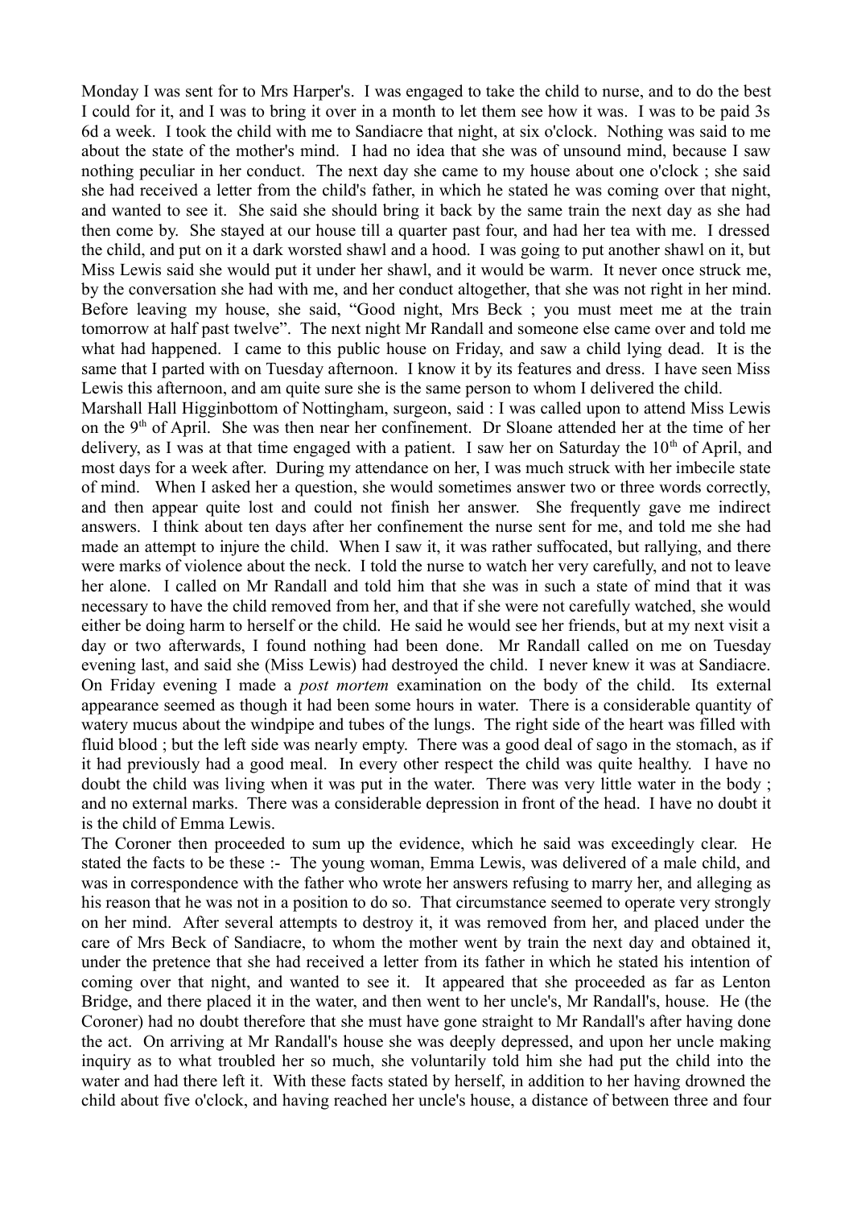Monday I was sent for to Mrs Harper's. I was engaged to take the child to nurse, and to do the best I could for it, and I was to bring it over in a month to let them see how it was. I was to be paid 3s 6d a week. I took the child with me to Sandiacre that night, at six o'clock. Nothing was said to me about the state of the mother's mind. I had no idea that she was of unsound mind, because I saw nothing peculiar in her conduct. The next day she came to my house about one o'clock ; she said she had received a letter from the child's father, in which he stated he was coming over that night, and wanted to see it. She said she should bring it back by the same train the next day as she had then come by. She stayed at our house till a quarter past four, and had her tea with me. I dressed the child, and put on it a dark worsted shawl and a hood. I was going to put another shawl on it, but Miss Lewis said she would put it under her shawl, and it would be warm. It never once struck me, by the conversation she had with me, and her conduct altogether, that she was not right in her mind. Before leaving my house, she said, "Good night, Mrs Beck ; you must meet me at the train tomorrow at half past twelve". The next night Mr Randall and someone else came over and told me what had happened. I came to this public house on Friday, and saw a child lying dead. It is the same that I parted with on Tuesday afternoon. I know it by its features and dress. I have seen Miss Lewis this afternoon, and am quite sure she is the same person to whom I delivered the child.

Marshall Hall Higginbottom of Nottingham, surgeon, said : I was called upon to attend Miss Lewis on the 9th of April. She was then near her confinement. Dr Sloane attended her at the time of her delivery, as I was at that time engaged with a patient. I saw her on Saturday the 10th of April, and most days for a week after. During my attendance on her, I was much struck with her imbecile state of mind. When I asked her a question, she would sometimes answer two or three words correctly, and then appear quite lost and could not finish her answer. She frequently gave me indirect answers. I think about ten days after her confinement the nurse sent for me, and told me she had made an attempt to injure the child. When I saw it, it was rather suffocated, but rallying, and there were marks of violence about the neck. I told the nurse to watch her very carefully, and not to leave her alone. I called on Mr Randall and told him that she was in such a state of mind that it was necessary to have the child removed from her, and that if she were not carefully watched, she would either be doing harm to herself or the child. He said he would see her friends, but at my next visit a day or two afterwards, I found nothing had been done. Mr Randall called on me on Tuesday evening last, and said she (Miss Lewis) had destroyed the child. I never knew it was at Sandiacre. On Friday evening I made a *post mortem* examination on the body of the child. Its external appearance seemed as though it had been some hours in water. There is a considerable quantity of watery mucus about the windpipe and tubes of the lungs. The right side of the heart was filled with fluid blood ; but the left side was nearly empty. There was a good deal of sago in the stomach, as if it had previously had a good meal. In every other respect the child was quite healthy. I have no doubt the child was living when it was put in the water. There was very little water in the body ; and no external marks. There was a considerable depression in front of the head. I have no doubt it is the child of Emma Lewis.

The Coroner then proceeded to sum up the evidence, which he said was exceedingly clear. He stated the facts to be these :- The young woman, Emma Lewis, was delivered of a male child, and was in correspondence with the father who wrote her answers refusing to marry her, and alleging as his reason that he was not in a position to do so. That circumstance seemed to operate very strongly on her mind. After several attempts to destroy it, it was removed from her, and placed under the care of Mrs Beck of Sandiacre, to whom the mother went by train the next day and obtained it, under the pretence that she had received a letter from its father in which he stated his intention of coming over that night, and wanted to see it. It appeared that she proceeded as far as Lenton Bridge, and there placed it in the water, and then went to her uncle's, Mr Randall's, house. He (the Coroner) had no doubt therefore that she must have gone straight to Mr Randall's after having done the act. On arriving at Mr Randall's house she was deeply depressed, and upon her uncle making inquiry as to what troubled her so much, she voluntarily told him she had put the child into the water and had there left it. With these facts stated by herself, in addition to her having drowned the child about five o'clock, and having reached her uncle's house, a distance of between three and four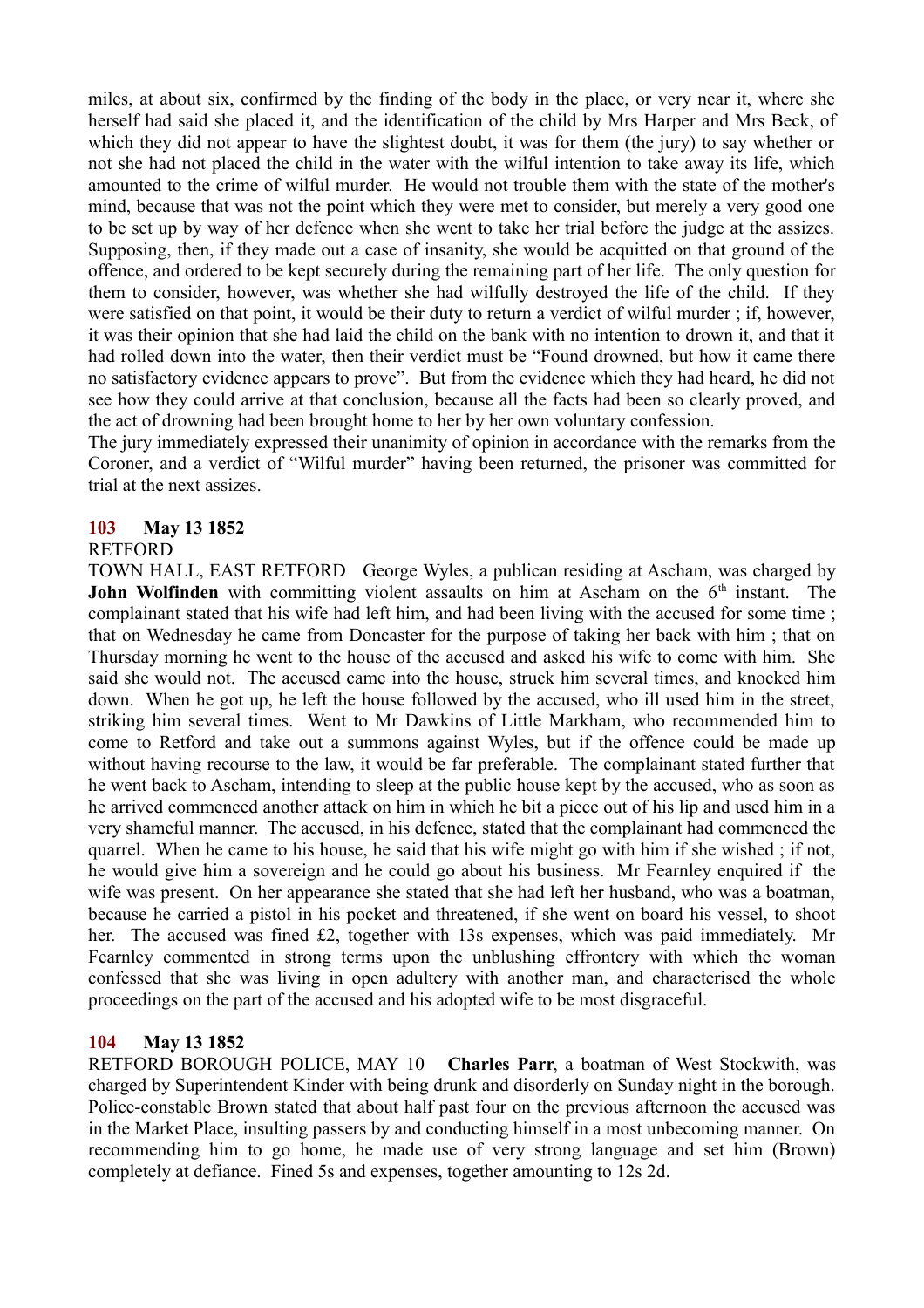miles, at about six, confirmed by the finding of the body in the place, or very near it, where she herself had said she placed it, and the identification of the child by Mrs Harper and Mrs Beck, of which they did not appear to have the slightest doubt, it was for them (the jury) to say whether or not she had not placed the child in the water with the wilful intention to take away its life, which amounted to the crime of wilful murder. He would not trouble them with the state of the mother's mind, because that was not the point which they were met to consider, but merely a very good one to be set up by way of her defence when she went to take her trial before the judge at the assizes. Supposing, then, if they made out a case of insanity, she would be acquitted on that ground of the offence, and ordered to be kept securely during the remaining part of her life. The only question for them to consider, however, was whether she had wilfully destroyed the life of the child. If they were satisfied on that point, it would be their duty to return a verdict of wilful murder ; if, however, it was their opinion that she had laid the child on the bank with no intention to drown it, and that it had rolled down into the water, then their verdict must be "Found drowned, but how it came there no satisfactory evidence appears to prove". But from the evidence which they had heard, he did not see how they could arrive at that conclusion, because all the facts had been so clearly proved, and the act of drowning had been brought home to her by her own voluntary confession.

The jury immediately expressed their unanimity of opinion in accordance with the remarks from the Coroner, and a verdict of "Wilful murder" having been returned, the prisoner was committed for trial at the next assizes.

## 103 May 13 1852

RETFORD

TOWN HALL, EAST RETFORD George Wyles, a publican residing at Ascham, was charged by **John Wolfinden** with committing violent assaults on him at Ascham on the 6th instant. The complainant stated that his wife had left him, and had been living with the accused for some time ; that on Wednesday he came from Doncaster for the purpose of taking her back with him ; that on Thursday morning he went to the house of the accused and asked his wife to come with him. She said she would not. The accused came into the house, struck him several times, and knocked him down. When he got up, he left the house followed by the accused, who ill used him in the street, striking him several times. Went to Mr Dawkins of Little Markham, who recommended him to come to Retford and take out a summons against Wyles, but if the offence could be made up without having recourse to the law, it would be far preferable. The complainant stated further that he went back to Ascham, intending to sleep at the public house kept by the accused, who as soon as he arrived commenced another attack on him in which he bit a piece out of his lip and used him in a very shameful manner. The accused, in his defence, stated that the complainant had commenced the quarrel. When he came to his house, he said that his wife might go with him if she wished ; if not, he would give him a sovereign and he could go about his business. Mr Fearnley enquired if the wife was present. On her appearance she stated that she had left her husband, who was a boatman, because he carried a pistol in his pocket and threatened, if she went on board his vessel, to shoot her. The accused was fined £2, together with 13s expenses, which was paid immediately. Mr Fearnley commented in strong terms upon the unblushing effrontery with which the woman confessed that she was living in open adultery with another man, and characterised the whole proceedings on the part of the accused and his adopted wife to be most disgraceful.

## 104 May 13 1852

RETFORD BOROUGH POLICE, MAY 10 **Charles Parr**, a boatman of West Stockwith, was charged by Superintendent Kinder with being drunk and disorderly on Sunday night in the borough. Police-constable Brown stated that about half past four on the previous afternoon the accused was in the Market Place, insulting passers by and conducting himself in a most unbecoming manner. On recommending him to go home, he made use of very strong language and set him (Brown) completely at defiance. Fined 5s and expenses, together amounting to 12s 2d.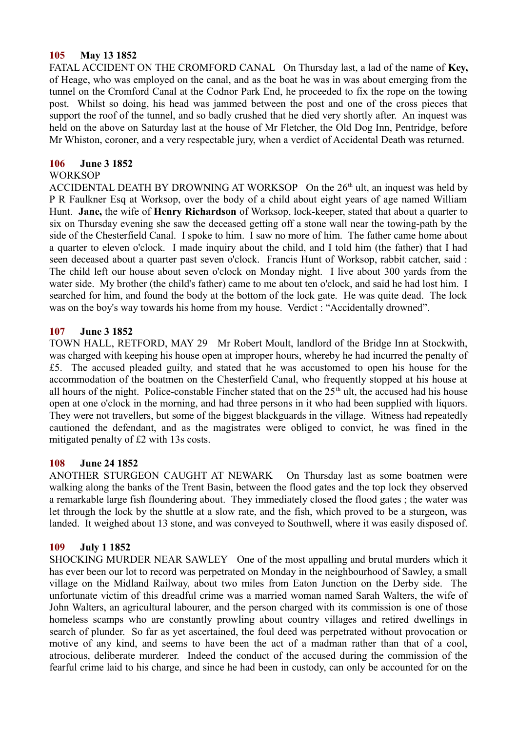**105 May 13 1852**

FATAL ACCIDENT ON THE CROMFORD CANAL On Thursday last, a lad of the name of **Key,** of Heage, who was employed on the canal, and as the boat he was in was about emerging from the tunnel on the Cromford Canal at the Codnor Park End, he proceeded to fix the rope on the towing post. Whilst so doing, his head was jammed between the post and one of the cross pieces that support the roof of the tunnel, and so badly crushed that he died very shortly after. An inquest was held on the above on Saturday last at the house of Mr Fletcher, the Old Dog Inn, Pentridge, before Mr Whiston, coroner, and a very respectable jury, when a verdict of Accidental Death was returned.

**106 June 3 1852**

WORKSOP

ACCIDENTAL DEATH BY DROWNING AT WORKSOP On the 26th ult, an inquest was held by P R Faulkner Esq at Worksop, over the body of a child about eight years of age named William Hunt. **Jane,** the wife of **Henry Richardson** of Worksop, lock-keeper, stated that about a quarter to six on Thursday evening she saw the deceased getting off a stone wall near the towing-path by the side of the Chesterfield Canal. I spoke to him. I saw no more of him. The father came home about a quarter to eleven o'clock. I made inquiry about the child, and I told him (the father) that I had seen deceased about a quarter past seven o'clock. Francis Hunt of Worksop, rabbit catcher, said : The child left our house about seven o'clock on Monday night. I live about 300 yards from the water side. My brother (the child's father) came to me about ten o'clock, and said he had lost him. I searched for him, and found the body at the bottom of the lock gate. He was quite dead. The lock was on the boy's way towards his home from my house. Verdict : "Accidentally drowned".

**107 June 3 1852**

TOWN HALL, RETFORD, MAY 29 Mr Robert Moult, landlord of the Bridge Inn at Stockwith, was charged with keeping his house open at improper hours, whereby he had incurred the penalty of £5. The accused pleaded guilty, and stated that he was accustomed to open his house for the accommodation of the boatmen on the Chesterfield Canal, who frequently stopped at his house at all hours of the night. Police-constable Fincher stated that on the 25th ult, the accused had his house open at one o'clock in the morning, and had three persons in it who had been supplied with liquors. They were not travellers, but some of the biggest blackguards in the village. Witness had repeatedly cautioned the defendant, and as the magistrates were obliged to convict, he was fined in the mitigated penalty of £2 with 13s costs.

**108 June 24 1852**

ANOTHER STURGEON CAUGHT AT NEWARK On Thursday last as some boatmen were walking along the banks of the Trent Basin, between the flood gates and the top lock they observed a remarkable large fish floundering about. They immediately closed the flood gates ; the water was let through the lock by the shuttle at a slow rate, and the fish, which proved to be a sturgeon, was landed. It weighed about 13 stone, and was conveyed to Southwell, where it was easily disposed of.

**109 July 1 1852**

SHOCKING MURDER NEAR SAWLEY One of the most appalling and brutal murders which it has ever been our lot to record was perpetrated on Monday in the neighbourhood of Sawley, a small village on the Midland Railway, about two miles from Eaton Junction on the Derby side. The unfortunate victim of this dreadful crime was a married woman named Sarah Walters, the wife of John Walters, an agricultural labourer, and the person charged with its commission is one of those homeless scamps who are constantly prowling about country villages and retired dwellings in search of plunder. So far as yet ascertained, the foul deed was perpetrated without provocation or motive of any kind, and seems to have been the act of a madman rather than that of a cool, atrocious, deliberate murderer. Indeed the conduct of the accused during the commission of the fearful crime laid to his charge, and since he had been in custody, can only be accounted for on the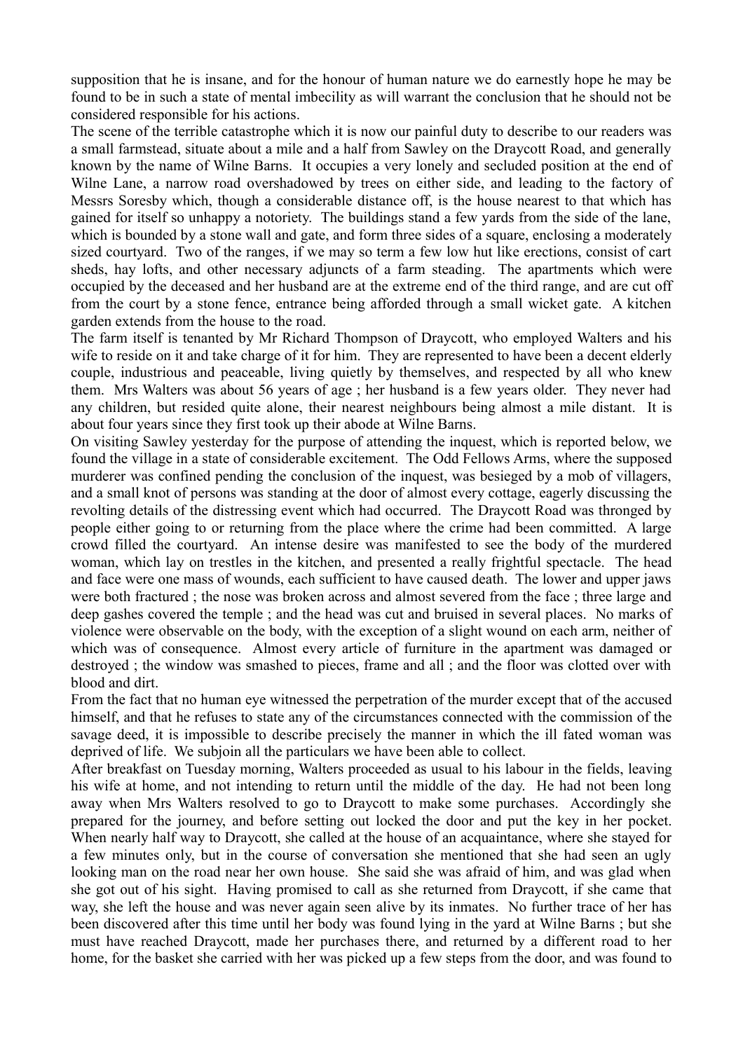supposition that he is insane, and for the honour of human nature we do earnestly hope he may be found to be in such a state of mental imbecility as will warrant the conclusion that he should not be considered responsible for his actions.

The scene of the terrible catastrophe which it is now our painful duty to describe to our readers was a small farmstead, situate about a mile and a half from Sawley on the Draycott Road, and generally known by the name of Wilne Barns. It occupies a very lonely and secluded position at the end of Wilne Lane, a narrow road overshadowed by trees on either side, and leading to the factory of Messrs Soresby which, though a considerable distance off, is the house nearest to that which has gained for itself so unhappy a notoriety. The buildings stand a few yards from the side of the lane, which is bounded by a stone wall and gate, and form three sides of a square, enclosing a moderately sized courtyard. Two of the ranges, if we may so term a few low hut like erections, consist of cart sheds, hay lofts, and other necessary adjuncts of a farm steading. The apartments which were occupied by the deceased and her husband are at the extreme end of the third range, and are cut off from the court by a stone fence, entrance being afforded through a small wicket gate. A kitchen garden extends from the house to the road.

The farm itself is tenanted by Mr Richard Thompson of Draycott, who employed Walters and his wife to reside on it and take charge of it for him. They are represented to have been a decent elderly couple, industrious and peaceable, living quietly by themselves, and respected by all who knew them. Mrs Walters was about 56 years of age ; her husband is a few years older. They never had any children, but resided quite alone, their nearest neighbours being almost a mile distant. It is about four years since they first took up their abode at Wilne Barns.

On visiting Sawley yesterday for the purpose of attending the inquest, which is reported below, we found the village in a state of considerable excitement. The Odd Fellows Arms, where the supposed murderer was confined pending the conclusion of the inquest, was besieged by a mob of villagers, and a small knot of persons was standing at the door of almost every cottage, eagerly discussing the revolting details of the distressing event which had occurred. The Draycott Road was thronged by people either going to or returning from the place where the crime had been committed. A large crowd filled the courtyard. An intense desire was manifested to see the body of the murdered woman, which lay on trestles in the kitchen, and presented a really frightful spectacle. The head and face were one mass of wounds, each sufficient to have caused death. The lower and upper jaws were both fractured ; the nose was broken across and almost severed from the face ; three large and deep gashes covered the temple ; and the head was cut and bruised in several places. No marks of violence were observable on the body, with the exception of a slight wound on each arm, neither of which was of consequence. Almost every article of furniture in the apartment was damaged or destroyed ; the window was smashed to pieces, frame and all ; and the floor was clotted over with blood and dirt.

From the fact that no human eye witnessed the perpetration of the murder except that of the accused himself, and that he refuses to state any of the circumstances connected with the commission of the savage deed, it is impossible to describe precisely the manner in which the ill fated woman was deprived of life. We subjoin all the particulars we have been able to collect.

After breakfast on Tuesday morning, Walters proceeded as usual to his labour in the fields, leaving his wife at home, and not intending to return until the middle of the day. He had not been long away when Mrs Walters resolved to go to Draycott to make some purchases. Accordingly she prepared for the journey, and before setting out locked the door and put the key in her pocket. When nearly half way to Draycott, she called at the house of an acquaintance, where she stayed for a few minutes only, but in the course of conversation she mentioned that she had seen an ugly looking man on the road near her own house. She said she was afraid of him, and was glad when she got out of his sight. Having promised to call as she returned from Draycott, if she came that way, she left the house and was never again seen alive by its inmates. No further trace of her has been discovered after this time until her body was found lying in the yard at Wilne Barns ; but she must have reached Draycott, made her purchases there, and returned by a different road to her home, for the basket she carried with her was picked up a few steps from the door, and was found to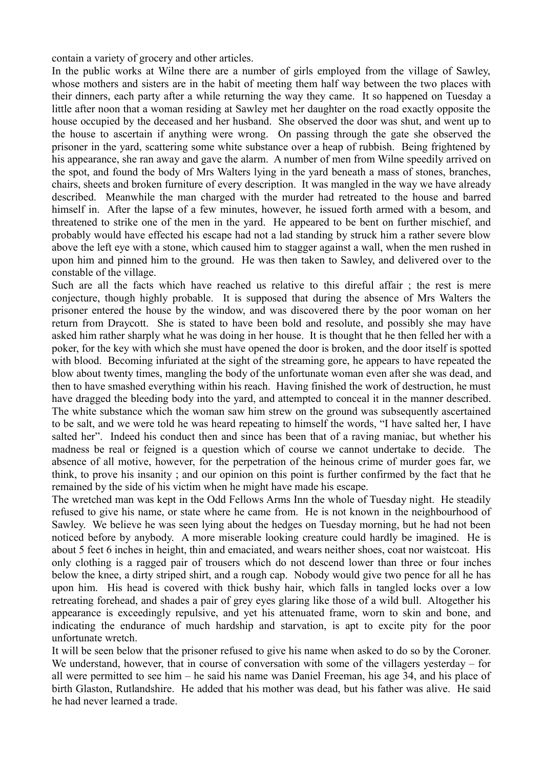contain a variety of grocery and other articles.

In the public works at Wilne there are a number of girls employed from the village of Sawley, whose mothers and sisters are in the habit of meeting them half way between the two places with their dinners, each party after a while returning the way they came. It so happened on Tuesday a little after noon that a woman residing at Sawley met her daughter on the road exactly opposite the house occupied by the deceased and her husband. She observed the door was shut, and went up to the house to ascertain if anything were wrong. On passing through the gate she observed the prisoner in the yard, scattering some white substance over a heap of rubbish. Being frightened by his appearance, she ran away and gave the alarm. A number of men from Wilne speedily arrived on the spot, and found the body of Mrs Walters lying in the yard beneath a mass of stones, branches, chairs, sheets and broken furniture of every description. It was mangled in the way we have already described. Meanwhile the man charged with the murder had retreated to the house and barred himself in. After the lapse of a few minutes, however, he issued forth armed with a besom, and threatened to strike one of the men in the yard. He appeared to be bent on further mischief, and probably would have effected his escape had not a lad standing by struck him a rather severe blow above the left eye with a stone, which caused him to stagger against a wall, when the men rushed in upon him and pinned him to the ground. He was then taken to Sawley, and delivered over to the constable of the village.

Such are all the facts which have reached us relative to this direful affair ; the rest is mere conjecture, though highly probable. It is supposed that during the absence of Mrs Walters the prisoner entered the house by the window, and was discovered there by the poor woman on her return from Draycott. She is stated to have been bold and resolute, and possibly she may have asked him rather sharply what he was doing in her house. It is thought that he then felled her with a poker, for the key with which she must have opened the door is broken, and the door itself is spotted with blood. Becoming infuriated at the sight of the streaming gore, he appears to have repeated the blow about twenty times, mangling the body of the unfortunate woman even after she was dead, and then to have smashed everything within his reach. Having finished the work of destruction, he must have dragged the bleeding body into the yard, and attempted to conceal it in the manner described. The white substance which the woman saw him strew on the ground was subsequently ascertained to be salt, and we were told he was heard repeating to himself the words, "I have salted her, I have salted her". Indeed his conduct then and since has been that of a raving maniac, but whether his madness be real or feigned is a question which of course we cannot undertake to decide. The absence of all motive, however, for the perpetration of the heinous crime of murder goes far, we think, to prove his insanity ; and our opinion on this point is further confirmed by the fact that he remained by the side of his victim when he might have made his escape.

The wretched man was kept in the Odd Fellows Arms Inn the whole of Tuesday night. He steadily refused to give his name, or state where he came from. He is not known in the neighbourhood of Sawley. We believe he was seen lying about the hedges on Tuesday morning, but he had not been noticed before by anybody. A more miserable looking creature could hardly be imagined. He is about 5 feet 6 inches in height, thin and emaciated, and wears neither shoes, coat nor waistcoat. His only clothing is a ragged pair of trousers which do not descend lower than three or four inches below the knee, a dirty striped shirt, and a rough cap. Nobody would give two pence for all he has upon him. His head is covered with thick bushy hair, which falls in tangled locks over a low retreating forehead, and shades a pair of grey eyes glaring like those of a wild bull. Altogether his appearance is exceedingly repulsive, and yet his attenuated frame, worn to skin and bone, and indicating the endurance of much hardship and starvation, is apt to excite pity for the poor unfortunate wretch.

It will be seen below that the prisoner refused to give his name when asked to do so by the Coroner. We understand, however, that in course of conversation with some of the villagers yesterday – for all were permitted to see him – he said his name was Daniel Freeman, his age 34, and his place of birth Glaston, Rutlandshire. He added that his mother was dead, but his father was alive. He said he had never learned a trade.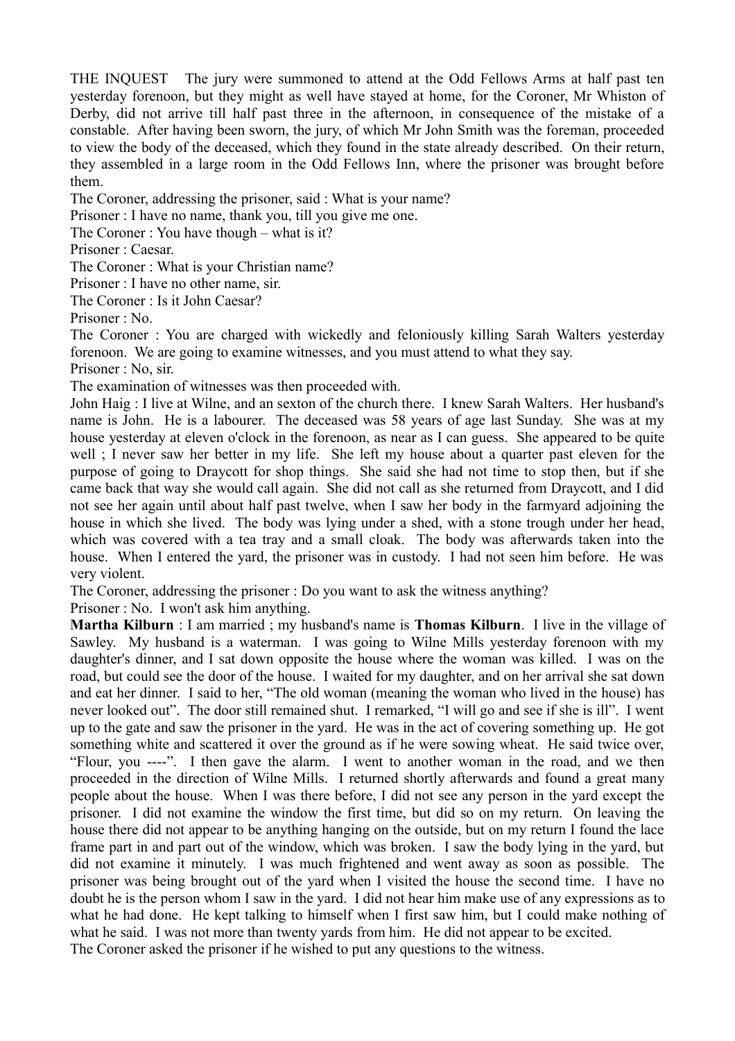THE INQUEST The jury were summoned to attend at the Odd Fellows Arms at half past ten yesterday forenoon, but they might as well have stayed at home, for the Coroner, Mr Whiston of Derby, did not arrive till half past three in the afternoon, in consequence of the mistake of a constable. After having been sworn, the jury, of which Mr John Smith was the foreman, proceeded to view the body of the deceased, which they found in the state already described. On their return, they assembled in a large room in the Odd Fellows Inn, where the prisoner was brought before them.

The Coroner, addressing the prisoner, said : What is your name?

Prisoner : I have no name, thank you, till you give me one.

The Coroner : You have though – what is it?

Prisoner : Caesar.

The Coroner : What is your Christian name?

Prisoner : I have no other name, sir.

The Coroner : Is it John Caesar?

Prisoner : No.

The Coroner : You are charged with wickedly and feloniously killing Sarah Walters yesterday forenoon. We are going to examine witnesses, and you must attend to what they say.

Prisoner : No, sir.

The examination of witnesses was then proceeded with.

John Haig : I live at Wilne, and an sexton of the church there. I knew Sarah Walters. Her husband's name is John. He is a labourer. The deceased was 58 years of age last Sunday. She was at my house yesterday at eleven o'clock in the forenoon, as near as I can guess. She appeared to be quite well ; I never saw her better in my life. She left my house about a quarter past eleven for the purpose of going to Draycott for shop things. She said she had not time to stop then, but if she came back that way she would call again. She did not call as she returned from Draycott, and I did not see her again until about half past twelve, when I saw her body in the farmyard adjoining the house in which she lived. The body was lying under a shed, with a stone trough under her head, which was covered with a tea tray and a small cloak. The body was afterwards taken into the house. When I entered the yard, the prisoner was in custody. I had not seen him before. He was very violent.

The Coroner, addressing the prisoner : Do you want to ask the witness anything?

Prisoner : No. I won't ask him anything.

**Martha Kilburn** : I am married ; my husband's name is **Thomas Kilburn**. I live in the village of Sawley. My husband is a waterman. I was going to Wilne Mills yesterday forenoon with my daughter's dinner, and I sat down opposite the house where the woman was killed. I was on the road, but could see the door of the house. I waited for my daughter, and on her arrival she sat down and eat her dinner. I said to her, "The old woman (meaning the woman who lived in the house) has never looked out". The door still remained shut. I remarked, "I will go and see if she is ill". I went up to the gate and saw the prisoner in the yard. He was in the act of covering something up. He got something white and scattered it over the ground as if he were sowing wheat. He said twice over, "Flour, you ----". I then gave the alarm. I went to another woman in the road, and we then proceeded in the direction of Wilne Mills. I returned shortly afterwards and found a great many people about the house. When I was there before, I did not see any person in the yard except the prisoner. I did not examine the window the first time, but did so on my return. On leaving the house there did not appear to be anything hanging on the outside, but on my return I found the lace frame part in and part out of the window, which was broken. I saw the body lying in the yard, but did not examine it minutely. I was much frightened and went away as soon as possible. The prisoner was being brought out of the yard when I visited the house the second time. I have no doubt he is the person whom I saw in the yard. I did not hear him make use of any expressions as to what he had done. He kept talking to himself when I first saw him, but I could make nothing of what he said. I was not more than twenty yards from him. He did not appear to be excited.

The Coroner asked the prisoner if he wished to put any questions to the witness.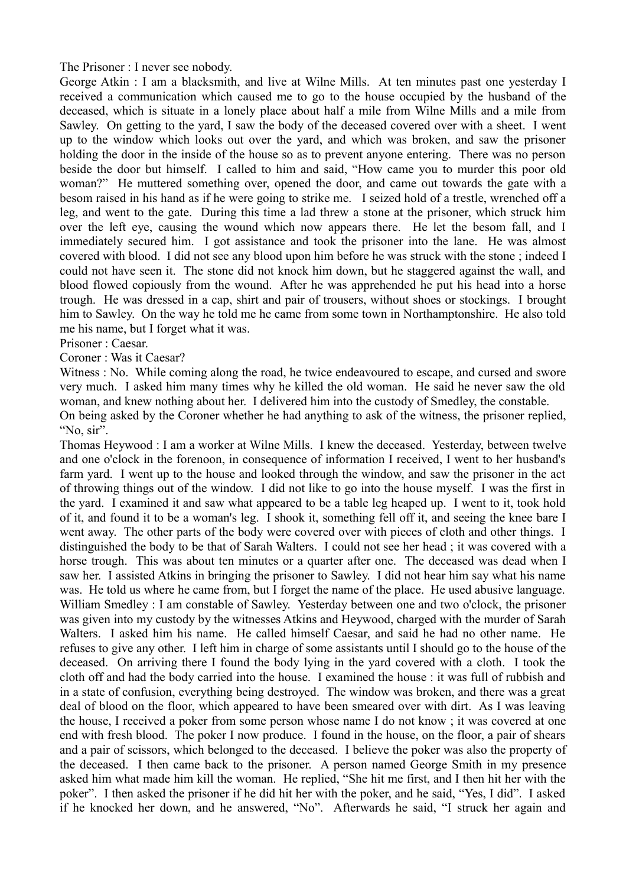The Prisoner : I never see nobody.

George Atkin : I am a blacksmith, and live at Wilne Mills. At ten minutes past one yesterday I received a communication which caused me to go to the house occupied by the husband of the deceased, which is situate in a lonely place about half a mile from Wilne Mills and a mile from Sawley. On getting to the yard, I saw the body of the deceased covered over with a sheet. I went up to the window which looks out over the yard, and which was broken, and saw the prisoner holding the door in the inside of the house so as to prevent anyone entering. There was no person beside the door but himself. I called to him and said, "How came you to murder this poor old woman?" He muttered something over, opened the door, and came out towards the gate with a besom raised in his hand as if he were going to strike me. I seized hold of a trestle, wrenched off a leg, and went to the gate. During this time a lad threw a stone at the prisoner, which struck him over the left eye, causing the wound which now appears there. He let the besom fall, and I immediately secured him. I got assistance and took the prisoner into the lane. He was almost covered with blood. I did not see any blood upon him before he was struck with the stone ; indeed I could not have seen it. The stone did not knock him down, but he staggered against the wall, and blood flowed copiously from the wound. After he was apprehended he put his head into a horse trough. He was dressed in a cap, shirt and pair of trousers, without shoes or stockings. I brought him to Sawley. On the way he told me he came from some town in Northamptonshire. He also told me his name, but I forget what it was.

Prisoner : Caesar.

Coroner : Was it Caesar?

Witness : No. While coming along the road, he twice endeavoured to escape, and cursed and swore very much. I asked him many times why he killed the old woman. He said he never saw the old woman, and knew nothing about her. I delivered him into the custody of Smedley, the constable.

On being asked by the Coroner whether he had anything to ask of the witness, the prisoner replied, "No, sir".

Thomas Heywood : I am a worker at Wilne Mills. I knew the deceased. Yesterday, between twelve and one o'clock in the forenoon, in consequence of information I received, I went to her husband's farm yard. I went up to the house and looked through the window, and saw the prisoner in the act of throwing things out of the window. I did not like to go into the house myself. I was the first in the yard. I examined it and saw what appeared to be a table leg heaped up. I went to it, took hold of it, and found it to be a woman's leg. I shook it, something fell off it, and seeing the knee bare I went away. The other parts of the body were covered over with pieces of cloth and other things. I distinguished the body to be that of Sarah Walters. I could not see her head ; it was covered with a horse trough. This was about ten minutes or a quarter after one. The deceased was dead when I saw her. I assisted Atkins in bringing the prisoner to Sawley. I did not hear him say what his name was. He told us where he came from, but I forget the name of the place. He used abusive language.

William Smedley : I am constable of Sawley. Yesterday between one and two o'clock, the prisoner was given into my custody by the witnesses Atkins and Heywood, charged with the murder of Sarah Walters. I asked him his name. He called himself Caesar, and said he had no other name. He refuses to give any other. I left him in charge of some assistants until I should go to the house of the deceased. On arriving there I found the body lying in the yard covered with a cloth. I took the cloth off and had the body carried into the house. I examined the house : it was full of rubbish and in a state of confusion, everything being destroyed. The window was broken, and there was a great deal of blood on the floor, which appeared to have been smeared over with dirt. As I was leaving the house, I received a poker from some person whose name I do not know ; it was covered at one end with fresh blood. The poker I now produce. I found in the house, on the floor, a pair of shears and a pair of scissors, which belonged to the deceased. I believe the poker was also the property of the deceased. I then came back to the prisoner. A person named George Smith in my presence asked him what made him kill the woman. He replied, "She hit me first, and I then hit her with the poker". I then asked the prisoner if he did hit her with the poker, and he said, "Yes, I did". I asked if he knocked her down, and he answered, "No". Afterwards he said, "I struck her again and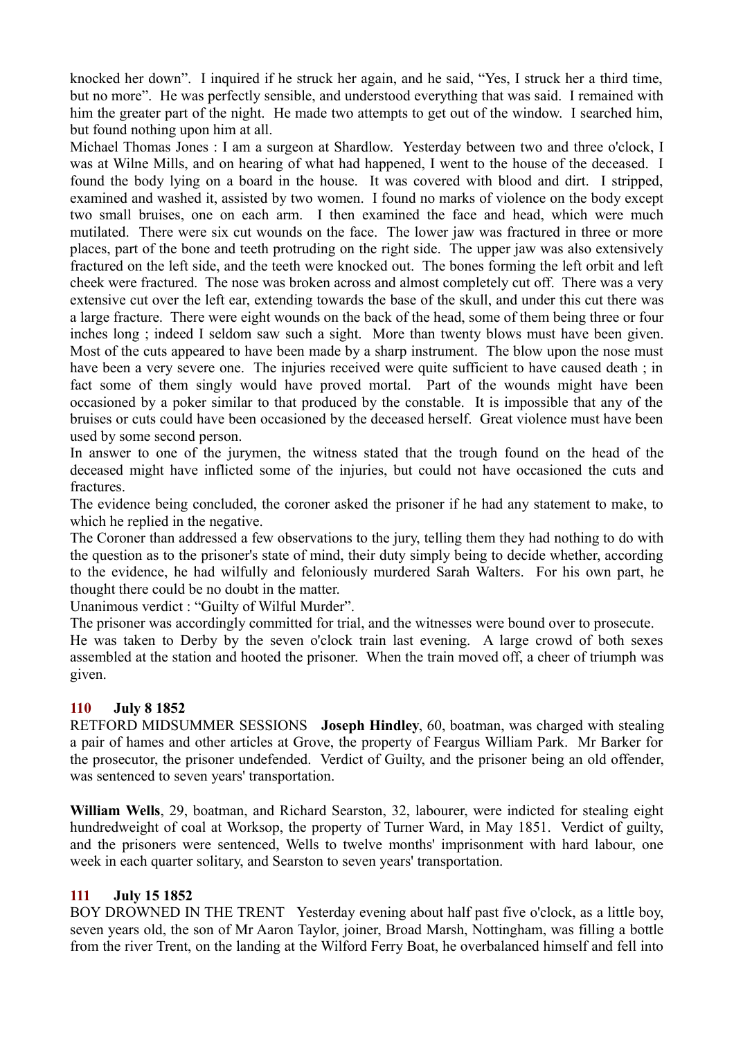knocked her down". I inquired if he struck her again, and he said, "Yes, I struck her a third time, but no more". He was perfectly sensible, and understood everything that was said. I remained with him the greater part of the night. He made two attempts to get out of the window. I searched him, but found nothing upon him at all.

Michael Thomas Jones : I am a surgeon at Shardlow. Yesterday between two and three o'clock, I was at Wilne Mills, and on hearing of what had happened, I went to the house of the deceased. I found the body lying on a board in the house. It was covered with blood and dirt. I stripped, examined and washed it, assisted by two women. I found no marks of violence on the body except two small bruises, one on each arm. I then examined the face and head, which were much mutilated. There were six cut wounds on the face. The lower jaw was fractured in three or more places, part of the bone and teeth protruding on the right side. The upper jaw was also extensively fractured on the left side, and the teeth were knocked out. The bones forming the left orbit and left cheek were fractured. The nose was broken across and almost completely cut off. There was a very extensive cut over the left ear, extending towards the base of the skull, and under this cut there was a large fracture. There were eight wounds on the back of the head, some of them being three or four inches long ; indeed I seldom saw such a sight. More than twenty blows must have been given. Most of the cuts appeared to have been made by a sharp instrument. The blow upon the nose must have been a very severe one. The injuries received were quite sufficient to have caused death ; in fact some of them singly would have proved mortal. Part of the wounds might have been occasioned by a poker similar to that produced by the constable. It is impossible that any of the bruises or cuts could have been occasioned by the deceased herself. Great violence must have been used by some second person.

In answer to one of the jurymen, the witness stated that the trough found on the head of the deceased might have inflicted some of the injuries, but could not have occasioned the cuts and fractures.

The evidence being concluded, the coroner asked the prisoner if he had any statement to make, to which he replied in the negative.

The Coroner than addressed a few observations to the jury, telling them they had nothing to do with the question as to the prisoner's state of mind, their duty simply being to decide whether, according to the evidence, he had wilfully and feloniously murdered Sarah Walters. For his own part, he thought there could be no doubt in the matter.

Unanimous verdict : "Guilty of Wilful Murder".

The prisoner was accordingly committed for trial, and the witnesses were bound over to prosecute.

He was taken to Derby by the seven o'clock train last evening. A large crowd of both sexes assembled at the station and hooted the prisoner. When the train moved off, a cheer of triumph was given.

### 110 July 8 1852

RETFORD MIDSUMMER SESSIONS **Joseph Hindley**, 60, boatman, was charged with stealing a pair of hames and other articles at Grove, the property of Feargus William Park. Mr Barker for the prosecutor, the prisoner undefended. Verdict of Guilty, and the prisoner being an old offender, was sentenced to seven years' transportation.

**William Wells**, 29, boatman, and Richard Searston, 32, labourer, were indicted for stealing eight hundredweight of coal at Worksop, the property of Turner Ward, in May 1851. Verdict of guilty, and the prisoners were sentenced, Wells to twelve months' imprisonment with hard labour, one week in each quarter solitary, and Searston to seven years' transportation.

### 111 July 15 1852

BOY DROWNED IN THE TRENT Yesterday evening about half past five o'clock, as a little boy, seven years old, the son of Mr Aaron Taylor, joiner, Broad Marsh, Nottingham, was filling a bottle from the river Trent, on the landing at the Wilford Ferry Boat, he overbalanced himself and fell into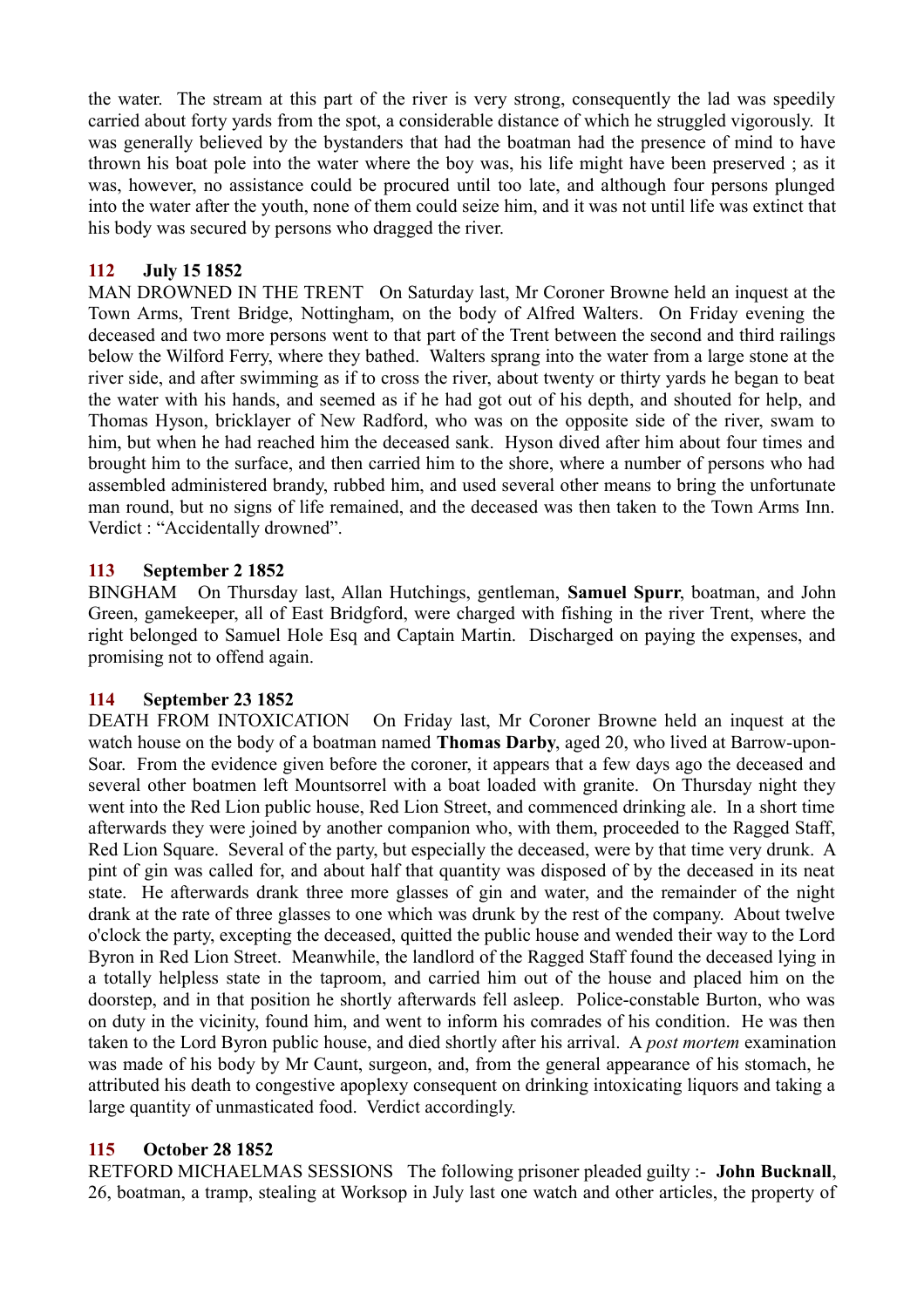the water. The stream at this part of the river is very strong, consequently the lad was speedily carried about forty yards from the spot, a considerable distance of which he struggled vigorously. It was generally believed by the bystanders that had the boatman had the presence of mind to have thrown his boat pole into the water where the boy was, his life might have been preserved ; as it was, however, no assistance could be procured until too late, and although four persons plunged into the water after the youth, none of them could seize him, and it was not until life was extinct that his body was secured by persons who dragged the river.

### 112 July 15 1852

MAN DROWNED IN THE TRENT On Saturday last, Mr Coroner Browne held an inquest at the Town Arms, Trent Bridge, Nottingham, on the body of Alfred Walters. On Friday evening the deceased and two more persons went to that part of the Trent between the second and third railings below the Wilford Ferry, where they bathed. Walters sprang into the water from a large stone at the river side, and after swimming as if to cross the river, about twenty or thirty yards he began to beat the water with his hands, and seemed as if he had got out of his depth, and shouted for help, and Thomas Hyson, bricklayer of New Radford, who was on the opposite side of the river, swam to him, but when he had reached him the deceased sank. Hyson dived after him about four times and brought him to the surface, and then carried him to the shore, where a number of persons who had assembled administered brandy, rubbed him, and used several other means to bring the unfortunate man round, but no signs of life remained, and the deceased was then taken to the Town Arms Inn. Verdict : "Accidentally drowned".

### 113 September 2 1852

BINGHAM On Thursday last, Allan Hutchings, gentleman, **Samuel Spurr**, boatman, and John Green, gamekeeper, all of East Bridgford, were charged with fishing in the river Trent, where the right belonged to Samuel Hole Esq and Captain Martin. Discharged on paying the expenses, and promising not to offend again.

### 114 September 23 1852

DEATH FROM INTOXICATION On Friday last, Mr Coroner Browne held an inquest at the watch house on the body of a boatman named **Thomas Darby**, aged 20, who lived at Barrow-upon-Soar. From the evidence given before the coroner, it appears that a few days ago the deceased and several other boatmen left Mountsorrel with a boat loaded with granite. On Thursday night they went into the Red Lion public house, Red Lion Street, and commenced drinking ale. In a short time afterwards they were joined by another companion who, with them, proceeded to the Ragged Staff, Red Lion Square. Several of the party, but especially the deceased, were by that time very drunk. A pint of gin was called for, and about half that quantity was disposed of by the deceased in its neat state. He afterwards drank three more glasses of gin and water, and the remainder of the night drank at the rate of three glasses to one which was drunk by the rest of the company. About twelve o'clock the party, excepting the deceased, quitted the public house and wended their way to the Lord Byron in Red Lion Street. Meanwhile, the landlord of the Ragged Staff found the deceased lying in a totally helpless state in the taproom, and carried him out of the house and placed him on the doorstep, and in that position he shortly afterwards fell asleep. Police-constable Burton, who was on duty in the vicinity, found him, and went to inform his comrades of his condition. He was then taken to the Lord Byron public house, and died shortly after his arrival. A *post mortem* examination was made of his body by Mr Caunt, surgeon, and, from the general appearance of his stomach, he attributed his death to congestive apoplexy consequent on drinking intoxicating liquors and taking a large quantity of unmasticated food. Verdict accordingly.

### 115 October 28 1852

RETFORD MICHAELMAS SESSIONS The following prisoner pleaded guilty :- **John Bucknall**, 26, boatman, a tramp, stealing at Worksop in July last one watch and other articles, the property of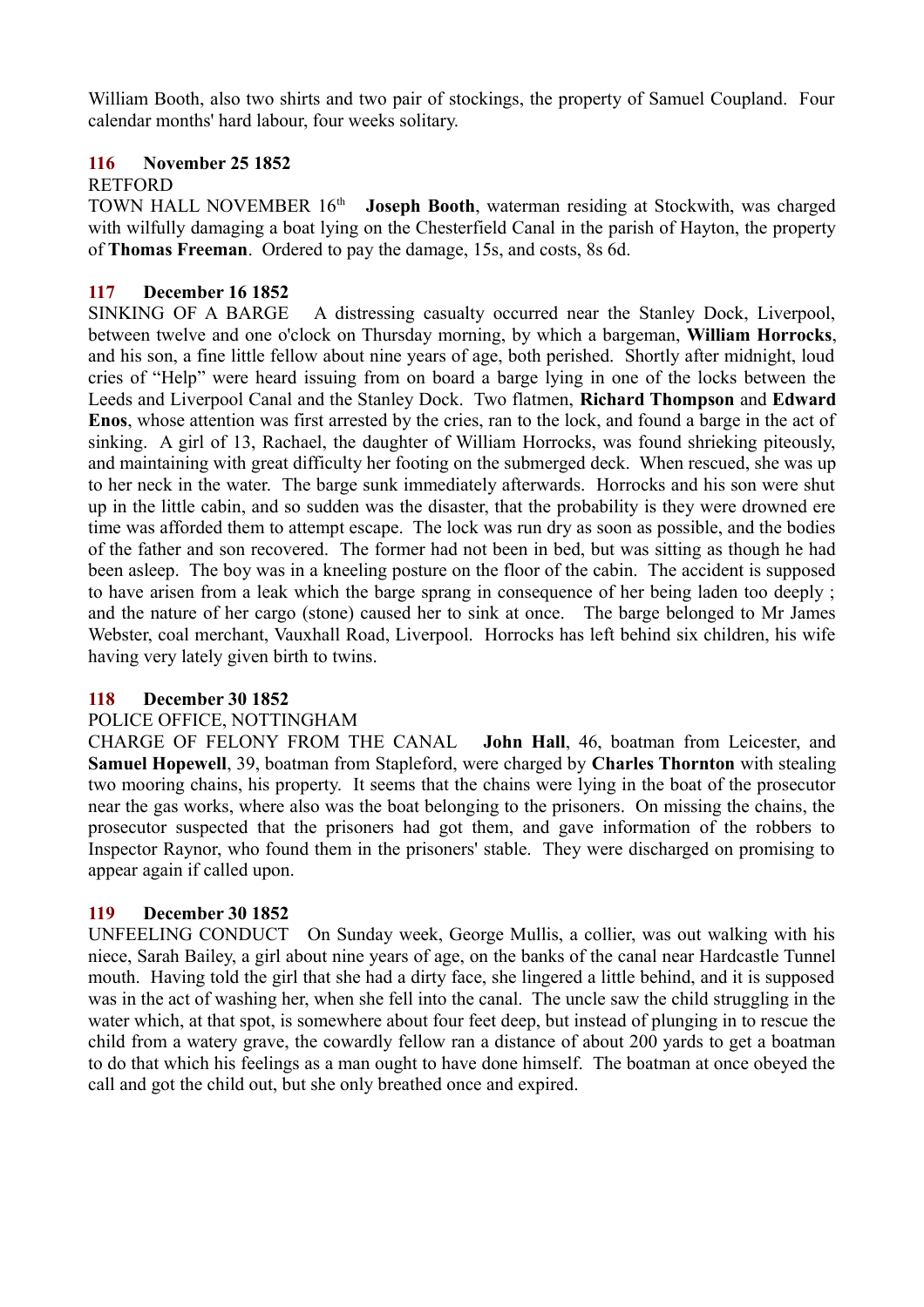William Booth, also two shirts and two pair of stockings, the property of Samuel Coupland. Four calendar months' hard labour, four weeks solitary.

**116 November 25 1852**

RETFORD

TOWN HALL NOVEMBER 16th **Joseph Booth**, waterman residing at Stockwith, was charged with wilfully damaging a boat lying on the Chesterfield Canal in the parish of Hayton, the property of **Thomas Freeman**. Ordered to pay the damage, 15s, and costs, 8s 6d.

**117 December 16 1852**

SINKING OF A BARGE A distressing casualty occurred near the Stanley Dock, Liverpool, between twelve and one o'clock on Thursday morning, by which a bargeman, **William Horrocks**, and his son, a fine little fellow about nine years of age, both perished. Shortly after midnight, loud cries of "Help" were heard issuing from on board a barge lying in one of the locks between the Leeds and Liverpool Canal and the Stanley Dock. Two flatmen, **Richard Thompson** and **Edward Enos**, whose attention was first arrested by the cries, ran to the lock, and found a barge in the act of sinking. A girl of 13, Rachael, the daughter of William Horrocks, was found shrieking piteously, and maintaining with great difficulty her footing on the submerged deck. When rescued, she was up to her neck in the water. The barge sunk immediately afterwards. Horrocks and his son were shut up in the little cabin, and so sudden was the disaster, that the probability is they were drowned ere time was afforded them to attempt escape. The lock was run dry as soon as possible, and the bodies of the father and son recovered. The former had not been in bed, but was sitting as though he had been asleep. The boy was in a kneeling posture on the floor of the cabin. The accident is supposed to have arisen from a leak which the barge sprang in consequence of her being laden too deeply ; and the nature of her cargo (stone) caused her to sink at once. The barge belonged to Mr James Webster, coal merchant, Vauxhall Road, Liverpool. Horrocks has left behind six children, his wife having very lately given birth to twins.

**118 December 30 1852**

POLICE OFFICE, NOTTINGHAM

CHARGE OF FELONY FROM THE CANAL **John Hall**, 46, boatman from Leicester, and **Samuel Hopewell**, 39, boatman from Stapleford, were charged by **Charles Thornton** with stealing two mooring chains, his property. It seems that the chains were lying in the boat of the prosecutor near the gas works, where also was the boat belonging to the prisoners. On missing the chains, the prosecutor suspected that the prisoners had got them, and gave information of the robbers to Inspector Raynor, who found them in the prisoners' stable. They were discharged on promising to appear again if called upon.

**119 December 30 1852**

UNFEELING CONDUCT On Sunday week, George Mullis, a collier, was out walking with his niece, Sarah Bailey, a girl about nine years of age, on the banks of the canal near Hardcastle Tunnel mouth. Having told the girl that she had a dirty face, she lingered a little behind, and it is supposed was in the act of washing her, when she fell into the canal. The uncle saw the child struggling in the water which, at that spot, is somewhere about four feet deep, but instead of plunging in to rescue the child from a watery grave, the cowardly fellow ran a distance of about 200 yards to get a boatman to do that which his feelings as a man ought to have done himself. The boatman at once obeyed the call and got the child out, but she only breathed once and expired.